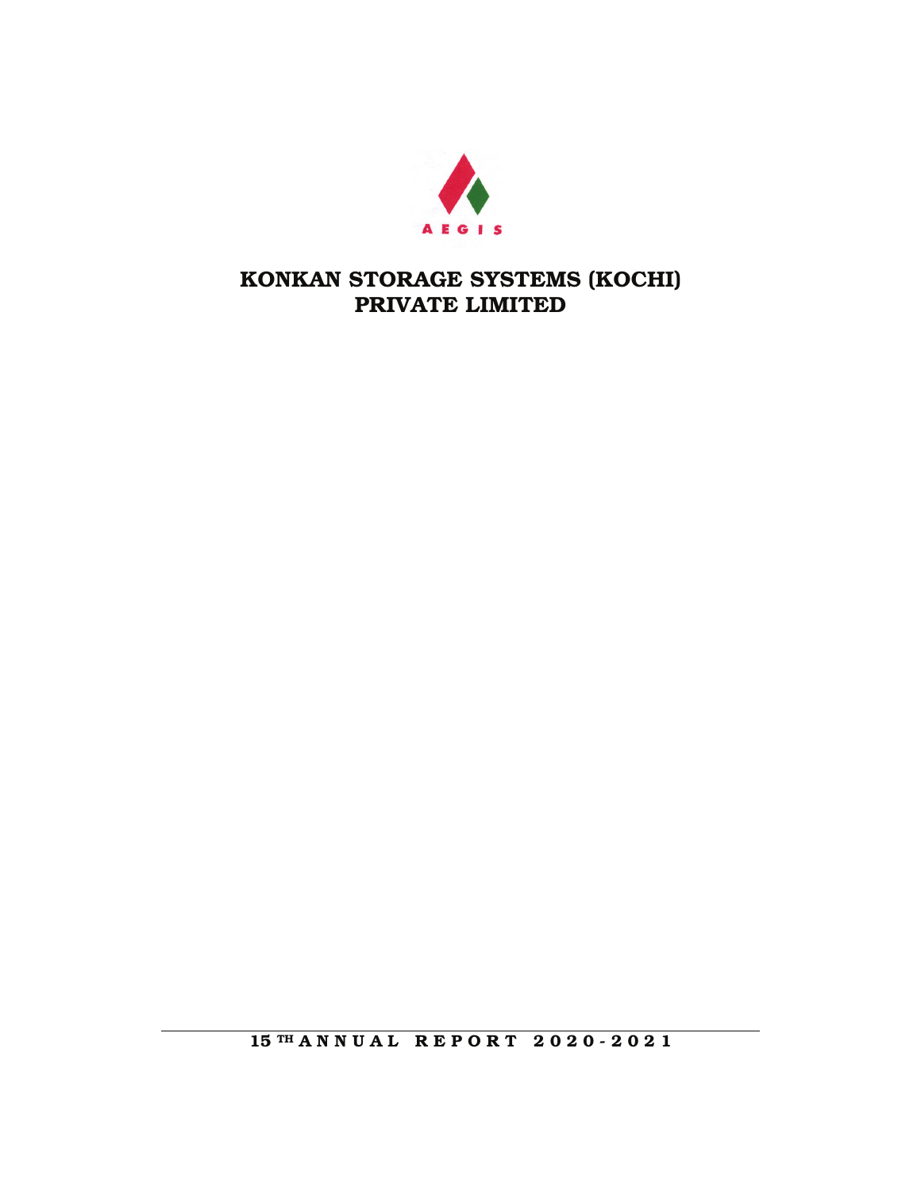AEGIS

# KONKAN STORAGE SYSTEMS (KOCHI) PRIVATE LIMITED

**15[TH] ANNUAL REPORT 2020-2021**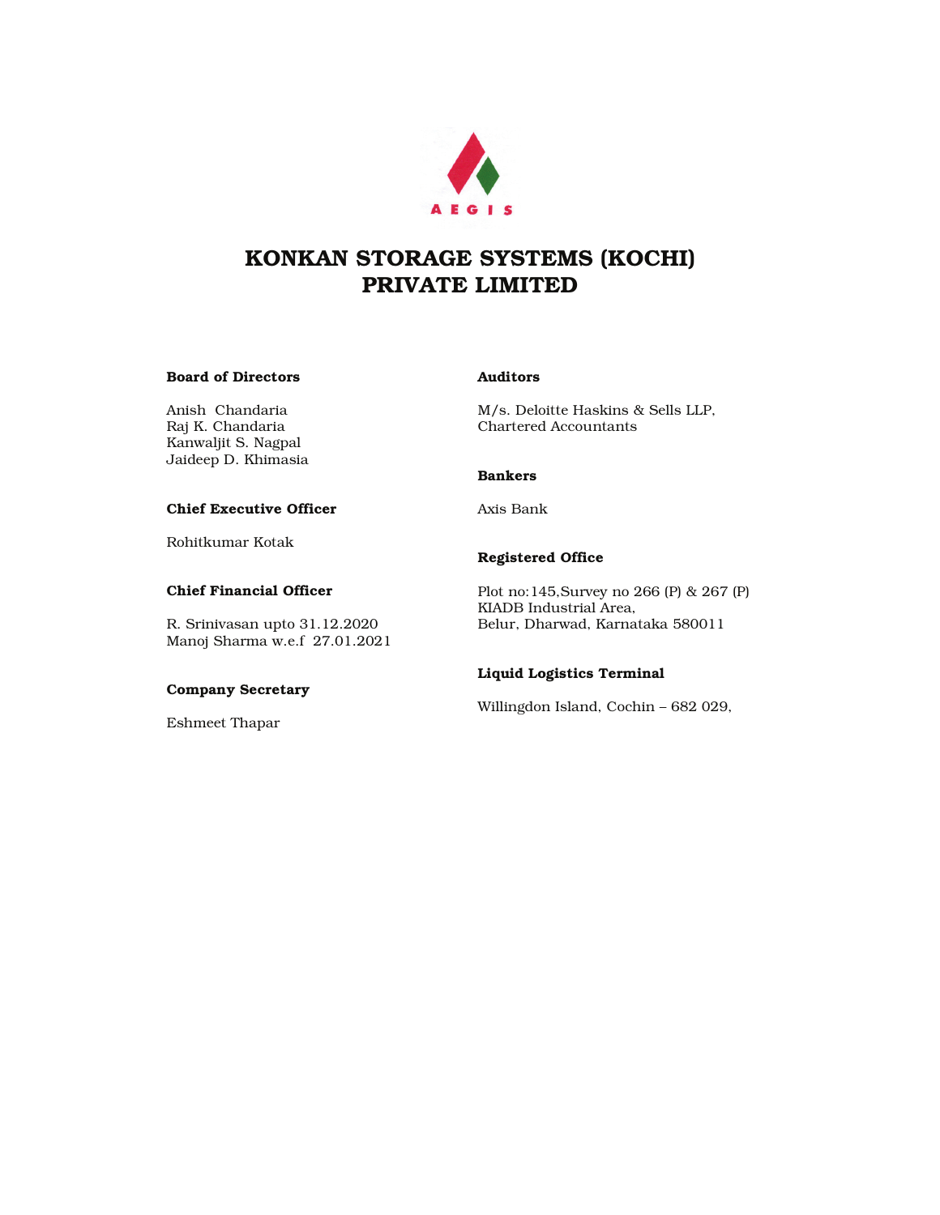AEGIS

# KONKAN STORAGE SYSTEMS (KOCHI) PRIVATE LIMITED

**Board of Directors**

Anish Chandaria
Raj K. Chandaria
Kanwaljit S. Nagpal
Jaideep D. Khimasia

**Chief Executive Officer**

Rohitkumar Kotak

**Chief Financial Officer**

R. Srinivasan upto 31.12.2020
Manoj Sharma w.e.f 27.01.2021

**Company Secretary**

Eshmeet Thapar

**Auditors**

M/s. Deloitte Haskins & Sells LLP,
Chartered Accountants

**Bankers**

Axis Bank

**Registered Office**

Plot no:145,Survey no 266 (P) & 267 (P)
KIADB Industrial Area,
Belur, Dharwad, Karnataka 580011

**Liquid Logistics Terminal**

Willingdon Island, Cochin – 682 029,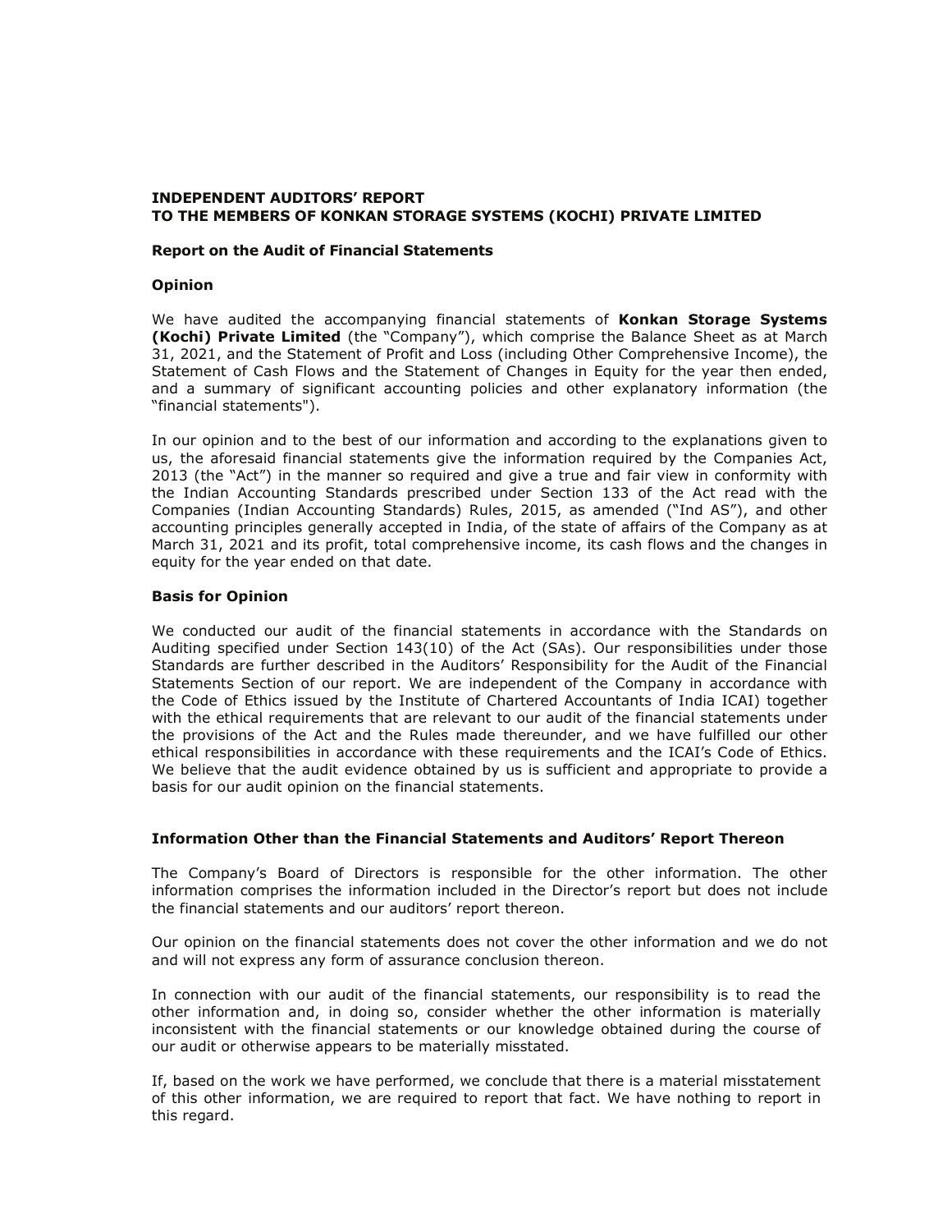**INDEPENDENT AUDITORS' REPORT**
**TO THE MEMBERS OF KONKAN STORAGE SYSTEMS (KOCHI) PRIVATE LIMITED**

**Report on the Audit of Financial Statements**

**Opinion**

We have audited the accompanying financial statements of **Konkan Storage Systems (Kochi) Private Limited** (the "Company"), which comprise the Balance Sheet as at March 31, 2021, and the Statement of Profit and Loss (including Other Comprehensive Income), the Statement of Cash Flows and the Statement of Changes in Equity for the year then ended, and a summary of significant accounting policies and other explanatory information (the "financial statements").

In our opinion and to the best of our information and according to the explanations given to us, the aforesaid financial statements give the information required by the Companies Act, 2013 (the "Act") in the manner so required and give a true and fair view in conformity with the Indian Accounting Standards prescribed under Section 133 of the Act read with the Companies (Indian Accounting Standards) Rules, 2015, as amended ("Ind AS"), and other accounting principles generally accepted in India, of the state of affairs of the Company as at March 31, 2021 and its profit, total comprehensive income, its cash flows and the changes in equity for the year ended on that date.

**Basis for Opinion**

We conducted our audit of the financial statements in accordance with the Standards on Auditing specified under Section 143(10) of the Act (SAs). Our responsibilities under those Standards are further described in the Auditors' Responsibility for the Audit of the Financial Statements Section of our report. We are independent of the Company in accordance with the Code of Ethics issued by the Institute of Chartered Accountants of India ICAI) together with the ethical requirements that are relevant to our audit of the financial statements under the provisions of the Act and the Rules made thereunder, and we have fulfilled our other ethical responsibilities in accordance with these requirements and the ICAI's Code of Ethics. We believe that the audit evidence obtained by us is sufficient and appropriate to provide a basis for our audit opinion on the financial statements.

**Information Other than the Financial Statements and Auditors' Report Thereon**

The Company's Board of Directors is responsible for the other information. The other information comprises the information included in the Director's report but does not include the financial statements and our auditors' report thereon.

Our opinion on the financial statements does not cover the other information and we do not and will not express any form of assurance conclusion thereon.

In connection with our audit of the financial statements, our responsibility is to read the other information and, in doing so, consider whether the other information is materially inconsistent with the financial statements or our knowledge obtained during the course of our audit or otherwise appears to be materially misstated.

If, based on the work we have performed, we conclude that there is a material misstatement of this other information, we are required to report that fact. We have nothing to report in this regard.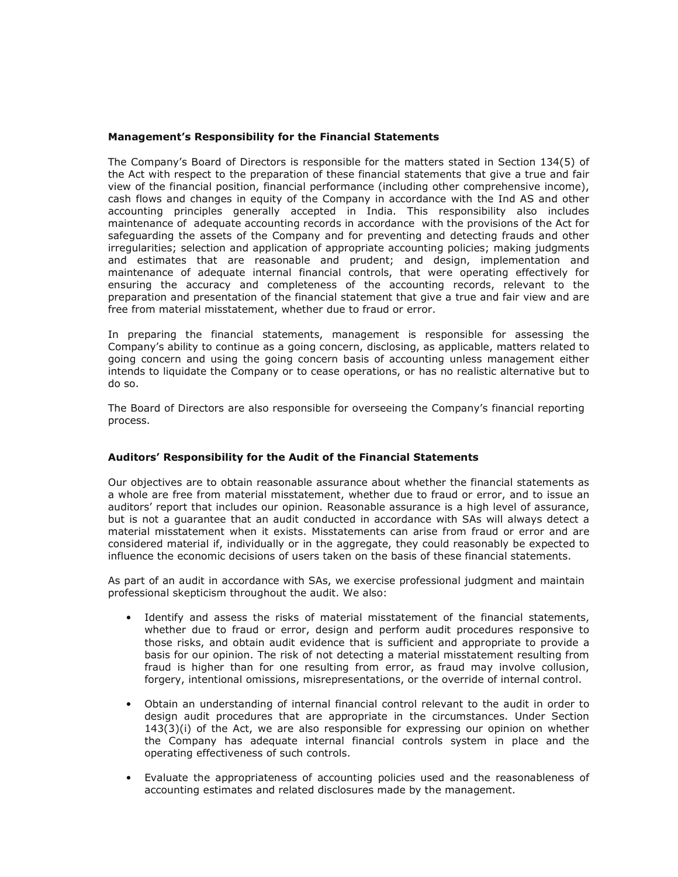**Management's Responsibility for the Financial Statements**

The Company's Board of Directors is responsible for the matters stated in Section 134(5) of the Act with respect to the preparation of these financial statements that give a true and fair view of the financial position, financial performance (including other comprehensive income), cash flows and changes in equity of the Company in accordance with the Ind AS and other accounting principles generally accepted in India. This responsibility also includes maintenance of adequate accounting records in accordance with the provisions of the Act for safeguarding the assets of the Company and for preventing and detecting frauds and other irregularities; selection and application of appropriate accounting policies; making judgments and estimates that are reasonable and prudent; and design, implementation and maintenance of adequate internal financial controls, that were operating effectively for ensuring the accuracy and completeness of the accounting records, relevant to the preparation and presentation of the financial statement that give a true and fair view and are free from material misstatement, whether due to fraud or error.

In preparing the financial statements, management is responsible for assessing the Company's ability to continue as a going concern, disclosing, as applicable, matters related to going concern and using the going concern basis of accounting unless management either intends to liquidate the Company or to cease operations, or has no realistic alternative but to do so.

The Board of Directors are also responsible for overseeing the Company's financial reporting process.

**Auditors' Responsibility for the Audit of the Financial Statements**

Our objectives are to obtain reasonable assurance about whether the financial statements as a whole are free from material misstatement, whether due to fraud or error, and to issue an auditors' report that includes our opinion. Reasonable assurance is a high level of assurance, but is not a guarantee that an audit conducted in accordance with SAs will always detect a material misstatement when it exists. Misstatements can arise from fraud or error and are considered material if, individually or in the aggregate, they could reasonably be expected to influence the economic decisions of users taken on the basis of these financial statements.

As part of an audit in accordance with SAs, we exercise professional judgment and maintain professional skepticism throughout the audit. We also:

- Identify and assess the risks of material misstatement of the financial statements, whether due to fraud or error, design and perform audit procedures responsive to those risks, and obtain audit evidence that is sufficient and appropriate to provide a basis for our opinion. The risk of not detecting a material misstatement resulting from fraud is higher than for one resulting from error, as fraud may involve collusion, forgery, intentional omissions, misrepresentations, or the override of internal control.

- Obtain an understanding of internal financial control relevant to the audit in order to design audit procedures that are appropriate in the circumstances. Under Section 143(3)(i) of the Act, we are also responsible for expressing our opinion on whether the Company has adequate internal financial controls system in place and the operating effectiveness of such controls.

- Evaluate the appropriateness of accounting policies used and the reasonableness of accounting estimates and related disclosures made by the management.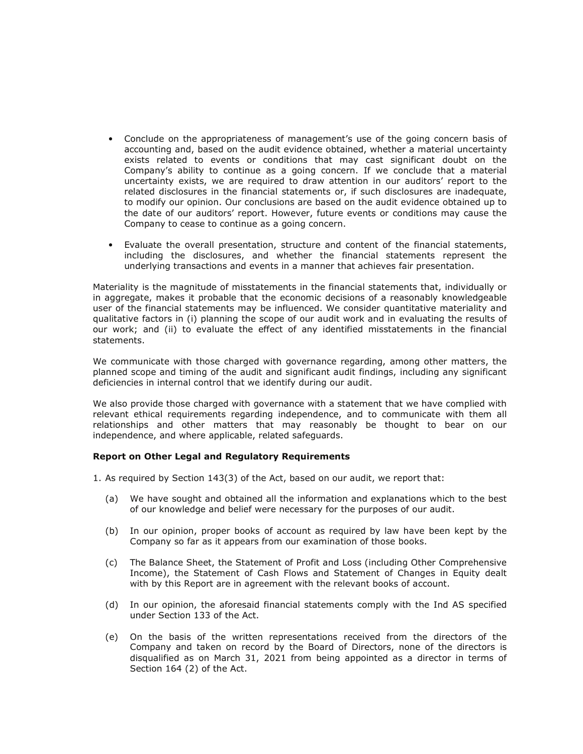- Conclude on the appropriateness of management's use of the going concern basis of accounting and, based on the audit evidence obtained, whether a material uncertainty exists related to events or conditions that may cast significant doubt on the Company's ability to continue as a going concern. If we conclude that a material uncertainty exists, we are required to draw attention in our auditors' report to the related disclosures in the financial statements or, if such disclosures are inadequate, to modify our opinion. Our conclusions are based on the audit evidence obtained up to the date of our auditors' report. However, future events or conditions may cause the Company to cease to continue as a going concern.

- Evaluate the overall presentation, structure and content of the financial statements, including the disclosures, and whether the financial statements represent the underlying transactions and events in a manner that achieves fair presentation.

Materiality is the magnitude of misstatements in the financial statements that, individually or in aggregate, makes it probable that the economic decisions of a reasonably knowledgeable user of the financial statements may be influenced. We consider quantitative materiality and qualitative factors in (i) planning the scope of our audit work and in evaluating the results of our work; and (ii) to evaluate the effect of any identified misstatements in the financial statements.

We communicate with those charged with governance regarding, among other matters, the planned scope and timing of the audit and significant audit findings, including any significant deficiencies in internal control that we identify during our audit.

We also provide those charged with governance with a statement that we have complied with relevant ethical requirements regarding independence, and to communicate with them all relationships and other matters that may reasonably be thought to bear on our independence, and where applicable, related safeguards.

**Report on Other Legal and Regulatory Requirements**

1. As required by Section 143(3) of the Act, based on our audit, we report that:

   (a) We have sought and obtained all the information and explanations which to the best of our knowledge and belief were necessary for the purposes of our audit.

   (b) In our opinion, proper books of account as required by law have been kept by the Company so far as it appears from our examination of those books.

   (c) The Balance Sheet, the Statement of Profit and Loss (including Other Comprehensive Income), the Statement of Cash Flows and Statement of Changes in Equity dealt with by this Report are in agreement with the relevant books of account.

   (d) In our opinion, the aforesaid financial statements comply with the Ind AS specified under Section 133 of the Act.

   (e) On the basis of the written representations received from the directors of the Company and taken on record by the Board of Directors, none of the directors is disqualified as on March 31, 2021 from being appointed as a director in terms of Section 164 (2) of the Act.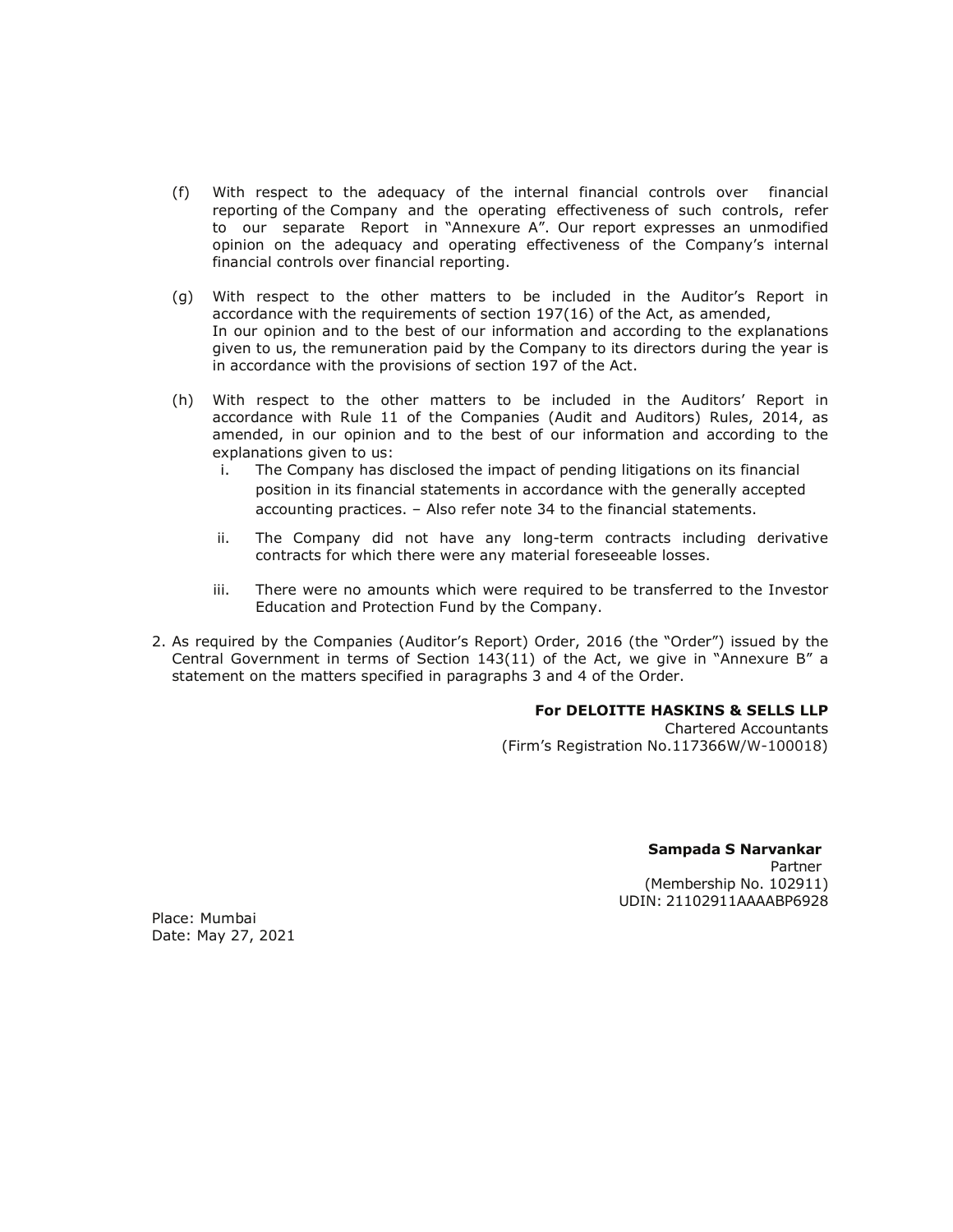(f) With respect to the adequacy of the internal financial controls over financial reporting of the Company and the operating effectiveness of such controls, refer to our separate Report in "Annexure A". Our report expresses an unmodified opinion on the adequacy and operating effectiveness of the Company's internal financial controls over financial reporting.

(g) With respect to the other matters to be included in the Auditor's Report in accordance with the requirements of section 197(16) of the Act, as amended,
In our opinion and to the best of our information and according to the explanations given to us, the remuneration paid by the Company to its directors during the year is in accordance with the provisions of section 197 of the Act.

(h) With respect to the other matters to be included in the Auditors' Report in accordance with Rule 11 of the Companies (Audit and Auditors) Rules, 2014, as amended, in our opinion and to the best of our information and according to the explanations given to us:

   i. The Company has disclosed the impact of pending litigations on its financial position in its financial statements in accordance with the generally accepted accounting practices. – Also refer note 34 to the financial statements.

   ii. The Company did not have any long-term contracts including derivative contracts for which there were any material foreseeable losses.

   iii. There were no amounts which were required to be transferred to the Investor Education and Protection Fund by the Company.

2. As required by the Companies (Auditor's Report) Order, 2016 (the "Order") issued by the Central Government in terms of Section 143(11) of the Act, we give in "Annexure B" a statement on the matters specified in paragraphs 3 and 4 of the Order.

**For DELOITTE HASKINS & SELLS LLP**
Chartered Accountants
(Firm's Registration No.117366W/W-100018)

**Sampada S Narvankar**
Partner
(Membership No. 102911)
UDIN: 21102911AAAABP6928

Place: Mumbai
Date: May 27, 2021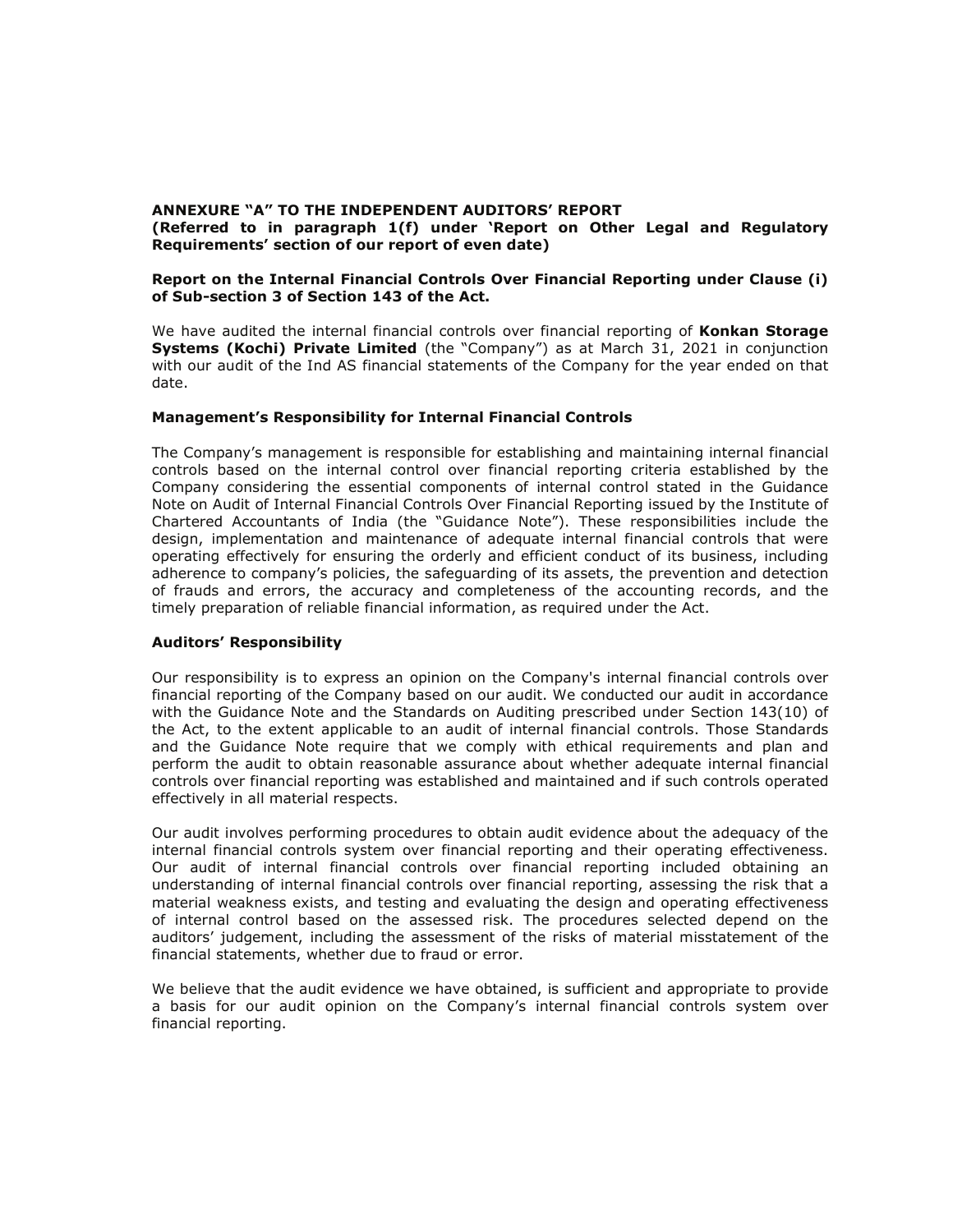**ANNEXURE "A" TO THE INDEPENDENT AUDITORS' REPORT**
**(Referred to in paragraph 1(f) under 'Report on Other Legal and Regulatory Requirements' section of our report of even date)**

**Report on the Internal Financial Controls Over Financial Reporting under Clause (i) of Sub-section 3 of Section 143 of the Act.**

We have audited the internal financial controls over financial reporting of **Konkan Storage Systems (Kochi) Private Limited** (the "Company") as at March 31, 2021 in conjunction with our audit of the Ind AS financial statements of the Company for the year ended on that date.

**Management's Responsibility for Internal Financial Controls**

The Company's management is responsible for establishing and maintaining internal financial controls based on the internal control over financial reporting criteria established by the Company considering the essential components of internal control stated in the Guidance Note on Audit of Internal Financial Controls Over Financial Reporting issued by the Institute of Chartered Accountants of India (the "Guidance Note"). These responsibilities include the design, implementation and maintenance of adequate internal financial controls that were operating effectively for ensuring the orderly and efficient conduct of its business, including adherence to company's policies, the safeguarding of its assets, the prevention and detection of frauds and errors, the accuracy and completeness of the accounting records, and the timely preparation of reliable financial information, as required under the Act.

**Auditors' Responsibility**

Our responsibility is to express an opinion on the Company's internal financial controls over financial reporting of the Company based on our audit. We conducted our audit in accordance with the Guidance Note and the Standards on Auditing prescribed under Section 143(10) of the Act, to the extent applicable to an audit of internal financial controls. Those Standards and the Guidance Note require that we comply with ethical requirements and plan and perform the audit to obtain reasonable assurance about whether adequate internal financial controls over financial reporting was established and maintained and if such controls operated effectively in all material respects.

Our audit involves performing procedures to obtain audit evidence about the adequacy of the internal financial controls system over financial reporting and their operating effectiveness. Our audit of internal financial controls over financial reporting included obtaining an understanding of internal financial controls over financial reporting, assessing the risk that a material weakness exists, and testing and evaluating the design and operating effectiveness of internal control based on the assessed risk. The procedures selected depend on the auditors' judgement, including the assessment of the risks of material misstatement of the financial statements, whether due to fraud or error.

We believe that the audit evidence we have obtained, is sufficient and appropriate to provide a basis for our audit opinion on the Company's internal financial controls system over financial reporting.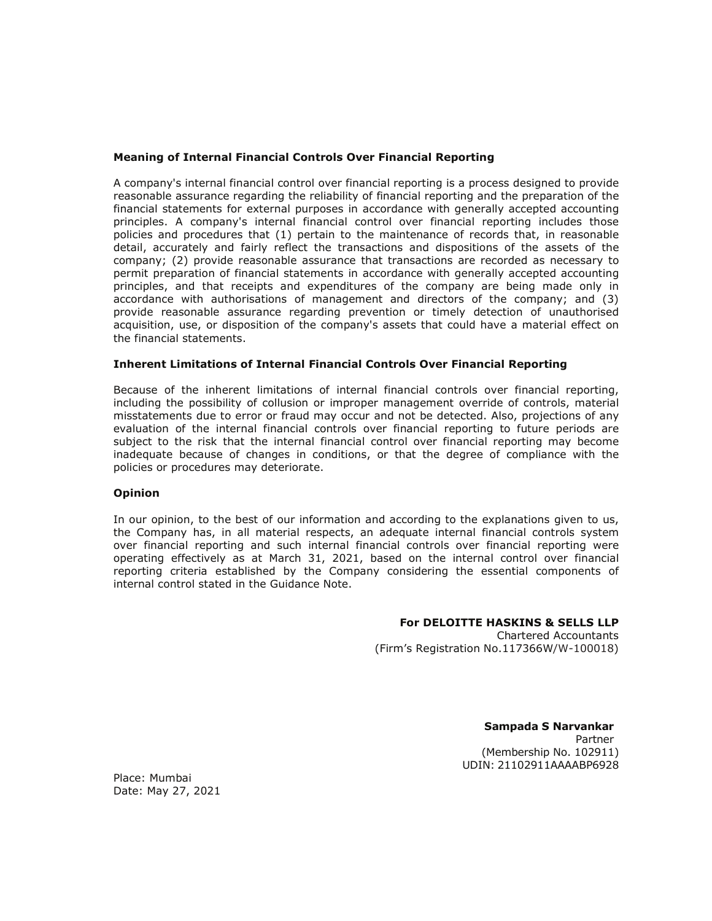### Meaning of Internal Financial Controls Over Financial Reporting

A company's internal financial control over financial reporting is a process designed to provide reasonable assurance regarding the reliability of financial reporting and the preparation of the financial statements for external purposes in accordance with generally accepted accounting principles. A company's internal financial control over financial reporting includes those policies and procedures that (1) pertain to the maintenance of records that, in reasonable detail, accurately and fairly reflect the transactions and dispositions of the assets of the company; (2) provide reasonable assurance that transactions are recorded as necessary to permit preparation of financial statements in accordance with generally accepted accounting principles, and that receipts and expenditures of the company are being made only in accordance with authorisations of management and directors of the company; and (3) provide reasonable assurance regarding prevention or timely detection of unauthorised acquisition, use, or disposition of the company's assets that could have a material effect on the financial statements.

### Inherent Limitations of Internal Financial Controls Over Financial Reporting

Because of the inherent limitations of internal financial controls over financial reporting, including the possibility of collusion or improper management override of controls, material misstatements due to error or fraud may occur and not be detected. Also, projections of any evaluation of the internal financial controls over financial reporting to future periods are subject to the risk that the internal financial control over financial reporting may become inadequate because of changes in conditions, or that the degree of compliance with the policies or procedures may deteriorate.

### Opinion

In our opinion, to the best of our information and according to the explanations given to us, the Company has, in all material respects, an adequate internal financial controls system over financial reporting and such internal financial controls over financial reporting were operating effectively as at March 31, 2021, based on the internal control over financial reporting criteria established by the Company considering the essential components of internal control stated in the Guidance Note.

**For DELOITTE HASKINS & SELLS LLP**
Chartered Accountants
(Firm's Registration No.117366W/W-100018)

**Sampada S Narvankar**
Partner
(Membership No. 102911)
UDIN: 21102911AAAABP6928

Place: Mumbai
Date: May 27, 2021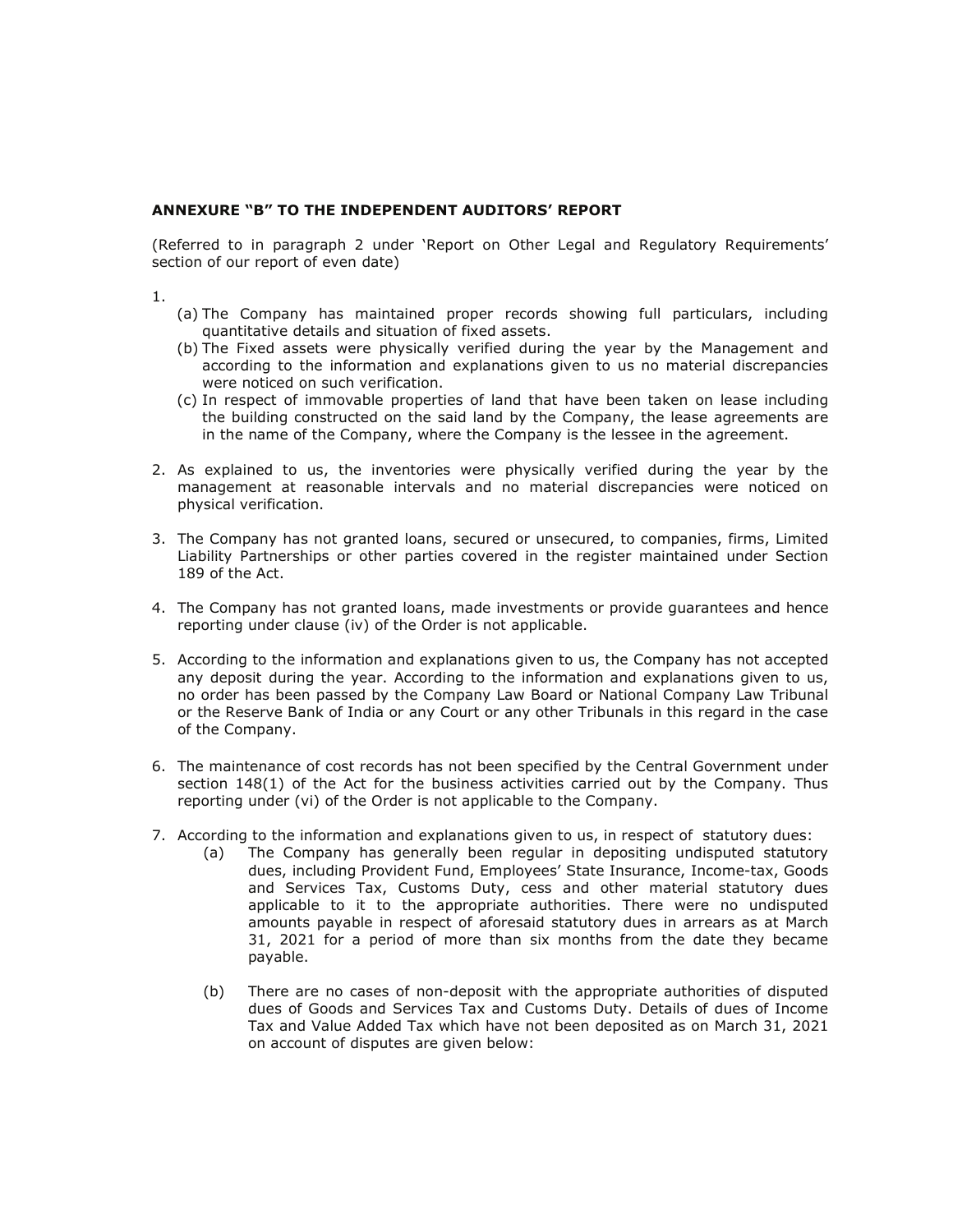**ANNEXURE "B" TO THE INDEPENDENT AUDITORS' REPORT**

(Referred to in paragraph 2 under 'Report on Other Legal and Regulatory Requirements' section of our report of even date)

1.
   (a) The Company has maintained proper records showing full particulars, including quantitative details and situation of fixed assets.
   (b) The Fixed assets were physically verified during the year by the Management and according to the information and explanations given to us no material discrepancies were noticed on such verification.
   (c) In respect of immovable properties of land that have been taken on lease including the building constructed on the said land by the Company, the lease agreements are in the name of the Company, where the Company is the lessee in the agreement.

2. As explained to us, the inventories were physically verified during the year by the management at reasonable intervals and no material discrepancies were noticed on physical verification.

3. The Company has not granted loans, secured or unsecured, to companies, firms, Limited Liability Partnerships or other parties covered in the register maintained under Section 189 of the Act.

4. The Company has not granted loans, made investments or provide guarantees and hence reporting under clause (iv) of the Order is not applicable.

5. According to the information and explanations given to us, the Company has not accepted any deposit during the year. According to the information and explanations given to us, no order has been passed by the Company Law Board or National Company Law Tribunal or the Reserve Bank of India or any Court or any other Tribunals in this regard in the case of the Company.

6. The maintenance of cost records has not been specified by the Central Government under section 148(1) of the Act for the business activities carried out by the Company. Thus reporting under (vi) of the Order is not applicable to the Company.

7. According to the information and explanations given to us, in respect of statutory dues:
   (a) The Company has generally been regular in depositing undisputed statutory dues, including Provident Fund, Employees' State Insurance, Income-tax, Goods and Services Tax, Customs Duty, cess and other material statutory dues applicable to it to the appropriate authorities. There were no undisputed amounts payable in respect of aforesaid statutory dues in arrears as at March 31, 2021 for a period of more than six months from the date they became payable.

   (b) There are no cases of non-deposit with the appropriate authorities of disputed dues of Goods and Services Tax and Customs Duty. Details of dues of Income Tax and Value Added Tax which have not been deposited as on March 31, 2021 on account of disputes are given below: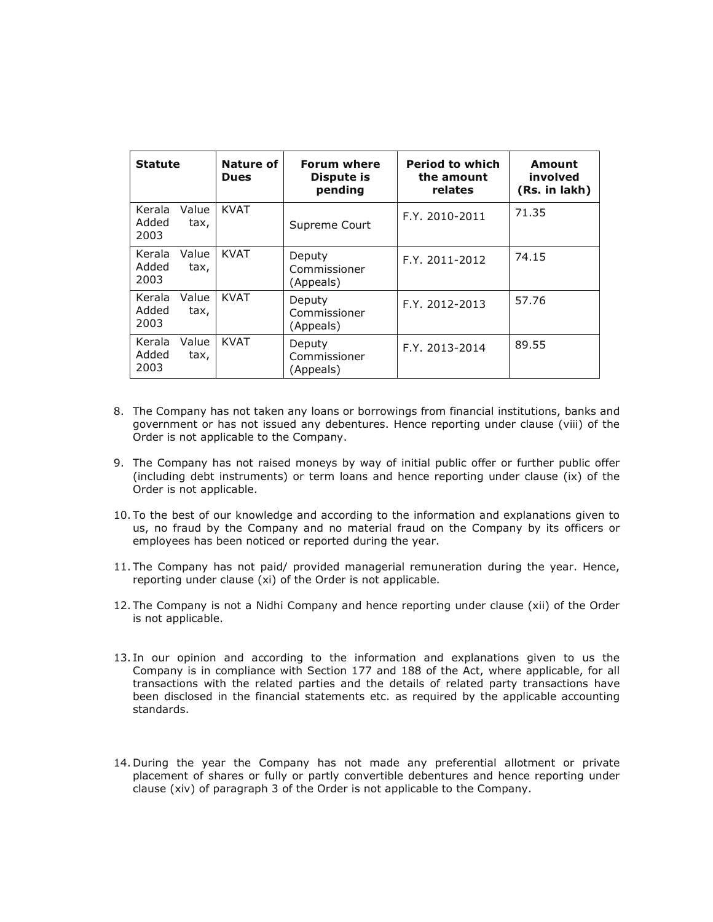| Statute | Nature of Dues | Forum where Dispute is pending | Period to which the amount relates | Amount involved (Rs. in lakh) |
|---|---|---|---|---|
| Kerala Value Added tax, 2003 | KVAT | Supreme Court | F.Y. 2010-2011 | 71.35 |
| Kerala Value Added tax, 2003 | KVAT | Deputy Commissioner (Appeals) | F.Y. 2011-2012 | 74.15 |
| Kerala Value Added tax, 2003 | KVAT | Deputy Commissioner (Appeals) | F.Y. 2012-2013 | 57.76 |
| Kerala Value Added tax, 2003 | KVAT | Deputy Commissioner (Appeals) | F.Y. 2013-2014 | 89.55 |

8. The Company has not taken any loans or borrowings from financial institutions, banks and government or has not issued any debentures. Hence reporting under clause (viii) of the Order is not applicable to the Company.

9. The Company has not raised moneys by way of initial public offer or further public offer (including debt instruments) or term loans and hence reporting under clause (ix) of the Order is not applicable.

10. To the best of our knowledge and according to the information and explanations given to us, no fraud by the Company and no material fraud on the Company by its officers or employees has been noticed or reported during the year.

11. The Company has not paid/ provided managerial remuneration during the year. Hence, reporting under clause (xi) of the Order is not applicable.

12. The Company is not a Nidhi Company and hence reporting under clause (xii) of the Order is not applicable.

13. In our opinion and according to the information and explanations given to us the Company is in compliance with Section 177 and 188 of the Act, where applicable, for all transactions with the related parties and the details of related party transactions have been disclosed in the financial statements etc. as required by the applicable accounting standards.

14. During the year the Company has not made any preferential allotment or private placement of shares or fully or partly convertible debentures and hence reporting under clause (xiv) of paragraph 3 of the Order is not applicable to the Company.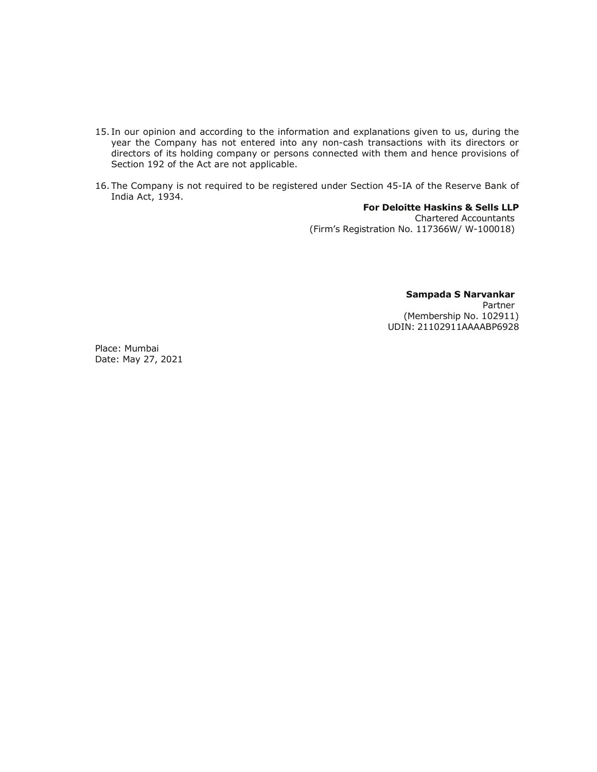15. In our opinion and according to the information and explanations given to us, during the year the Company has not entered into any non-cash transactions with its directors or directors of its holding company or persons connected with them and hence provisions of Section 192 of the Act are not applicable.

16. The Company is not required to be registered under Section 45-IA of the Reserve Bank of India Act, 1934.

**For Deloitte Haskins & Sells LLP**
Chartered Accountants
(Firm's Registration No. 117366W/ W-100018)

**Sampada S Narvankar**
Partner
(Membership No. 102911)
UDIN: 21102911AAAABP6928

Place: Mumbai
Date: May 27, 2021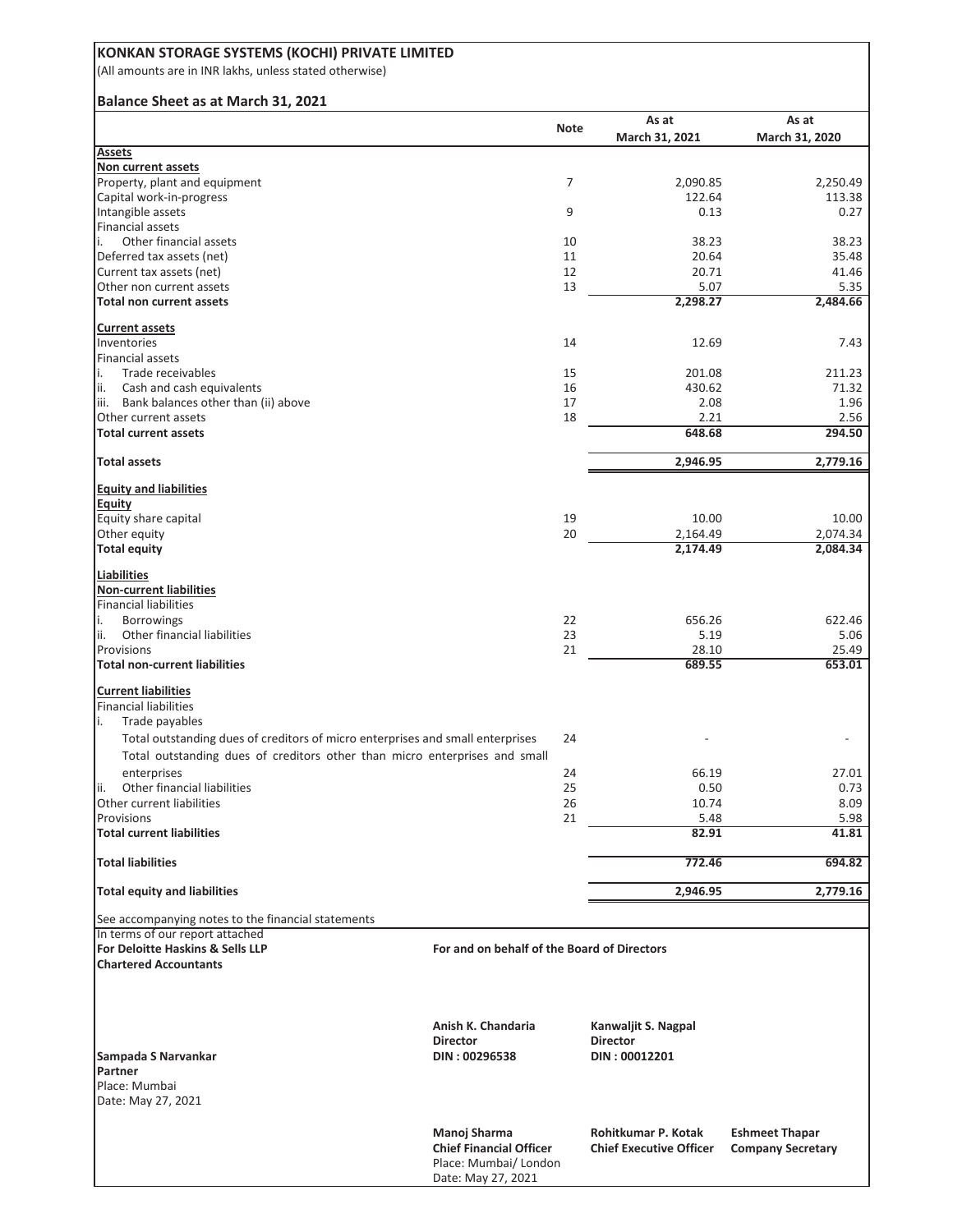# KONKAN STORAGE SYSTEMS (KOCHI) PRIVATE LIMITED

(All amounts are in INR lakhs, unless stated otherwise)

## Balance Sheet as at March 31, 2021

| | Note | As at March 31, 2021 | As at March 31, 2020 |
|---|---|---|---|
| **Assets** | | | |
| **Non current assets** | | | |
| Property, plant and equipment | 7 | 2,090.85 | 2,250.49 |
| Capital work-in-progress | | 122.64 | 113.38 |
| Intangible assets | 9 | 0.13 | 0.27 |
| Financial assets | | | |
| i. Other financial assets | 10 | 38.23 | 38.23 |
| Deferred tax assets (net) | 11 | 20.64 | 35.48 |
| Current tax assets (net) | 12 | 20.71 | 41.46 |
| Other non current assets | 13 | 5.07 | 5.35 |
| **Total non current assets** | | **2,298.27** | **2,484.66** |
| **Current assets** | | | |
| Inventories | 14 | 12.69 | 7.43 |
| Financial assets | | | |
| i. Trade receivables | 15 | 201.08 | 211.23 |
| ii. Cash and cash equivalents | 16 | 430.62 | 71.32 |
| iii. Bank balances other than (ii) above | 17 | 2.08 | 1.96 |
| Other current assets | 18 | 2.21 | 2.56 |
| **Total current assets** | | **648.68** | **294.50** |
| **Total assets** | | **2,946.95** | **2,779.16** |
| **Equity and liabilities** | | | |
| **Equity** | | | |
| Equity share capital | 19 | 10.00 | 10.00 |
| Other equity | 20 | 2,164.49 | 2,074.34 |
| **Total equity** | | **2,174.49** | **2,084.34** |
| **Liabilities** | | | |
| **Non-current liabilities** | | | |
| Financial liabilities | | | |
| i. Borrowings | 22 | 656.26 | 622.46 |
| ii. Other financial liabilities | 23 | 5.19 | 5.06 |
| Provisions | 21 | 28.10 | 25.49 |
| **Total non-current liabilities** | | **689.55** | **653.01** |
| **Current liabilities** | | | |
| Financial liabilities | | | |
| i. Trade payables | | | |
| Total outstanding dues of creditors of micro enterprises and small enterprises | 24 | - | - |
| Total outstanding dues of creditors other than micro enterprises and small enterprises | 24 | 66.19 | 27.01 |
| ii. Other financial liabilities | 25 | 0.50 | 0.73 |
| Other current liabilities | 26 | 10.74 | 8.09 |
| Provisions | 21 | 5.48 | 5.98 |
| **Total current liabilities** | | **82.91** | **41.81** |
| **Total liabilities** | | **772.46** | **694.82** |
| **Total equity and liabilities** | | **2,946.95** | **2,779.16** |

See accompanying notes to the financial statements

In terms of our report attached
**For Deloitte Haskins & Sells LLP**
**Chartered Accountants**

**For and on behalf of the Board of Directors**

**Anish K. Chandaria**
**Director**
**DIN : 00296538**

**Kanwaljit S. Nagpal**
**Director**
**DIN : 00012201**

**Sampada S Narvankar**
**Partner**
Place: Mumbai
Date: May 27, 2021

**Manoj Sharma**
**Chief Financial Officer**
Place: Mumbai/ London
Date: May 27, 2021

**Rohitkumar P. Kotak**
**Chief Executive Officer**

**Eshmeet Thapar**
**Company Secretary**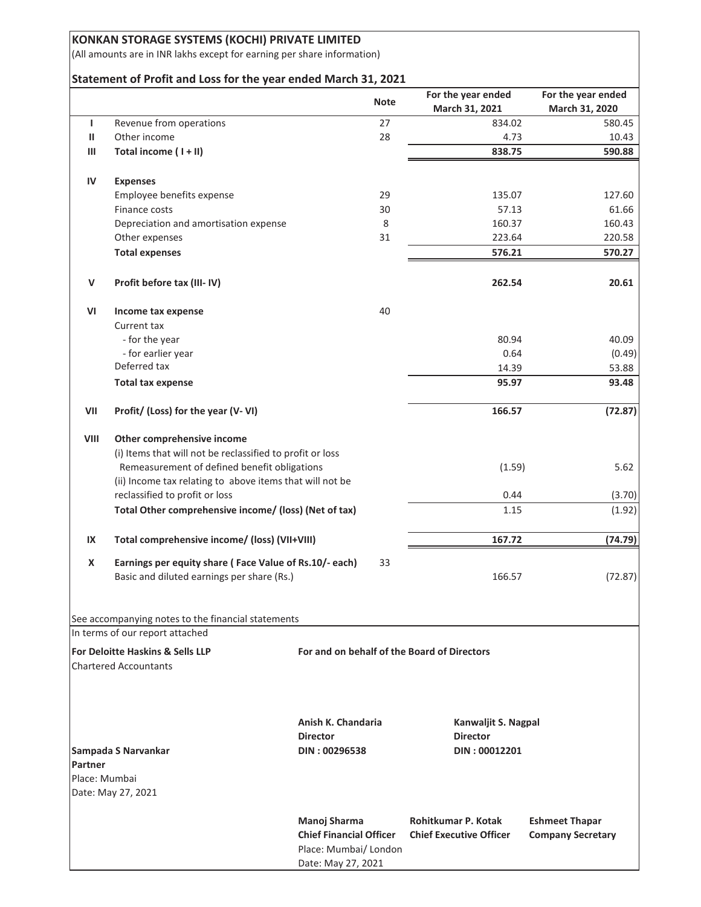# KONKAN STORAGE SYSTEMS (KOCHI) PRIVATE LIMITED

(All amounts are in INR lakhs except for earning per share information)

## Statement of Profit and Loss for the year ended March 31, 2021

| | | Note | For the year ended March 31, 2021 | For the year ended March 31, 2020 |
|---|---|---|---|---|
| I | Revenue from operations | 27 | 834.02 | 580.45 |
| II | Other income | 28 | 4.73 | 10.43 |
| III | **Total income ( I + II)** | | **838.75** | **590.88** |
| IV | **Expenses** | | | |
| | Employee benefits expense | 29 | 135.07 | 127.60 |
| | Finance costs | 30 | 57.13 | 61.66 |
| | Depreciation and amortisation expense | 8 | 160.37 | 160.43 |
| | Other expenses | 31 | 223.64 | 220.58 |
| | **Total expenses** | | **576.21** | **570.27** |
| V | **Profit before tax (III- IV)** | | **262.54** | **20.61** |
| VI | **Income tax expense** | 40 | | |
| | Current tax | | | |
| | - for the year | | 80.94 | 40.09 |
| | - for earlier year | | 0.64 | (0.49) |
| | Deferred tax | | 14.39 | 53.88 |
| | **Total tax expense** | | **95.97** | **93.48** |
| VII | **Profit/ (Loss) for the year (V- VI)** | | **166.57** | **(72.87)** |
| VIII | **Other comprehensive income** | | | |
| | (i) Items that will not be reclassified to profit or loss | | | |
| | Remeasurement of defined benefit obligations | | (1.59) | 5.62 |
| | (ii) Income tax relating to above items that will not be reclassified to profit or loss | | 0.44 | (3.70) |
| | **Total Other comprehensive income/ (loss) (Net of tax)** | | 1.15 | (1.92) |
| IX | **Total comprehensive income/ (loss) (VII+VIII)** | | **167.72** | **(74.79)** |
| X | **Earnings per equity share ( Face Value of Rs.10/- each)** | 33 | | |
| | Basic and diluted earnings per share (Rs.) | | 166.57 | (72.87) |

See accompanying notes to the financial statements

In terms of our report attached

**For Deloitte Haskins & Sells LLP**
Chartered Accountants

**Sampada S Narvankar**
**Partner**
Place: Mumbai
Date: May 27, 2021

**For and on behalf of the Board of Directors**

**Anish K. Chandaria**
**Director**
**DIN : 00296538**

**Kanwaljit S. Nagpal**
**Director**
**DIN : 00012201**

**Manoj Sharma**
**Chief Financial Officer**
Place: Mumbai/ London
Date: May 27, 2021

**Rohitkumar P. Kotak**
**Chief Executive Officer**

**Eshmeet Thapar**
**Company Secretary**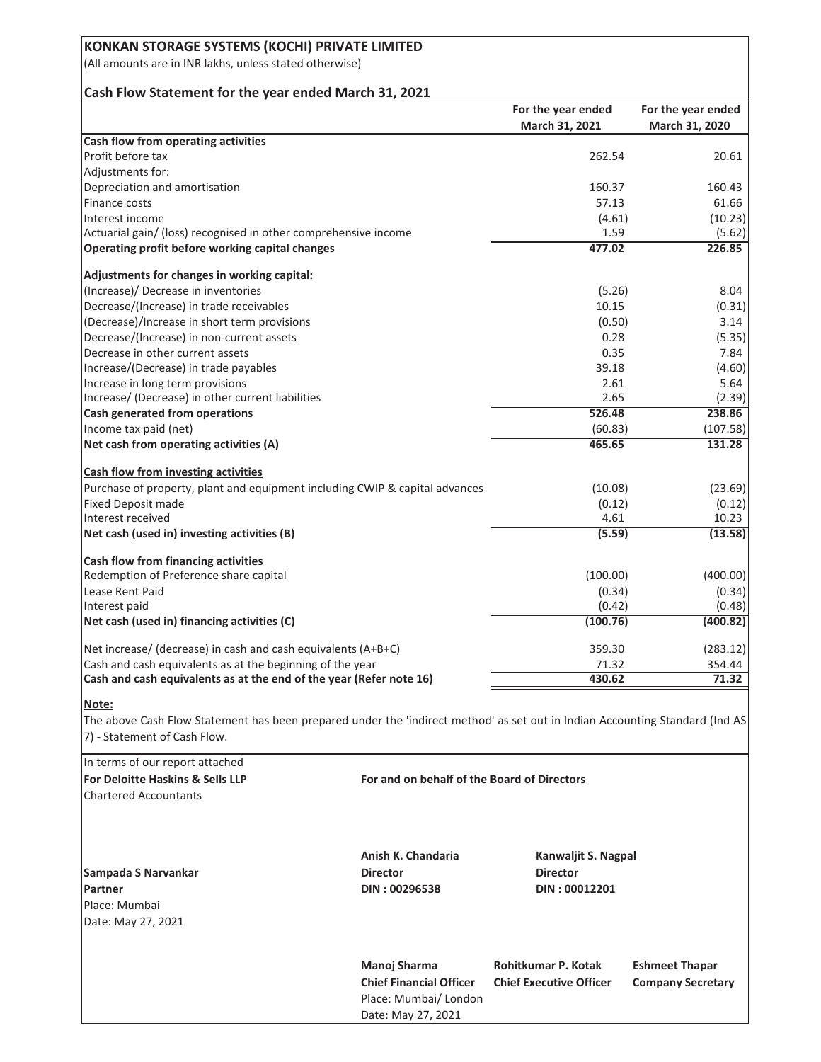# KONKAN STORAGE SYSTEMS (KOCHI) PRIVATE LIMITED

(All amounts are in INR lakhs, unless stated otherwise)

## Cash Flow Statement for the year ended March 31, 2021

| | For the year ended March 31, 2021 | For the year ended March 31, 2020 |
|---|---|---|
| **Cash flow from operating activities** | | |
| Profit before tax | 262.54 | 20.61 |
| Adjustments for: | | |
| Depreciation and amortisation | 160.37 | 160.43 |
| Finance costs | 57.13 | 61.66 |
| Interest income | (4.61) | (10.23) |
| Actuarial gain/ (loss) recognised in other comprehensive income | 1.59 | (5.62) |
| **Operating profit before working capital changes** | **477.02** | **226.85** |
| **Adjustments for changes in working capital:** | | |
| (Increase)/ Decrease in inventories | (5.26) | 8.04 |
| Decrease/(Increase) in trade receivables | 10.15 | (0.31) |
| (Decrease)/Increase in short term provisions | (0.50) | 3.14 |
| Decrease/(Increase) in non-current assets | 0.28 | (5.35) |
| Decrease in other current assets | 0.35 | 7.84 |
| Increase/(Decrease) in trade payables | 39.18 | (4.60) |
| Increase in long term provisions | 2.61 | 5.64 |
| Increase/ (Decrease) in other current liabilities | 2.65 | (2.39) |
| **Cash generated from operations** | **526.48** | **238.86** |
| Income tax paid (net) | (60.83) | (107.58) |
| **Net cash from operating activities (A)** | **465.65** | **131.28** |
| **Cash flow from investing activities** | | |
| Purchase of property, plant and equipment including CWIP & capital advances | (10.08) | (23.69) |
| Fixed Deposit made | (0.12) | (0.12) |
| Interest received | 4.61 | 10.23 |
| **Net cash (used in) investing activities (B)** | **(5.59)** | **(13.58)** |
| **Cash flow from financing activities** | | |
| Redemption of Preference share capital | (100.00) | (400.00) |
| Lease Rent Paid | (0.34) | (0.34) |
| Interest paid | (0.42) | (0.48) |
| **Net cash (used in) financing activities (C)** | **(100.76)** | **(400.82)** |
| Net increase/ (decrease) in cash and cash equivalents (A+B+C) | 359.30 | (283.12) |
| Cash and cash equivalents as at the beginning of the year | 71.32 | 354.44 |
| **Cash and cash equivalents as at the end of the year (Refer note 16)** | **430.62** | **71.32** |

**Note:**

The above Cash Flow Statement has been prepared under the 'indirect method' as set out in Indian Accounting Standard (Ind AS 7) - Statement of Cash Flow.

In terms of our report attached

**For Deloitte Haskins & Sells LLP**
Chartered Accountants

**For and on behalf of the Board of Directors**

**Sampada S Narvankar**
**Partner**
Place: Mumbai
Date: May 27, 2021

**Anish K. Chandaria**
**Director**
**DIN : 00296538**

**Kanwaljit S. Nagpal**
**Director**
**DIN : 00012201**

**Manoj Sharma**
**Chief Financial Officer**

**Rohitkumar P. Kotak**
**Chief Executive Officer**

**Eshmeet Thapar**
**Company Secretary**

Place: Mumbai/ London
Date: May 27, 2021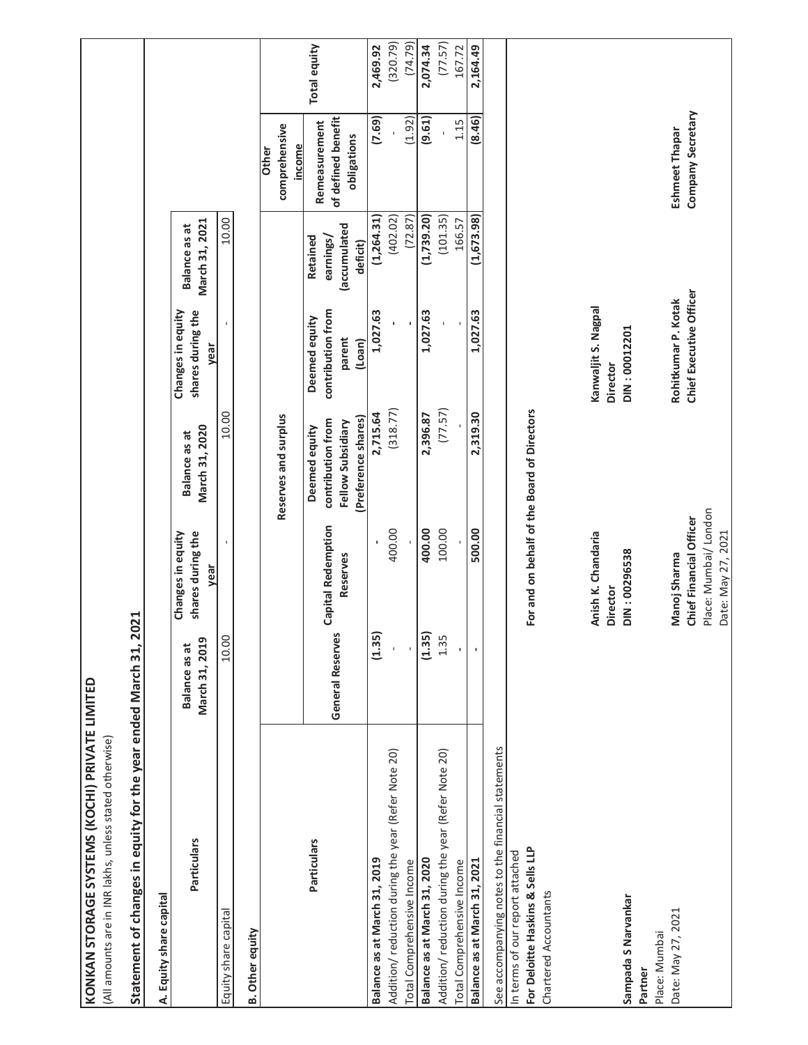# KONKAN STORAGE SYSTEMS (KOCHI) PRIVATE LIMITED

(All amounts are in INR lakhs, unless stated otherwise)

## Statement of changes in equity for the year ended March 31, 2021

### A. Equity share capital

| Particulars | Balance as at March 31, 2019 | Changes in equity shares during the year | Balance as at March 31, 2020 | Changes in equity shares during the year | Balance as at March 31, 2021 |
|---|---|---|---|---|---|
| Equity share capital | 10.00 | - | 10.00 | - | 10.00 |

### B. Other equity

| Particulars | Reserves and surplus | | | | | Other comprehensive income | Total equity |
|---|---|---|---|---|---|---|---|
| | General Reserves | Capital Redemption Reserves | Deemed equity contribution from Fellow Subsidiary (Preference shares) | Deemed equity contribution from parent (Loan) | Retained earnings/ (accumulated deficit) | Remeasurement of defined benefit obligations | |
| **Balance as at March 31, 2019** | **(1.35)** | **-** | **2,715.64** | **1,027.63** | **(1,264.31)** | **(7.69)** | **2,469.92** |
| Addition/ reduction during the year (Refer Note 20) | - | 400.00 | (318.77) | - | (402.02) | - | (320.79) |
| Total Comprehensive Income | - | - | - | - | (72.87) | (1.92) | (74.79) |
| **Balance as at March 31, 2020** | **(1.35)** | **400.00** | **2,396.87** | **1,027.63** | **(1,739.20)** | **(9.61)** | **2,074.34** |
| Addition/ reduction during the year (Refer Note 20) | 1.35 | 100.00 | (77.57) | - | (101.35) | - | (77.57) |
| Total Comprehensive Income | - | - | - | - | 166.57 | 1.15 | 167.72 |
| **Balance as at March 31, 2021** | **-** | **500.00** | **2,319.30** | **1,027.63** | **(1,673.98)** | **(8.46)** | **2,164.49** |

See accompanying notes to the financial statements

In terms of our report attached
**For Deloitte Haskins & Sells LLP**
Chartered Accountants

**Sampada S Narvankar**
**Partner**
Place: Mumbai
Date: May 27, 2021

**For and on behalf of the Board of Directors**

**Anish K. Chandaria**
**Director**
**DIN : 00296538**

**Kanwaljit S. Nagpal**
**Director**
**DIN : 00012201**

**Manoj Sharma**
**Chief Financial Officer**
Place: Mumbai/ London
Date: May 27, 2021

**Rohitkumar P. Kotak**
**Chief Executive Officer**

**Eshmeet Thapar**
**Company Secretary**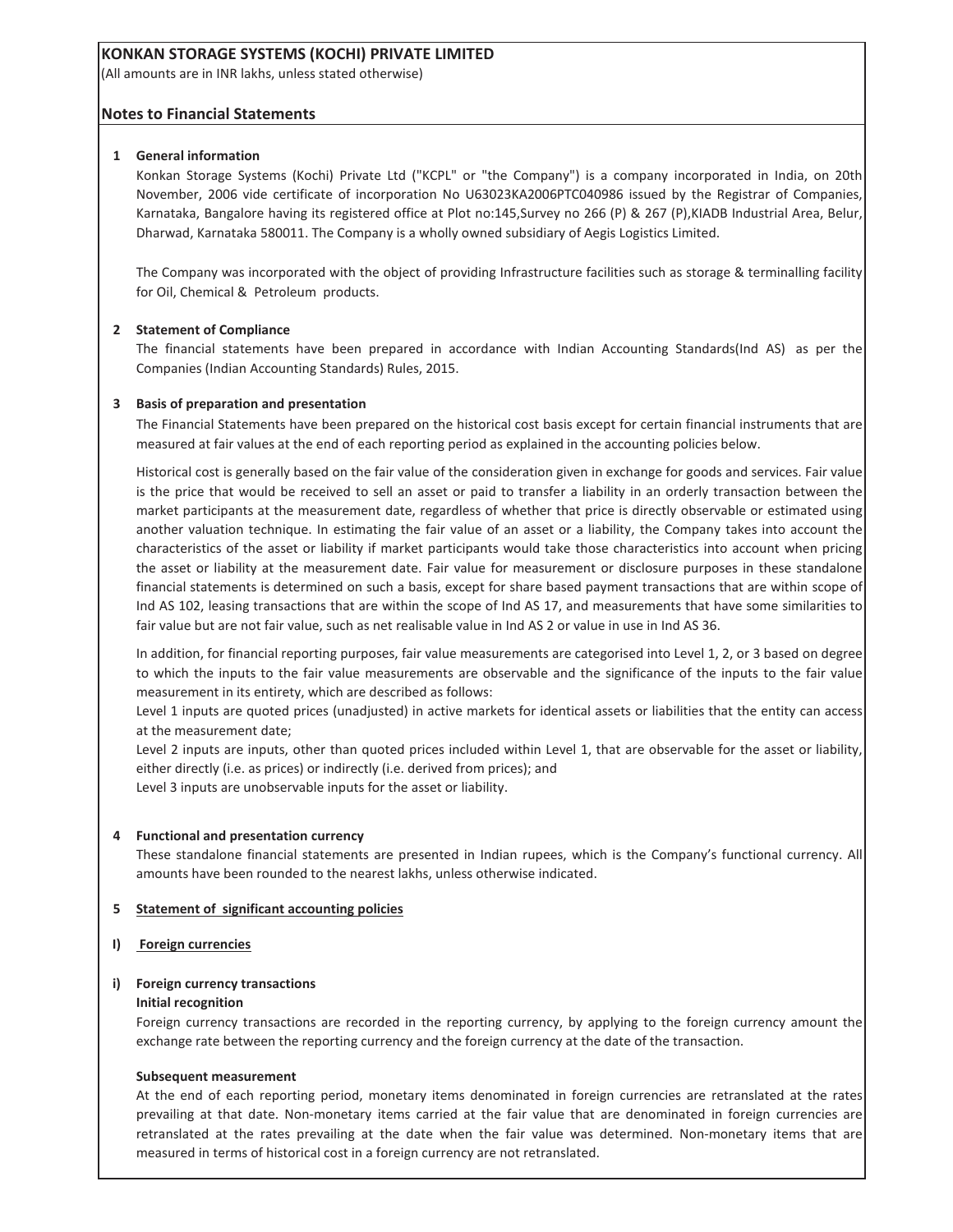# KONKAN STORAGE SYSTEMS (KOCHI) PRIVATE LIMITED

(All amounts are in INR lakhs, unless stated otherwise)

## Notes to Financial Statements

### 1 General information

Konkan Storage Systems (Kochi) Private Ltd ("KCPL" or "the Company") is a company incorporated in India, on 20th November, 2006 vide certificate of incorporation No U63023KA2006PTC040986 issued by the Registrar of Companies, Karnataka, Bangalore having its registered office at Plot no:145,Survey no 266 (P) & 267 (P),KIADB Industrial Area, Belur, Dharwad, Karnataka 580011. The Company is a wholly owned subsidiary of Aegis Logistics Limited.

The Company was incorporated with the object of providing Infrastructure facilities such as storage & terminalling facility for Oil, Chemical & Petroleum products.

### 2 Statement of Compliance

The financial statements have been prepared in accordance with Indian Accounting Standards(Ind AS) as per the Companies (Indian Accounting Standards) Rules, 2015.

### 3 Basis of preparation and presentation

The Financial Statements have been prepared on the historical cost basis except for certain financial instruments that are measured at fair values at the end of each reporting period as explained in the accounting policies below.

Historical cost is generally based on the fair value of the consideration given in exchange for goods and services. Fair value is the price that would be received to sell an asset or paid to transfer a liability in an orderly transaction between the market participants at the measurement date, regardless of whether that price is directly observable or estimated using another valuation technique. In estimating the fair value of an asset or a liability, the Company takes into account the characteristics of the asset or liability if market participants would take those characteristics into account when pricing the asset or liability at the measurement date. Fair value for measurement or disclosure purposes in these standalone financial statements is determined on such a basis, except for share based payment transactions that are within scope of Ind AS 102, leasing transactions that are within the scope of Ind AS 17, and measurements that have some similarities to fair value but are not fair value, such as net realisable value in Ind AS 2 or value in use in Ind AS 36.

In addition, for financial reporting purposes, fair value measurements are categorised into Level 1, 2, or 3 based on degree to which the inputs to the fair value measurements are observable and the significance of the inputs to the fair value measurement in its entirety, which are described as follows:

Level 1 inputs are quoted prices (unadjusted) in active markets for identical assets or liabilities that the entity can access at the measurement date;

Level 2 inputs are inputs, other than quoted prices included within Level 1, that are observable for the asset or liability, either directly (i.e. as prices) or indirectly (i.e. derived from prices); and

Level 3 inputs are unobservable inputs for the asset or liability.

### 4 Functional and presentation currency

These standalone financial statements are presented in Indian rupees, which is the Company's functional currency. All amounts have been rounded to the nearest lakhs, unless otherwise indicated.

### 5 Statement of significant accounting policies

#### I) Foreign currencies

##### i) Foreign currency transactions

**Initial recognition**

Foreign currency transactions are recorded in the reporting currency, by applying to the foreign currency amount the exchange rate between the reporting currency and the foreign currency at the date of the transaction.

**Subsequent measurement**

At the end of each reporting period, monetary items denominated in foreign currencies are retranslated at the rates prevailing at that date. Non-monetary items carried at the fair value that are denominated in foreign currencies are retranslated at the rates prevailing at the date when the fair value was determined. Non-monetary items that are measured in terms of historical cost in a foreign currency are not retranslated.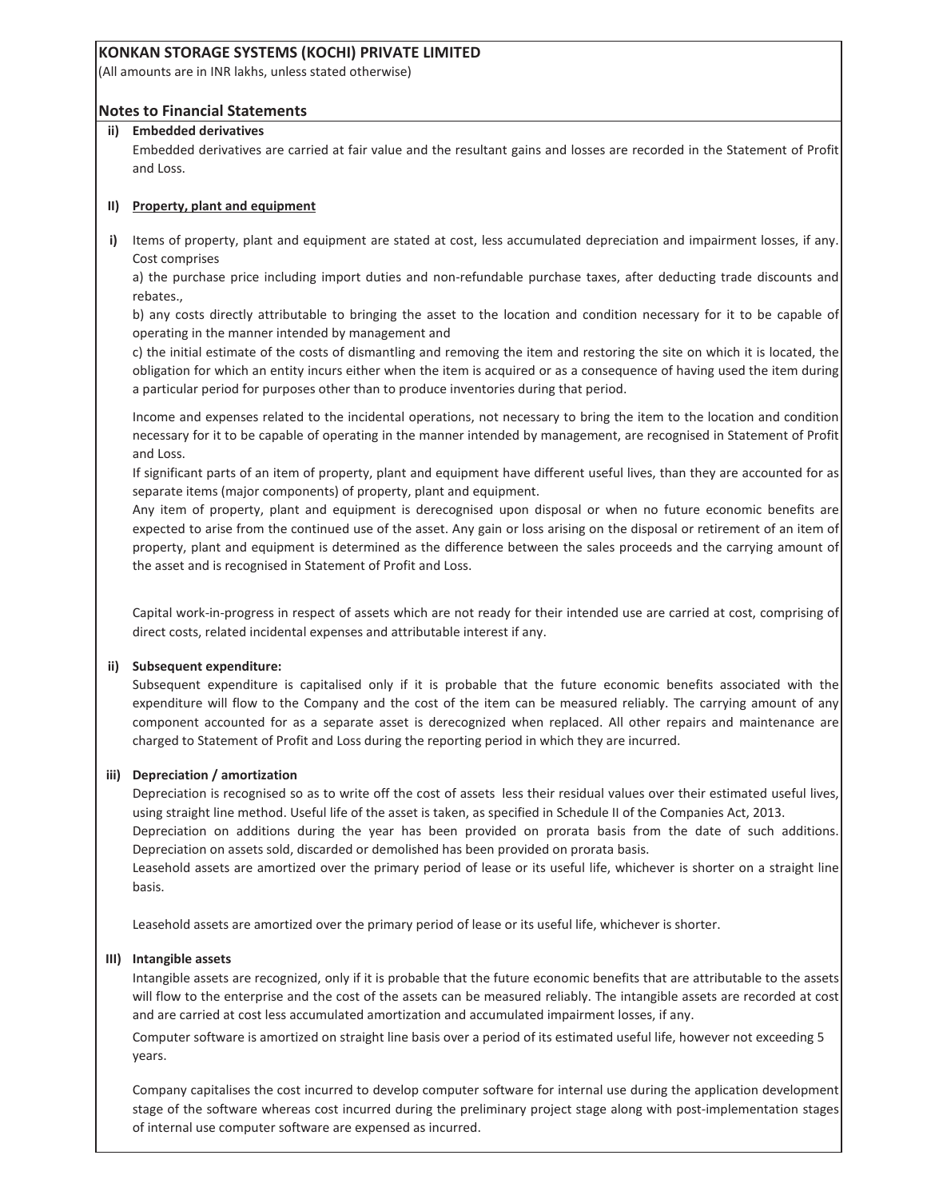**KONKAN STORAGE SYSTEMS (KOCHI) PRIVATE LIMITED**

(All amounts are in INR lakhs, unless stated otherwise)

## Notes to Financial Statements

**ii) Embedded derivatives**

Embedded derivatives are carried at fair value and the resultant gains and losses are recorded in the Statement of Profit and Loss.

**II) Property, plant and equipment**

**i)** Items of property, plant and equipment are stated at cost, less accumulated depreciation and impairment losses, if any. Cost comprises

a) the purchase price including import duties and non-refundable purchase taxes, after deducting trade discounts and rebates.,

b) any costs directly attributable to bringing the asset to the location and condition necessary for it to be capable of operating in the manner intended by management and

c) the initial estimate of the costs of dismantling and removing the item and restoring the site on which it is located, the obligation for which an entity incurs either when the item is acquired or as a consequence of having used the item during a particular period for purposes other than to produce inventories during that period.

Income and expenses related to the incidental operations, not necessary to bring the item to the location and condition necessary for it to be capable of operating in the manner intended by management, are recognised in Statement of Profit and Loss.

If significant parts of an item of property, plant and equipment have different useful lives, than they are accounted for as separate items (major components) of property, plant and equipment.

Any item of property, plant and equipment is derecognised upon disposal or when no future economic benefits are expected to arise from the continued use of the asset. Any gain or loss arising on the disposal or retirement of an item of property, plant and equipment is determined as the difference between the sales proceeds and the carrying amount of the asset and is recognised in Statement of Profit and Loss.

Capital work-in-progress in respect of assets which are not ready for their intended use are carried at cost, comprising of direct costs, related incidental expenses and attributable interest if any.

**ii) Subsequent expenditure:**

Subsequent expenditure is capitalised only if it is probable that the future economic benefits associated with the expenditure will flow to the Company and the cost of the item can be measured reliably. The carrying amount of any component accounted for as a separate asset is derecognized when replaced. All other repairs and maintenance are charged to Statement of Profit and Loss during the reporting period in which they are incurred.

**iii) Depreciation / amortization**

Depreciation is recognised so as to write off the cost of assets less their residual values over their estimated useful lives, using straight line method. Useful life of the asset is taken, as specified in Schedule II of the Companies Act, 2013.

Depreciation on additions during the year has been provided on prorata basis from the date of such additions. Depreciation on assets sold, discarded or demolished has been provided on prorata basis.

Leasehold assets are amortized over the primary period of lease or its useful life, whichever is shorter on a straight line basis.

Leasehold assets are amortized over the primary period of lease or its useful life, whichever is shorter.

**III) Intangible assets**

Intangible assets are recognized, only if it is probable that the future economic benefits that are attributable to the assets will flow to the enterprise and the cost of the assets can be measured reliably. The intangible assets are recorded at cost and are carried at cost less accumulated amortization and accumulated impairment losses, if any.

Computer software is amortized on straight line basis over a period of its estimated useful life, however not exceeding 5 years.

Company capitalises the cost incurred to develop computer software for internal use during the application development stage of the software whereas cost incurred during the preliminary project stage along with post-implementation stages of internal use computer software are expensed as incurred.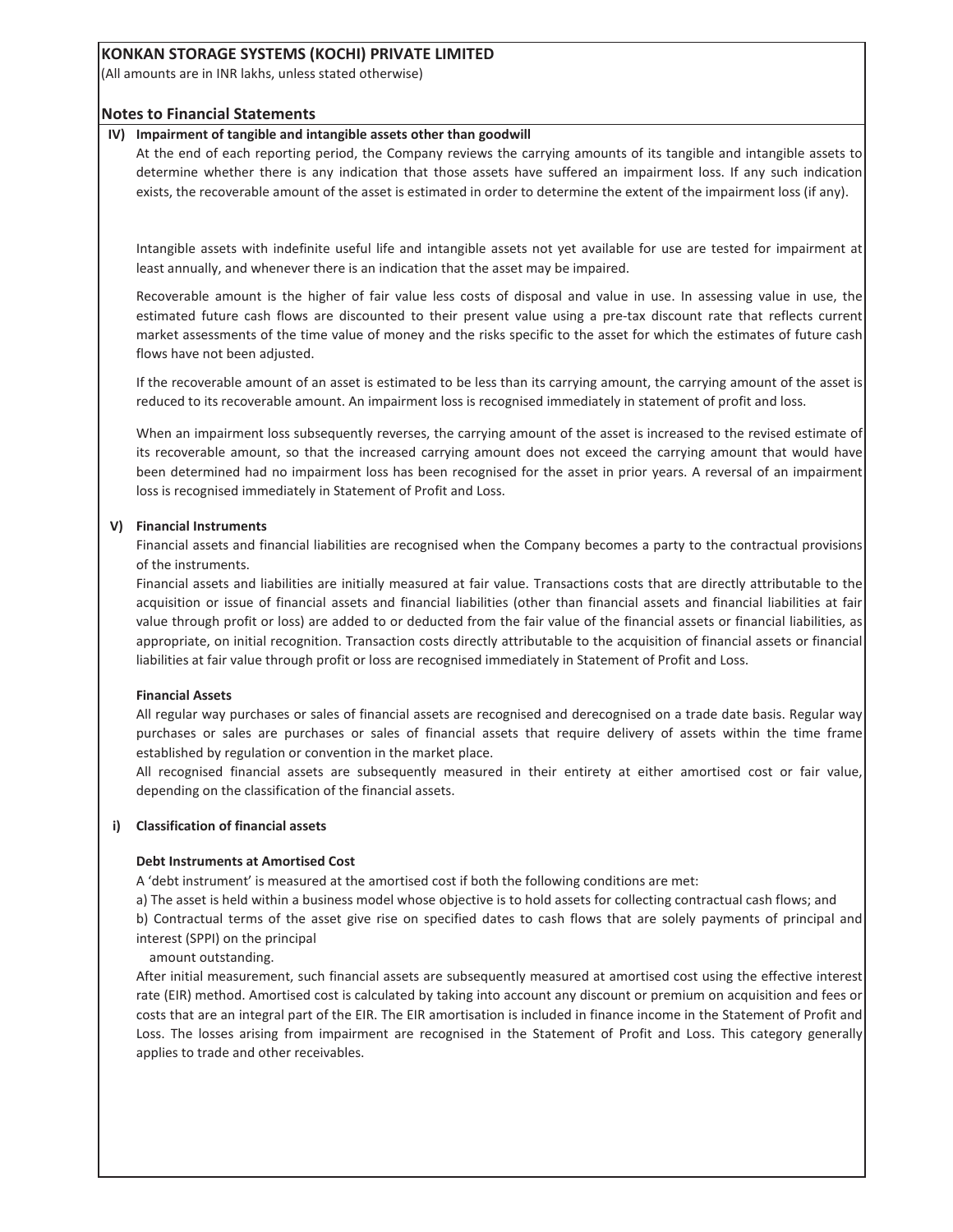**KONKAN STORAGE SYSTEMS (KOCHI) PRIVATE LIMITED**

(All amounts are in INR lakhs, unless stated otherwise)

## Notes to Financial Statements

**IV) Impairment of tangible and intangible assets other than goodwill**

At the end of each reporting period, the Company reviews the carrying amounts of its tangible and intangible assets to determine whether there is any indication that those assets have suffered an impairment loss. If any such indication exists, the recoverable amount of the asset is estimated in order to determine the extent of the impairment loss (if any).

Intangible assets with indefinite useful life and intangible assets not yet available for use are tested for impairment at least annually, and whenever there is an indication that the asset may be impaired.

Recoverable amount is the higher of fair value less costs of disposal and value in use. In assessing value in use, the estimated future cash flows are discounted to their present value using a pre-tax discount rate that reflects current market assessments of the time value of money and the risks specific to the asset for which the estimates of future cash flows have not been adjusted.

If the recoverable amount of an asset is estimated to be less than its carrying amount, the carrying amount of the asset is reduced to its recoverable amount. An impairment loss is recognised immediately in statement of profit and loss.

When an impairment loss subsequently reverses, the carrying amount of the asset is increased to the revised estimate of its recoverable amount, so that the increased carrying amount does not exceed the carrying amount that would have been determined had no impairment loss has been recognised for the asset in prior years. A reversal of an impairment loss is recognised immediately in Statement of Profit and Loss.

**V) Financial Instruments**

Financial assets and financial liabilities are recognised when the Company becomes a party to the contractual provisions of the instruments.

Financial assets and liabilities are initially measured at fair value. Transactions costs that are directly attributable to the acquisition or issue of financial assets and financial liabilities (other than financial assets and financial liabilities at fair value through profit or loss) are added to or deducted from the fair value of the financial assets or financial liabilities, as appropriate, on initial recognition. Transaction costs directly attributable to the acquisition of financial assets or financial liabilities at fair value through profit or loss are recognised immediately in Statement of Profit and Loss.

**Financial Assets**

All regular way purchases or sales of financial assets are recognised and derecognised on a trade date basis. Regular way purchases or sales are purchases or sales of financial assets that require delivery of assets within the time frame established by regulation or convention in the market place.

All recognised financial assets are subsequently measured in their entirety at either amortised cost or fair value, depending on the classification of the financial assets.

**i) Classification of financial assets**

**Debt Instruments at Amortised Cost**

A 'debt instrument' is measured at the amortised cost if both the following conditions are met:

a) The asset is held within a business model whose objective is to hold assets for collecting contractual cash flows; and

b) Contractual terms of the asset give rise on specified dates to cash flows that are solely payments of principal and interest (SPPI) on the principal amount outstanding.

After initial measurement, such financial assets are subsequently measured at amortised cost using the effective interest rate (EIR) method. Amortised cost is calculated by taking into account any discount or premium on acquisition and fees or costs that are an integral part of the EIR. The EIR amortisation is included in finance income in the Statement of Profit and Loss. The losses arising from impairment are recognised in the Statement of Profit and Loss. This category generally applies to trade and other receivables.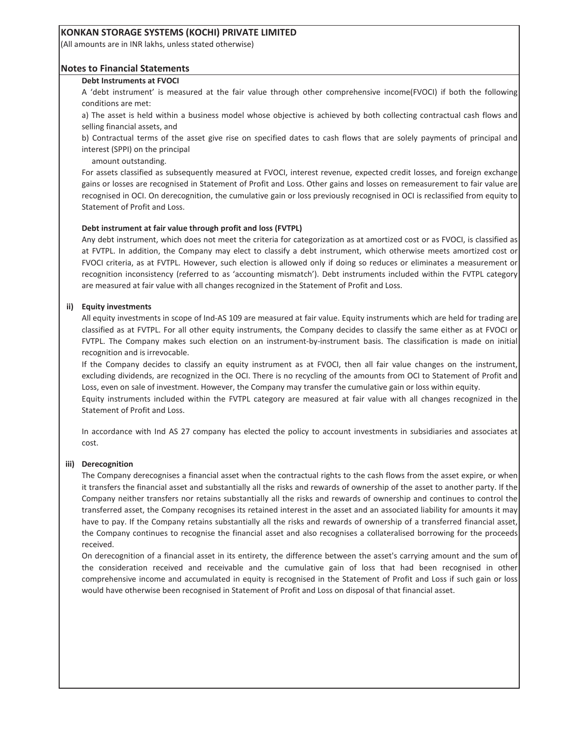**Debt Instruments at FVOCI**

A 'debt instrument' is measured at the fair value through other comprehensive income(FVOCI) if both the following conditions are met:

a) The asset is held within a business model whose objective is achieved by both collecting contractual cash flows and selling financial assets, and

b) Contractual terms of the asset give rise on specified dates to cash flows that are solely payments of principal and interest (SPPI) on the principal amount outstanding.

For assets classified as subsequently measured at FVOCI, interest revenue, expected credit losses, and foreign exchange gains or losses are recognised in Statement of Profit and Loss. Other gains and losses on remeasurement to fair value are recognised in OCI. On derecognition, the cumulative gain or loss previously recognised in OCI is reclassified from equity to Statement of Profit and Loss.

**Debt instrument at fair value through profit and loss (FVTPL)**

Any debt instrument, which does not meet the criteria for categorization as at amortized cost or as FVOCI, is classified as at FVTPL. In addition, the Company may elect to classify a debt instrument, which otherwise meets amortized cost or FVOCI criteria, as at FVTPL. However, such election is allowed only if doing so reduces or eliminates a measurement or recognition inconsistency (referred to as 'accounting mismatch'). Debt instruments included within the FVTPL category are measured at fair value with all changes recognized in the Statement of Profit and Loss.

**ii) Equity investments**

All equity investments in scope of Ind-AS 109 are measured at fair value. Equity instruments which are held for trading are classified as at FVTPL. For all other equity instruments, the Company decides to classify the same either as at FVOCI or FVTPL. The Company makes such election on an instrument-by-instrument basis. The classification is made on initial recognition and is irrevocable.

If the Company decides to classify an equity instrument as at FVOCI, then all fair value changes on the instrument, excluding dividends, are recognized in the OCI. There is no recycling of the amounts from OCI to Statement of Profit and Loss, even on sale of investment. However, the Company may transfer the cumulative gain or loss within equity.

Equity instruments included within the FVTPL category are measured at fair value with all changes recognized in the Statement of Profit and Loss.

In accordance with Ind AS 27 company has elected the policy to account investments in subsidiaries and associates at cost.

**iii) Derecognition**

The Company derecognises a financial asset when the contractual rights to the cash flows from the asset expire, or when it transfers the financial asset and substantially all the risks and rewards of ownership of the asset to another party. If the Company neither transfers nor retains substantially all the risks and rewards of ownership and continues to control the transferred asset, the Company recognises its retained interest in the asset and an associated liability for amounts it may have to pay. If the Company retains substantially all the risks and rewards of ownership of a transferred financial asset, the Company continues to recognise the financial asset and also recognises a collateralised borrowing for the proceeds received.

On derecognition of a financial asset in its entirety, the difference between the asset's carrying amount and the sum of the consideration received and receivable and the cumulative gain of loss that had been recognised in other comprehensive income and accumulated in equity is recognised in the Statement of Profit and Loss if such gain or loss would have otherwise been recognised in Statement of Profit and Loss on disposal of that financial asset.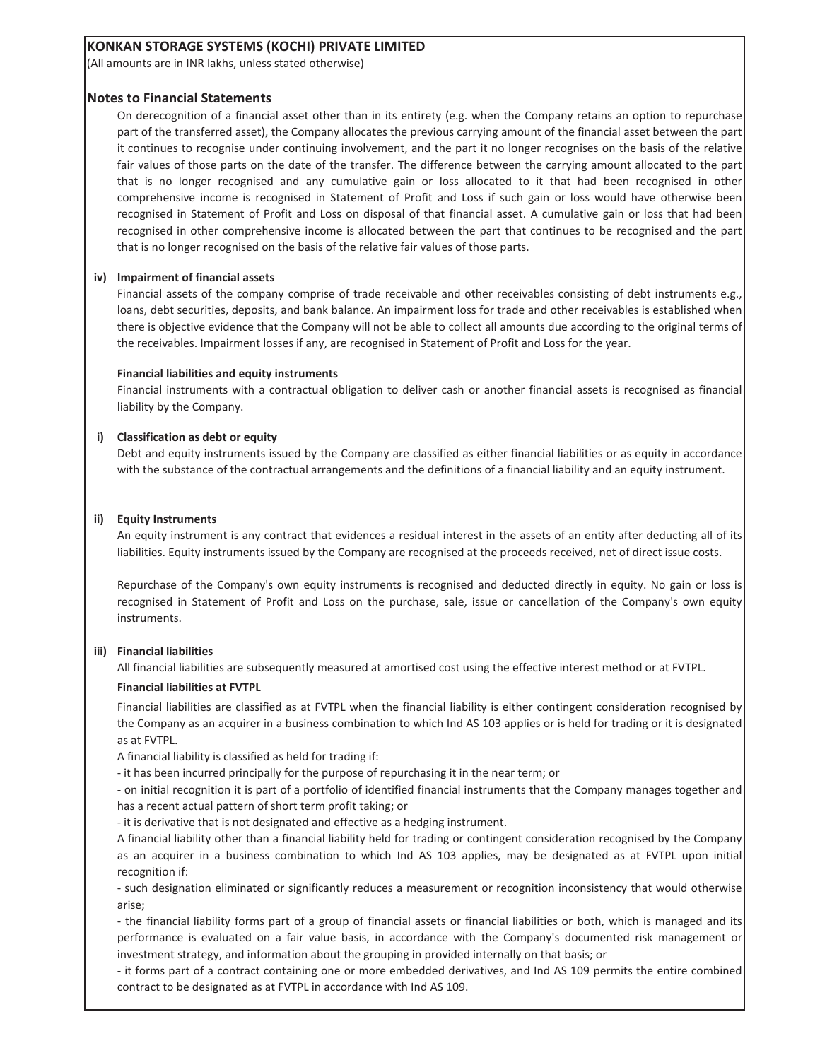**KONKAN STORAGE SYSTEMS (KOCHI) PRIVATE LIMITED**
(All amounts are in INR lakhs, unless stated otherwise)

## Notes to Financial Statements

On derecognition of a financial asset other than in its entirety (e.g. when the Company retains an option to repurchase part of the transferred asset), the Company allocates the previous carrying amount of the financial asset between the part it continues to recognise under continuing involvement, and the part it no longer recognises on the basis of the relative fair values of those parts on the date of the transfer. The difference between the carrying amount allocated to the part that is no longer recognised and any cumulative gain or loss allocated to it that had been recognised in other comprehensive income is recognised in Statement of Profit and Loss if such gain or loss would have otherwise been recognised in Statement of Profit and Loss on disposal of that financial asset. A cumulative gain or loss that had been recognised in other comprehensive income is allocated between the part that continues to be recognised and the part that is no longer recognised on the basis of the relative fair values of those parts.

**iv) Impairment of financial assets**

Financial assets of the company comprise of trade receivable and other receivables consisting of debt instruments e.g., loans, debt securities, deposits, and bank balance. An impairment loss for trade and other receivables is established when there is objective evidence that the Company will not be able to collect all amounts due according to the original terms of the receivables. Impairment losses if any, are recognised in Statement of Profit and Loss for the year.

**Financial liabilities and equity instruments**

Financial instruments with a contractual obligation to deliver cash or another financial assets is recognised as financial liability by the Company.

**i) Classification as debt or equity**

Debt and equity instruments issued by the Company are classified as either financial liabilities or as equity in accordance with the substance of the contractual arrangements and the definitions of a financial liability and an equity instrument.

**ii) Equity Instruments**

An equity instrument is any contract that evidences a residual interest in the assets of an entity after deducting all of its liabilities. Equity instruments issued by the Company are recognised at the proceeds received, net of direct issue costs.

Repurchase of the Company's own equity instruments is recognised and deducted directly in equity. No gain or loss is recognised in Statement of Profit and Loss on the purchase, sale, issue or cancellation of the Company's own equity instruments.

**iii) Financial liabilities**

All financial liabilities are subsequently measured at amortised cost using the effective interest method or at FVTPL.

**Financial liabilities at FVTPL**

Financial liabilities are classified as at FVTPL when the financial liability is either contingent consideration recognised by the Company as an acquirer in a business combination to which Ind AS 103 applies or is held for trading or it is designated as at FVTPL.

A financial liability is classified as held for trading if:

- it has been incurred principally for the purpose of repurchasing it in the near term; or
- on initial recognition it is part of a portfolio of identified financial instruments that the Company manages together and has a recent actual pattern of short term profit taking; or
- it is derivative that is not designated and effective as a hedging instrument.

A financial liability other than a financial liability held for trading or contingent consideration recognised by the Company as an acquirer in a business combination to which Ind AS 103 applies, may be designated as at FVTPL upon initial recognition if:

- such designation eliminated or significantly reduces a measurement or recognition inconsistency that would otherwise arise;
- the financial liability forms part of a group of financial assets or financial liabilities or both, which is managed and its performance is evaluated on a fair value basis, in accordance with the Company's documented risk management or investment strategy, and information about the grouping in provided internally on that basis; or
- it forms part of a contract containing one or more embedded derivatives, and Ind AS 109 permits the entire combined contract to be designated as at FVTPL in accordance with Ind AS 109.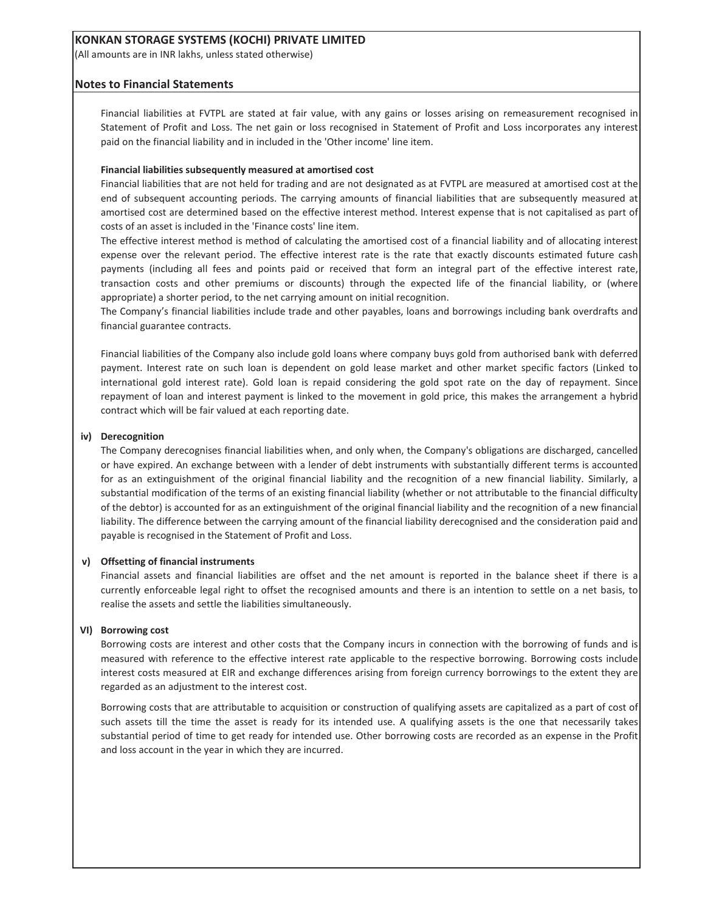Financial liabilities at FVTPL are stated at fair value, with any gains or losses arising on remeasurement recognised in Statement of Profit and Loss. The net gain or loss recognised in Statement of Profit and Loss incorporates any interest paid on the financial liability and in included in the 'Other income' line item.

**Financial liabilities subsequently measured at amortised cost**

Financial liabilities that are not held for trading and are not designated as at FVTPL are measured at amortised cost at the end of subsequent accounting periods. The carrying amounts of financial liabilities that are subsequently measured at amortised cost are determined based on the effective interest method. Interest expense that is not capitalised as part of costs of an asset is included in the 'Finance costs' line item.

The effective interest method is method of calculating the amortised cost of a financial liability and of allocating interest expense over the relevant period. The effective interest rate is the rate that exactly discounts estimated future cash payments (including all fees and points paid or received that form an integral part of the effective interest rate, transaction costs and other premiums or discounts) through the expected life of the financial liability, or (where appropriate) a shorter period, to the net carrying amount on initial recognition.

The Company's financial liabilities include trade and other payables, loans and borrowings including bank overdrafts and financial guarantee contracts.

Financial liabilities of the Company also include gold loans where company buys gold from authorised bank with deferred payment. Interest rate on such loan is dependent on gold lease market and other market specific factors (Linked to international gold interest rate). Gold loan is repaid considering the gold spot rate on the day of repayment. Since repayment of loan and interest payment is linked to the movement in gold price, this makes the arrangement a hybrid contract which will be fair valued at each reporting date.

**iv) Derecognition**

The Company derecognises financial liabilities when, and only when, the Company's obligations are discharged, cancelled or have expired. An exchange between with a lender of debt instruments with substantially different terms is accounted for as an extinguishment of the original financial liability and the recognition of a new financial liability. Similarly, a substantial modification of the terms of an existing financial liability (whether or not attributable to the financial difficulty of the debtor) is accounted for as an extinguishment of the original financial liability and the recognition of a new financial liability. The difference between the carrying amount of the financial liability derecognised and the consideration paid and payable is recognised in the Statement of Profit and Loss.

**v) Offsetting of financial instruments**

Financial assets and financial liabilities are offset and the net amount is reported in the balance sheet if there is a currently enforceable legal right to offset the recognised amounts and there is an intention to settle on a net basis, to realise the assets and settle the liabilities simultaneously.

**VI) Borrowing cost**

Borrowing costs are interest and other costs that the Company incurs in connection with the borrowing of funds and is measured with reference to the effective interest rate applicable to the respective borrowing. Borrowing costs include interest costs measured at EIR and exchange differences arising from foreign currency borrowings to the extent they are regarded as an adjustment to the interest cost.

Borrowing costs that are attributable to acquisition or construction of qualifying assets are capitalized as a part of cost of such assets till the time the asset is ready for its intended use. A qualifying assets is the one that necessarily takes substantial period of time to get ready for intended use. Other borrowing costs are recorded as an expense in the Profit and loss account in the year in which they are incurred.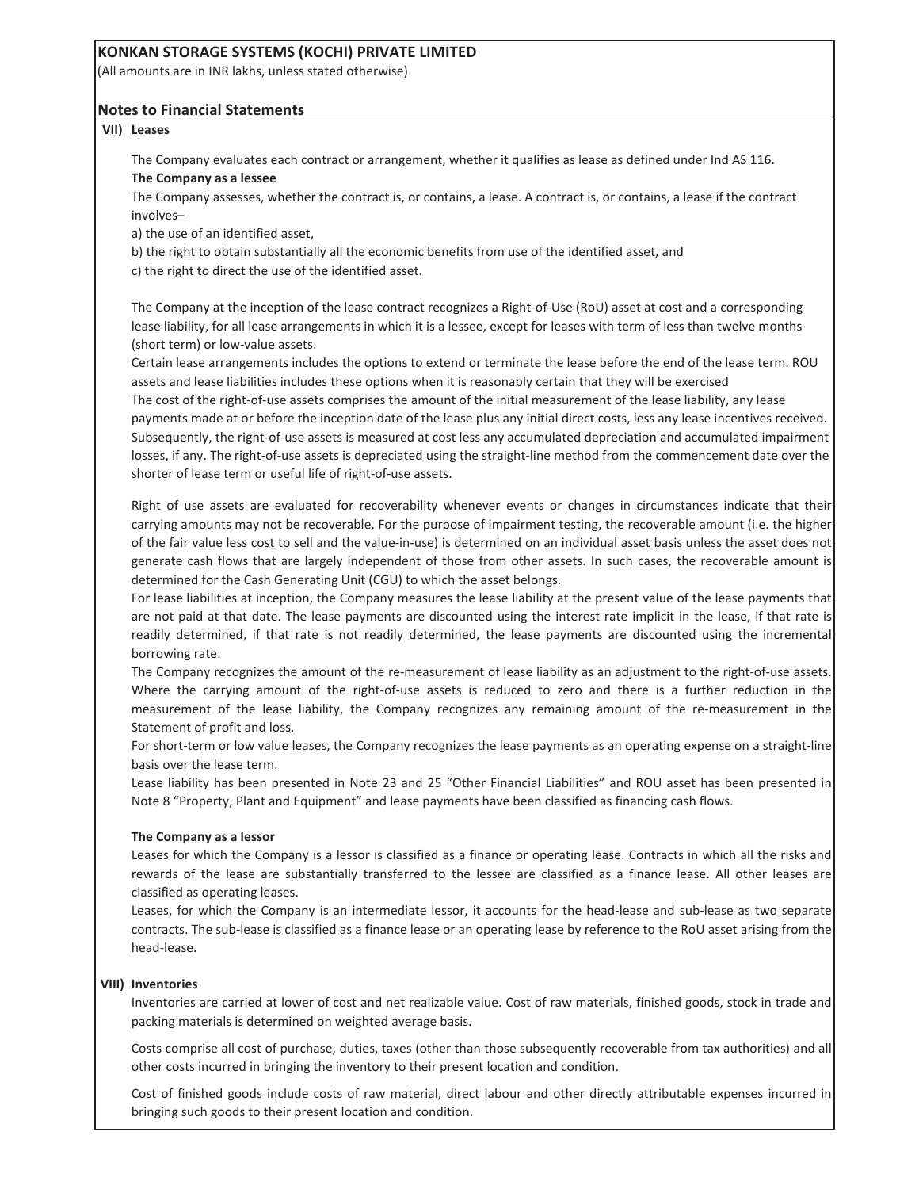**KONKAN STORAGE SYSTEMS (KOCHI) PRIVATE LIMITED**

(All amounts are in INR lakhs, unless stated otherwise)

## Notes to Financial Statements

### VII) Leases

The Company evaluates each contract or arrangement, whether it qualifies as lease as defined under Ind AS 116.

**The Company as a lessee**

The Company assesses, whether the contract is, or contains, a lease. A contract is, or contains, a lease if the contract involves–

a) the use of an identified asset,

b) the right to obtain substantially all the economic benefits from use of the identified asset, and

c) the right to direct the use of the identified asset.

The Company at the inception of the lease contract recognizes a Right-of-Use (RoU) asset at cost and a corresponding lease liability, for all lease arrangements in which it is a lessee, except for leases with term of less than twelve months (short term) or low-value assets.

Certain lease arrangements includes the options to extend or terminate the lease before the end of the lease term. ROU assets and lease liabilities includes these options when it is reasonably certain that they will be exercised

The cost of the right-of-use assets comprises the amount of the initial measurement of the lease liability, any lease payments made at or before the inception date of the lease plus any initial direct costs, less any lease incentives received. Subsequently, the right-of-use assets is measured at cost less any accumulated depreciation and accumulated impairment losses, if any. The right-of-use assets is depreciated using the straight-line method from the commencement date over the shorter of lease term or useful life of right-of-use assets.

Right of use assets are evaluated for recoverability whenever events or changes in circumstances indicate that their carrying amounts may not be recoverable. For the purpose of impairment testing, the recoverable amount (i.e. the higher of the fair value less cost to sell and the value-in-use) is determined on an individual asset basis unless the asset does not generate cash flows that are largely independent of those from other assets. In such cases, the recoverable amount is determined for the Cash Generating Unit (CGU) to which the asset belongs.

For lease liabilities at inception, the Company measures the lease liability at the present value of the lease payments that are not paid at that date. The lease payments are discounted using the interest rate implicit in the lease, if that rate is readily determined, if that rate is not readily determined, the lease payments are discounted using the incremental borrowing rate.

The Company recognizes the amount of the re-measurement of lease liability as an adjustment to the right-of-use assets. Where the carrying amount of the right-of-use assets is reduced to zero and there is a further reduction in the measurement of the lease liability, the Company recognizes any remaining amount of the re-measurement in the Statement of profit and loss.

For short-term or low value leases, the Company recognizes the lease payments as an operating expense on a straight-line basis over the lease term.

Lease liability has been presented in Note 23 and 25 "Other Financial Liabilities" and ROU asset has been presented in Note 8 "Property, Plant and Equipment" and lease payments have been classified as financing cash flows.

**The Company as a lessor**

Leases for which the Company is a lessor is classified as a finance or operating lease. Contracts in which all the risks and rewards of the lease are substantially transferred to the lessee are classified as a finance lease. All other leases are classified as operating leases.

Leases, for which the Company is an intermediate lessor, it accounts for the head-lease and sub-lease as two separate contracts. The sub-lease is classified as a finance lease or an operating lease by reference to the RoU asset arising from the head-lease.

### VIII) Inventories

Inventories are carried at lower of cost and net realizable value. Cost of raw materials, finished goods, stock in trade and packing materials is determined on weighted average basis.

Costs comprise all cost of purchase, duties, taxes (other than those subsequently recoverable from tax authorities) and all other costs incurred in bringing the inventory to their present location and condition.

Cost of finished goods include costs of raw material, direct labour and other directly attributable expenses incurred in bringing such goods to their present location and condition.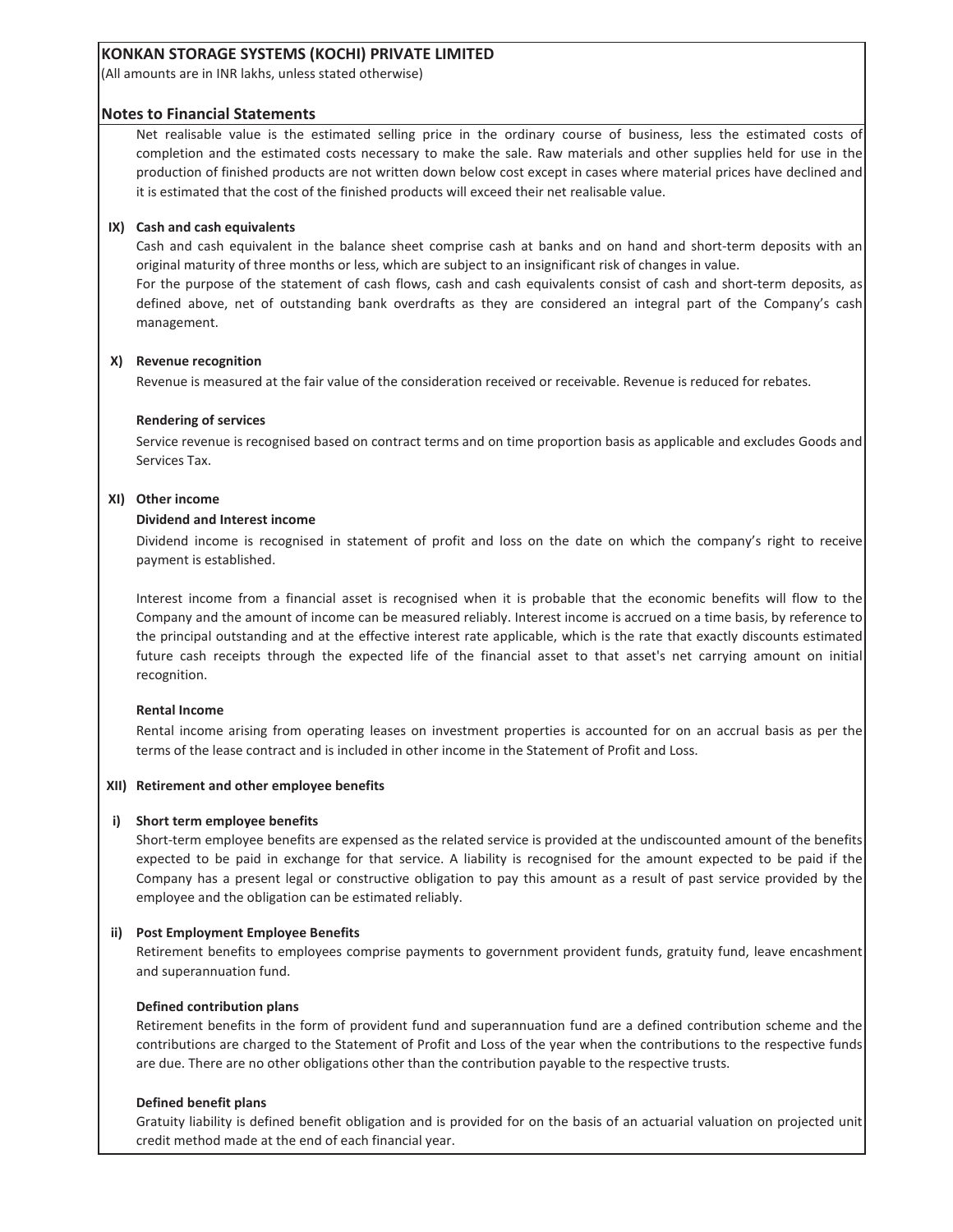**KONKAN STORAGE SYSTEMS (KOCHI) PRIVATE LIMITED**

(All amounts are in INR lakhs, unless stated otherwise)

## Notes to Financial Statements

Net realisable value is the estimated selling price in the ordinary course of business, less the estimated costs of completion and the estimated costs necessary to make the sale. Raw materials and other supplies held for use in the production of finished products are not written down below cost except in cases where material prices have declined and it is estimated that the cost of the finished products will exceed their net realisable value.

### IX) Cash and cash equivalents

Cash and cash equivalent in the balance sheet comprise cash at banks and on hand and short-term deposits with an original maturity of three months or less, which are subject to an insignificant risk of changes in value.

For the purpose of the statement of cash flows, cash and cash equivalents consist of cash and short-term deposits, as defined above, net of outstanding bank overdrafts as they are considered an integral part of the Company's cash management.

### X) Revenue recognition

Revenue is measured at the fair value of the consideration received or receivable. Revenue is reduced for rebates.

**Rendering of services**

Service revenue is recognised based on contract terms and on time proportion basis as applicable and excludes Goods and Services Tax.

### XI) Other income

**Dividend and Interest income**

Dividend income is recognised in statement of profit and loss on the date on which the company's right to receive payment is established.

Interest income from a financial asset is recognised when it is probable that the economic benefits will flow to the Company and the amount of income can be measured reliably. Interest income is accrued on a time basis, by reference to the principal outstanding and at the effective interest rate applicable, which is the rate that exactly discounts estimated future cash receipts through the expected life of the financial asset to that asset's net carrying amount on initial recognition.

**Rental Income**

Rental income arising from operating leases on investment properties is accounted for on an accrual basis as per the terms of the lease contract and is included in other income in the Statement of Profit and Loss.

### XII) Retirement and other employee benefits

**i) Short term employee benefits**

Short-term employee benefits are expensed as the related service is provided at the undiscounted amount of the benefits expected to be paid in exchange for that service. A liability is recognised for the amount expected to be paid if the Company has a present legal or constructive obligation to pay this amount as a result of past service provided by the employee and the obligation can be estimated reliably.

**ii) Post Employment Employee Benefits**

Retirement benefits to employees comprise payments to government provident funds, gratuity fund, leave encashment and superannuation fund.

**Defined contribution plans**

Retirement benefits in the form of provident fund and superannuation fund are a defined contribution scheme and the contributions are charged to the Statement of Profit and Loss of the year when the contributions to the respective funds are due. There are no other obligations other than the contribution payable to the respective trusts.

**Defined benefit plans**

Gratuity liability is defined benefit obligation and is provided for on the basis of an actuarial valuation on projected unit credit method made at the end of each financial year.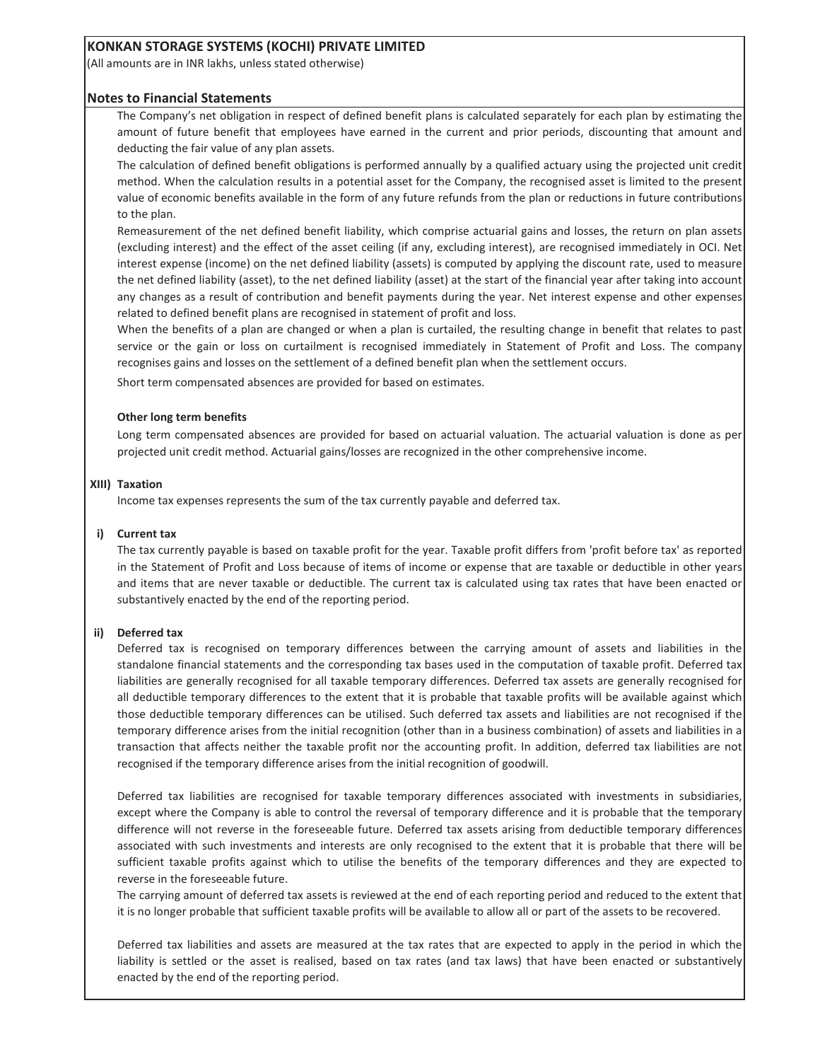**KONKAN STORAGE SYSTEMS (KOCHI) PRIVATE LIMITED**

(All amounts are in INR lakhs, unless stated otherwise)

## Notes to Financial Statements

The Company's net obligation in respect of defined benefit plans is calculated separately for each plan by estimating the amount of future benefit that employees have earned in the current and prior periods, discounting that amount and deducting the fair value of any plan assets.

The calculation of defined benefit obligations is performed annually by a qualified actuary using the projected unit credit method. When the calculation results in a potential asset for the Company, the recognised asset is limited to the present value of economic benefits available in the form of any future refunds from the plan or reductions in future contributions to the plan.

Remeasurement of the net defined benefit liability, which comprise actuarial gains and losses, the return on plan assets (excluding interest) and the effect of the asset ceiling (if any, excluding interest), are recognised immediately in OCI. Net interest expense (income) on the net defined liability (assets) is computed by applying the discount rate, used to measure the net defined liability (asset), to the net defined liability (asset) at the start of the financial year after taking into account any changes as a result of contribution and benefit payments during the year. Net interest expense and other expenses related to defined benefit plans are recognised in statement of profit and loss.

When the benefits of a plan are changed or when a plan is curtailed, the resulting change in benefit that relates to past service or the gain or loss on curtailment is recognised immediately in Statement of Profit and Loss. The company recognises gains and losses on the settlement of a defined benefit plan when the settlement occurs.

Short term compensated absences are provided for based on estimates.

**Other long term benefits**

Long term compensated absences are provided for based on actuarial valuation. The actuarial valuation is done as per projected unit credit method. Actuarial gains/losses are recognized in the other comprehensive income.

### XIII) Taxation

Income tax expenses represents the sum of the tax currently payable and deferred tax.

**i) Current tax**

The tax currently payable is based on taxable profit for the year. Taxable profit differs from 'profit before tax' as reported in the Statement of Profit and Loss because of items of income or expense that are taxable or deductible in other years and items that are never taxable or deductible. The current tax is calculated using tax rates that have been enacted or substantively enacted by the end of the reporting period.

**ii) Deferred tax**

Deferred tax is recognised on temporary differences between the carrying amount of assets and liabilities in the standalone financial statements and the corresponding tax bases used in the computation of taxable profit. Deferred tax liabilities are generally recognised for all taxable temporary differences. Deferred tax assets are generally recognised for all deductible temporary differences to the extent that it is probable that taxable profits will be available against which those deductible temporary differences can be utilised. Such deferred tax assets and liabilities are not recognised if the temporary difference arises from the initial recognition (other than in a business combination) of assets and liabilities in a transaction that affects neither the taxable profit nor the accounting profit. In addition, deferred tax liabilities are not recognised if the temporary difference arises from the initial recognition of goodwill.

Deferred tax liabilities are recognised for taxable temporary differences associated with investments in subsidiaries, except where the Company is able to control the reversal of temporary difference and it is probable that the temporary difference will not reverse in the foreseeable future. Deferred tax assets arising from deductible temporary differences associated with such investments and interests are only recognised to the extent that it is probable that there will be sufficient taxable profits against which to utilise the benefits of the temporary differences and they are expected to reverse in the foreseeable future.

The carrying amount of deferred tax assets is reviewed at the end of each reporting period and reduced to the extent that it is no longer probable that sufficient taxable profits will be available to allow all or part of the assets to be recovered.

Deferred tax liabilities and assets are measured at the tax rates that are expected to apply in the period in which the liability is settled or the asset is realised, based on tax rates (and tax laws) that have been enacted or substantively enacted by the end of the reporting period.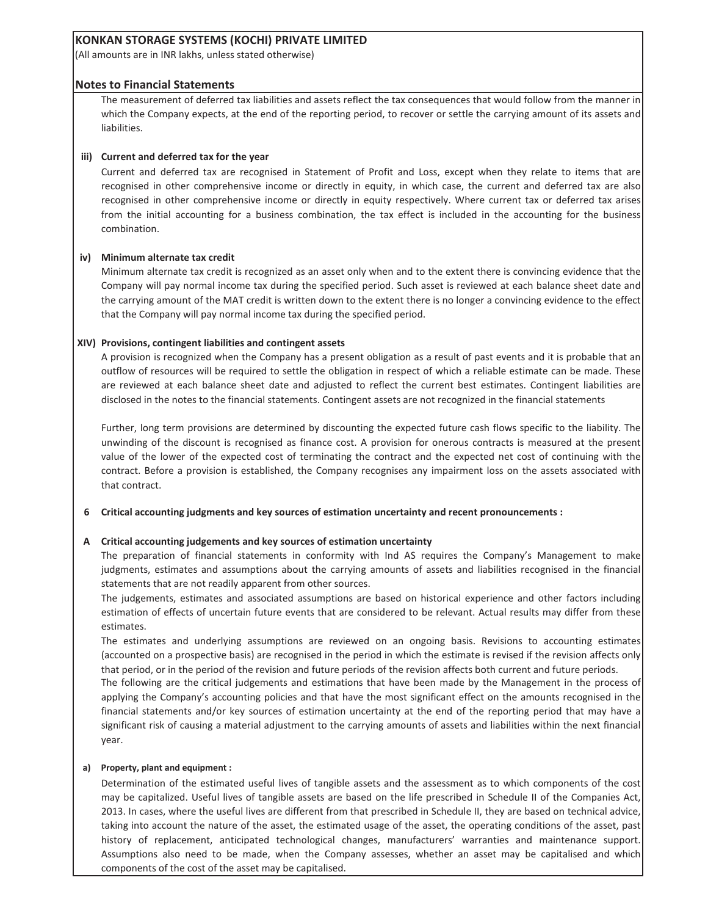The measurement of deferred tax liabilities and assets reflect the tax consequences that would follow from the manner in which the Company expects, at the end of the reporting period, to recover or settle the carrying amount of its assets and liabilities.

**iii) Current and deferred tax for the year**

Current and deferred tax are recognised in Statement of Profit and Loss, except when they relate to items that are recognised in other comprehensive income or directly in equity, in which case, the current and deferred tax are also recognised in other comprehensive income or directly in equity respectively. Where current tax or deferred tax arises from the initial accounting for a business combination, the tax effect is included in the accounting for the business combination.

**iv) Minimum alternate tax credit**

Minimum alternate tax credit is recognized as an asset only when and to the extent there is convincing evidence that the Company will pay normal income tax during the specified period. Such asset is reviewed at each balance sheet date and the carrying amount of the MAT credit is written down to the extent there is no longer a convincing evidence to the effect that the Company will pay normal income tax during the specified period.

**XIV) Provisions, contingent liabilities and contingent assets**

A provision is recognized when the Company has a present obligation as a result of past events and it is probable that an outflow of resources will be required to settle the obligation in respect of which a reliable estimate can be made. These are reviewed at each balance sheet date and adjusted to reflect the current best estimates. Contingent liabilities are disclosed in the notes to the financial statements. Contingent assets are not recognized in the financial statements

Further, long term provisions are determined by discounting the expected future cash flows specific to the liability. The unwinding of the discount is recognised as finance cost. A provision for onerous contracts is measured at the present value of the lower of the expected cost of terminating the contract and the expected net cost of continuing with the contract. Before a provision is established, the Company recognises any impairment loss on the assets associated with that contract.

## 6 Critical accounting judgments and key sources of estimation uncertainty and recent pronouncements :

### A Critical accounting judgements and key sources of estimation uncertainty

The preparation of financial statements in conformity with Ind AS requires the Company's Management to make judgments, estimates and assumptions about the carrying amounts of assets and liabilities recognised in the financial statements that are not readily apparent from other sources.

The judgements, estimates and associated assumptions are based on historical experience and other factors including estimation of effects of uncertain future events that are considered to be relevant. Actual results may differ from these estimates.

The estimates and underlying assumptions are reviewed on an ongoing basis. Revisions to accounting estimates (accounted on a prospective basis) are recognised in the period in which the estimate is revised if the revision affects only that period, or in the period of the revision and future periods of the revision affects both current and future periods.

The following are the critical judgements and estimations that have been made by the Management in the process of applying the Company's accounting policies and that have the most significant effect on the amounts recognised in the financial statements and/or key sources of estimation uncertainty at the end of the reporting period that may have a significant risk of causing a material adjustment to the carrying amounts of assets and liabilities within the next financial year.

**a) Property, plant and equipment :**

Determination of the estimated useful lives of tangible assets and the assessment as to which components of the cost may be capitalized. Useful lives of tangible assets are based on the life prescribed in Schedule II of the Companies Act, 2013. In cases, where the useful lives are different from that prescribed in Schedule II, they are based on technical advice, taking into account the nature of the asset, the estimated usage of the asset, the operating conditions of the asset, past history of replacement, anticipated technological changes, manufacturers' warranties and maintenance support. Assumptions also need to be made, when the Company assesses, whether an asset may be capitalised and which components of the cost of the asset may be capitalised.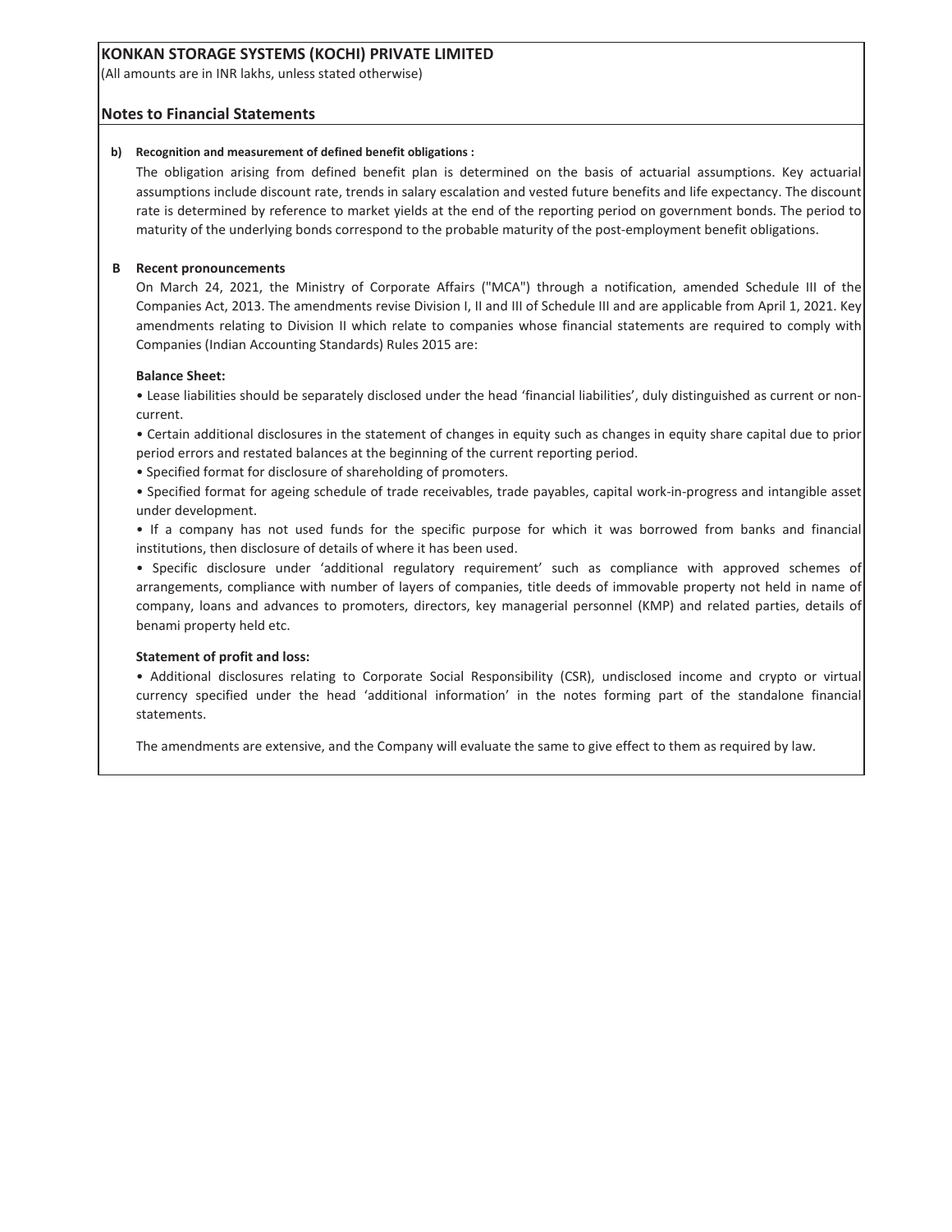# KONKAN STORAGE SYSTEMS (KOCHI) PRIVATE LIMITED

(All amounts are in INR lakhs, unless stated otherwise)

## Notes to Financial Statements

**b) Recognition and measurement of defined benefit obligations :**

The obligation arising from defined benefit plan is determined on the basis of actuarial assumptions. Key actuarial assumptions include discount rate, trends in salary escalation and vested future benefits and life expectancy. The discount rate is determined by reference to market yields at the end of the reporting period on government bonds. The period to maturity of the underlying bonds correspond to the probable maturity of the post-employment benefit obligations.

**B Recent pronouncements**

On March 24, 2021, the Ministry of Corporate Affairs ("MCA") through a notification, amended Schedule III of the Companies Act, 2013. The amendments revise Division I, II and III of Schedule III and are applicable from April 1, 2021. Key amendments relating to Division II which relate to companies whose financial statements are required to comply with Companies (Indian Accounting Standards) Rules 2015 are:

**Balance Sheet:**

- Lease liabilities should be separately disclosed under the head 'financial liabilities', duly distinguished as current or non-current.
- Certain additional disclosures in the statement of changes in equity such as changes in equity share capital due to prior period errors and restated balances at the beginning of the current reporting period.
- Specified format for disclosure of shareholding of promoters.
- Specified format for ageing schedule of trade receivables, trade payables, capital work-in-progress and intangible asset under development.
- If a company has not used funds for the specific purpose for which it was borrowed from banks and financial institutions, then disclosure of details of where it has been used.
- Specific disclosure under 'additional regulatory requirement' such as compliance with approved schemes of arrangements, compliance with number of layers of companies, title deeds of immovable property not held in name of company, loans and advances to promoters, directors, key managerial personnel (KMP) and related parties, details of benami property held etc.

**Statement of profit and loss:**

- Additional disclosures relating to Corporate Social Responsibility (CSR), undisclosed income and crypto or virtual currency specified under the head 'additional information' in the notes forming part of the standalone financial statements.

The amendments are extensive, and the Company will evaluate the same to give effect to them as required by law.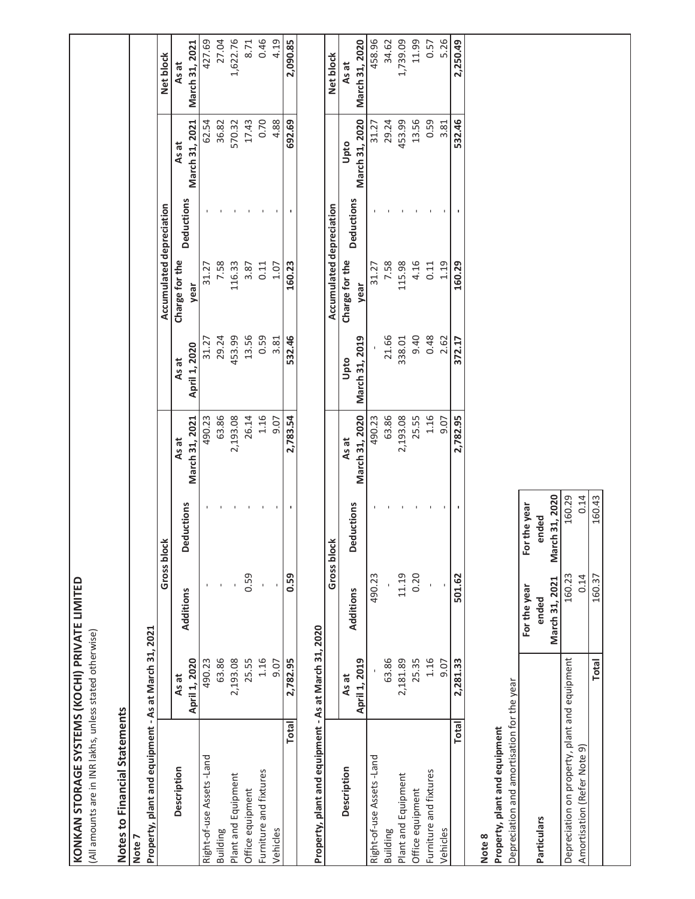**KONKAN STORAGE SYSTEMS (KOCHI) PRIVATE LIMITED**
(All amounts are in INR lakhs, unless stated otherwise)

## Notes to Financial Statements

**Note 7**

**Property, plant and equipment - As at March 31, 2021**

| Description | Gross block | | | | Accumulated depreciation | | | | Net block |
|---|---|---|---|---|---|---|---|---|---|
| | As at April 1, 2020 | Additions | Deductions | As at March 31, 2021 | As at April 1, 2020 | Charge for the year | Deductions | As at March 31, 2021 | As at March 31, 2021 |
| Right-of-use Assets -Land | 490.23 | - | - | 490.23 | 31.27 | 31.27 | - | 62.54 | 427.69 |
| Building | 63.86 | - | - | 63.86 | 29.24 | 7.58 | - | 36.82 | 27.04 |
| Plant and Equipment | 2,193.08 | - | - | 2,193.08 | 453.99 | 116.33 | - | 570.32 | 1,622.76 |
| Office equipment | 25.55 | 0.59 | - | 26.14 | 13.56 | 3.87 | - | 17.43 | 8.71 |
| Furniture and fixtures | 1.16 | - | - | 1.16 | 0.59 | 0.11 | - | 0.70 | 0.46 |
| Vehicles | 9.07 | - | - | 9.07 | 3.81 | 1.07 | - | 4.88 | 4.19 |
| **Total** | **2,782.95** | **0.59** | **-** | **2,783.54** | **532.46** | **160.23** | **-** | **692.69** | **2,090.85** |

**Property, plant and equipment - As at March 31, 2020**

| Description | Gross block | | | | Accumulated depreciation | | | | Net block |
|---|---|---|---|---|---|---|---|---|---|
| | As at April 1, 2019 | Additions | Deductions | As at March 31, 2020 | Upto March 31, 2019 | Charge for the year | Deductions | Upto March 31, 2020 | As at March 31, 2020 |
| Right-of-use Assets -Land | - | 490.23 | - | 490.23 | - | 31.27 | - | 31.27 | 458.96 |
| Building | 63.86 | - | - | 63.86 | 21.66 | 7.58 | - | 29.24 | 34.62 |
| Plant and Equipment | 2,181.89 | 11.19 | - | 2,193.08 | 338.01 | 115.98 | - | 453.99 | 1,739.09 |
| Office equipment | 25.35 | 0.20 | - | 25.55 | 9.40 | 4.16 | - | 13.56 | 11.99 |
| Furniture and fixtures | 1.16 | - | - | 1.16 | 0.48 | 0.11 | - | 0.59 | 0.57 |
| Vehicles | 9.07 | - | - | 9.07 | 2.62 | 1.19 | - | 3.81 | 5.26 |
| **Total** | **2,281.33** | **501.62** | **-** | **2,782.95** | **372.17** | **160.29** | **-** | **532.46** | **2,250.49** |

**Note 8**

**Property, plant and equipment**

Depreciation and amortisation for the year

| Particulars | For the year ended March 31, 2021 | For the year ended March 31, 2020 |
|---|---|---|
| Depreciation on property, plant and equipment | 160.23 | 160.29 |
| Amortisation (Refer Note 9) | 0.14 | 0.14 |
| **Total** | 160.37 | 160.43 |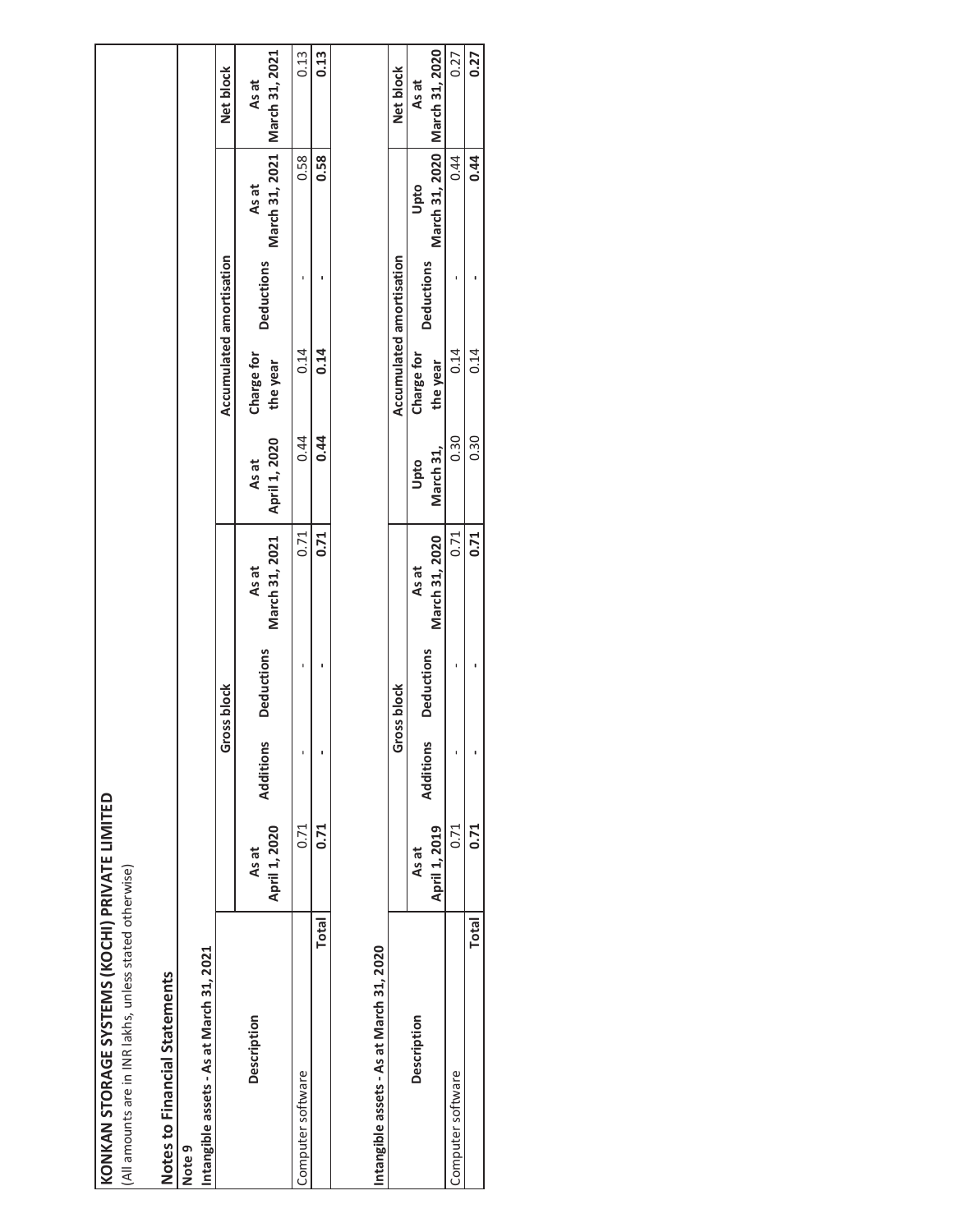# KONKAN STORAGE SYSTEMS (KOCHI) PRIVATE LIMITED

(All amounts are in INR lakhs, unless stated otherwise)

## Notes to Financial Statements

**Note 9**

**Intangible assets - As at March 31, 2021**

| Description | Gross block | | | | Accumulated amortisation | | | | Net block |
|---|---|---|---|---|---|---|---|---|---|
| | As at April 1, 2020 | Additions | Deductions | As at March 31, 2021 | As at April 1, 2020 | Charge for the year | Deductions | As at March 31, 2021 | As at March 31, 2021 |
| Computer software | 0.71 | - | - | 0.71 | 0.44 | 0.14 | - | 0.58 | 0.13 |
| **Total** | **0.71** | **-** | **-** | **0.71** | **0.44** | **0.14** | **-** | **0.58** | **0.13** |

**Intangible assets - As at March 31, 2020**

| Description | Gross block | | | | Accumulated amortisation | | | | Net block |
|---|---|---|---|---|---|---|---|---|---|
| | As at April 1, 2019 | Additions | Deductions | As at March 31, 2020 | Upto March 31, | Charge for the year | Deductions | Upto March 31, 2020 | As at March 31, 2020 |
| Computer software | 0.71 | - | - | 0.71 | 0.30 | 0.14 | - | 0.44 | 0.27 |
| **Total** | **0.71** | **-** | **-** | **0.71** | 0.30 | 0.14 | **-** | **0.44** | **0.27** |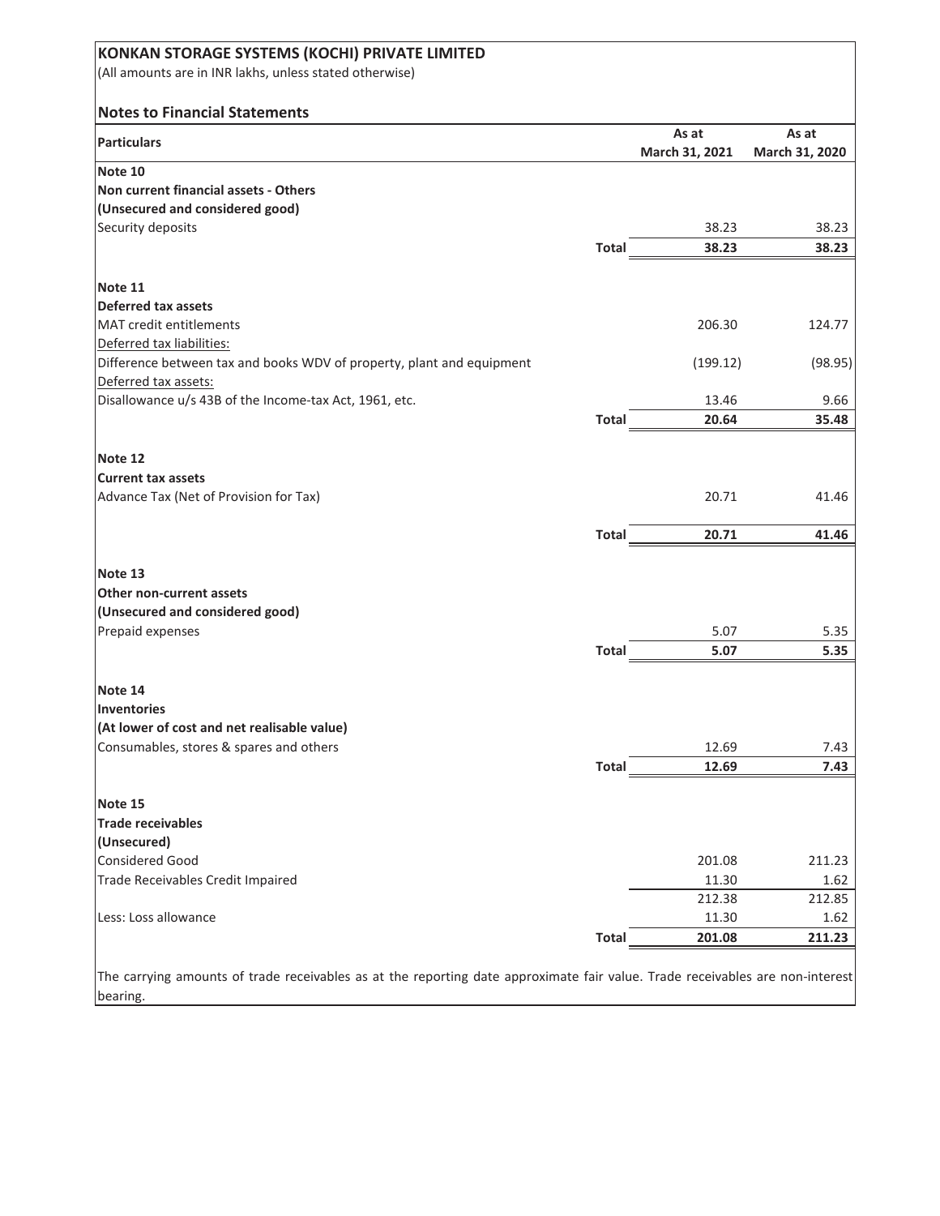**KONKAN STORAGE SYSTEMS (KOCHI) PRIVATE LIMITED**

(All amounts are in INR lakhs, unless stated otherwise)

**Notes to Financial Statements**

| Particulars | | As at March 31, 2021 | As at March 31, 2020 |
|---|---|---|---|
| **Note 10** | | | |
| **Non current financial assets - Others** | | | |
| **(Unsecured and considered good)** | | | |
| Security deposits | | 38.23 | 38.23 |
| | **Total** | **38.23** | **38.23** |
| **Note 11** | | | |
| **Deferred tax assets** | | | |
| MAT credit entitlements | | 206.30 | 124.77 |
| Deferred tax liabilities: | | | |
| Difference between tax and books WDV of property, plant and equipment | | (199.12) | (98.95) |
| Deferred tax assets: | | | |
| Disallowance u/s 43B of the Income-tax Act, 1961, etc. | | 13.46 | 9.66 |
| | **Total** | **20.64** | **35.48** |
| **Note 12** | | | |
| **Current tax assets** | | | |
| Advance Tax (Net of Provision for Tax) | | 20.71 | 41.46 |
| | **Total** | **20.71** | **41.46** |
| **Note 13** | | | |
| **Other non-current assets** | | | |
| **(Unsecured and considered good)** | | | |
| Prepaid expenses | | 5.07 | 5.35 |
| | **Total** | **5.07** | **5.35** |
| **Note 14** | | | |
| **Inventories** | | | |
| **(At lower of cost and net realisable value)** | | | |
| Consumables, stores & spares and others | | 12.69 | 7.43 |
| | **Total** | **12.69** | **7.43** |
| **Note 15** | | | |
| **Trade receivables** | | | |
| **(Unsecured)** | | | |
| Considered Good | | 201.08 | 211.23 |
| Trade Receivables Credit Impaired | | 11.30 | 1.62 |
| | | 212.38 | 212.85 |
| Less: Loss allowance | | 11.30 | 1.62 |
| | **Total** | **201.08** | **211.23** |

The carrying amounts of trade receivables as at the reporting date approximate fair value. Trade receivables are non-interest bearing.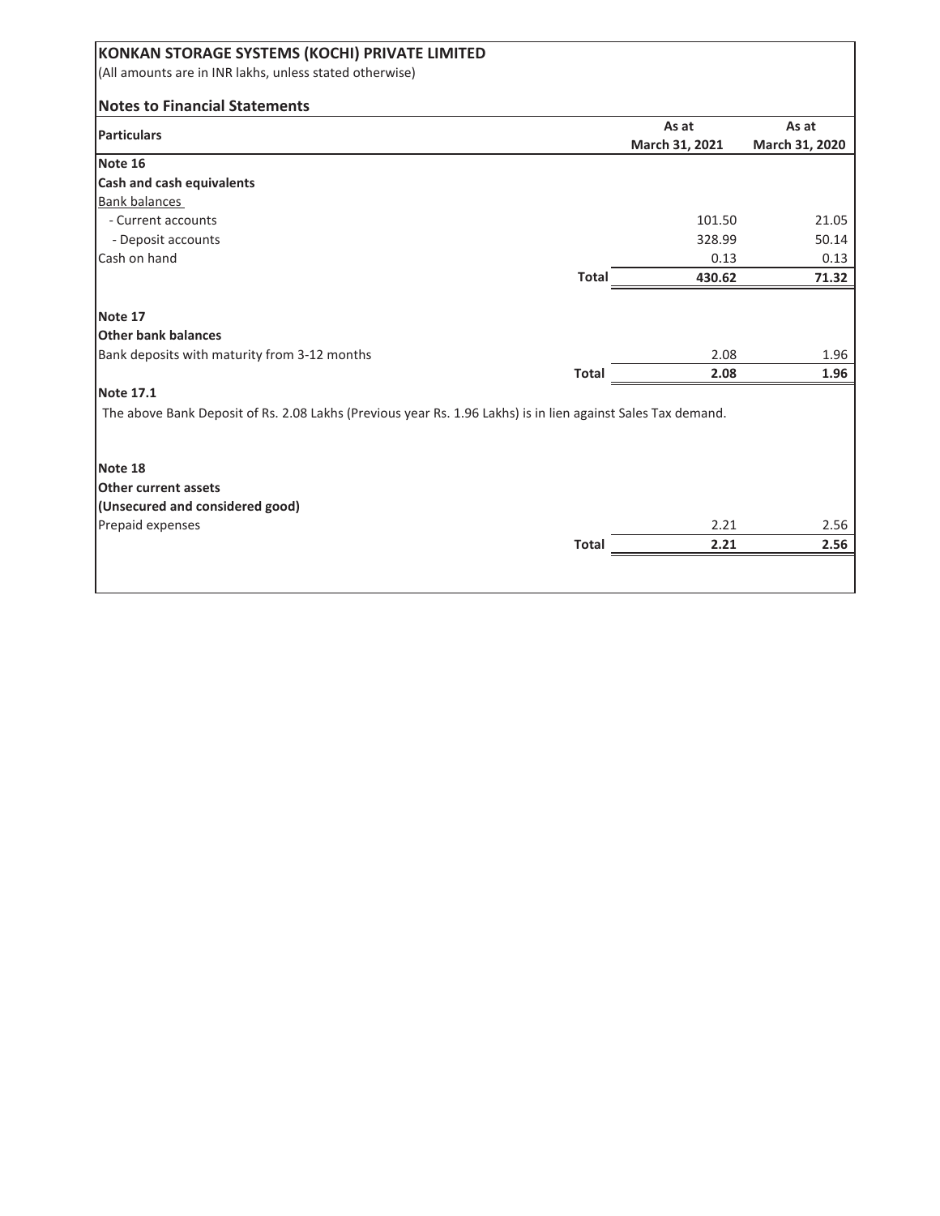# KONKAN STORAGE SYSTEMS (KOCHI) PRIVATE LIMITED

(All amounts are in INR lakhs, unless stated otherwise)

## Notes to Financial Statements

| Particulars | | As at March 31, 2021 | As at March 31, 2020 |
|---|---|---|---|
| **Note 16** | | | |
| **Cash and cash equivalents** | | | |
| Bank balances | | | |
| - Current accounts | | 101.50 | 21.05 |
| - Deposit accounts | | 328.99 | 50.14 |
| Cash on hand | | 0.13 | 0.13 |
| | **Total** | **430.62** | **71.32** |
| **Note 17** | | | |
| **Other bank balances** | | | |
| Bank deposits with maturity from 3-12 months | | 2.08 | 1.96 |
| | **Total** | **2.08** | **1.96** |

**Note 17.1**

The above Bank Deposit of Rs. 2.08 Lakhs (Previous year Rs. 1.96 Lakhs) is in lien against Sales Tax demand.

| Particulars | | As at March 31, 2021 | As at March 31, 2020 |
|---|---|---|---|
| **Note 18** | | | |
| **Other current assets** | | | |
| **(Unsecured and considered good)** | | | |
| Prepaid expenses | | 2.21 | 2.56 |
| | **Total** | **2.21** | **2.56** |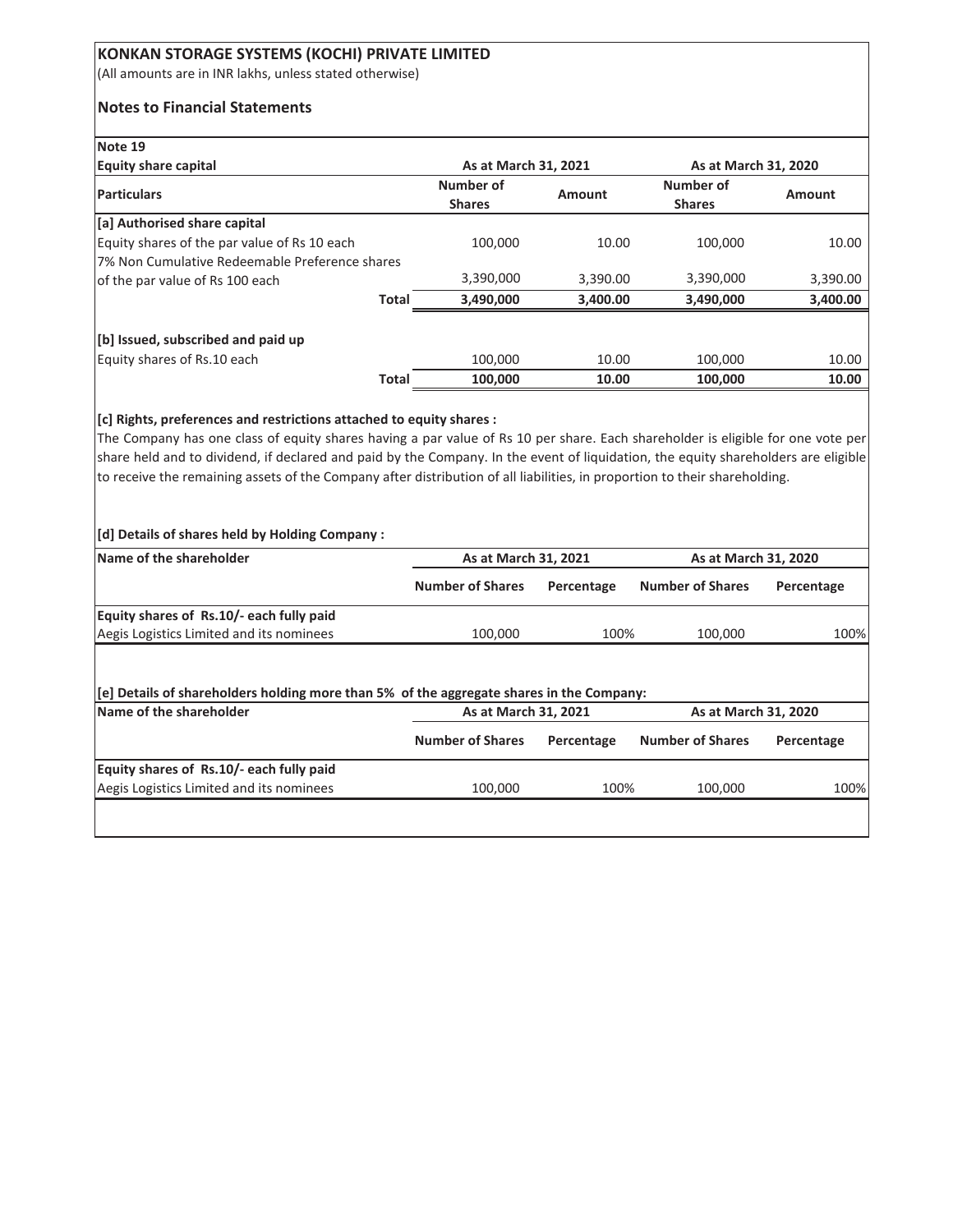## KONKAN STORAGE SYSTEMS (KOCHI) PRIVATE LIMITED

(All amounts are in INR lakhs, unless stated otherwise)

### Notes to Financial Statements

**Note 19**

| **Equity share capital** | **As at March 31, 2021** | | **As at March 31, 2020** | |
|---|---|---|---|---|
| **Particulars** | **Number of Shares** | **Amount** | **Number of Shares** | **Amount** |
| **[a] Authorised share capital** | | | | |
| Equity shares of the par value of Rs 10 each | 100,000 | 10.00 | 100,000 | 10.00 |
| 7% Non Cumulative Redeemable Preference shares of the par value of Rs 100 each | 3,390,000 | 3,390.00 | 3,390,000 | 3,390.00 |
| **Total** | **3,490,000** | **3,400.00** | **3,490,000** | **3,400.00** |
| | | | | |
| **[b] Issued, subscribed and paid up** | | | | |
| Equity shares of Rs.10 each | 100,000 | 10.00 | 100,000 | 10.00 |
| **Total** | **100,000** | **10.00** | **100,000** | **10.00** |

**[c] Rights, preferences and restrictions attached to equity shares :**

The Company has one class of equity shares having a par value of Rs 10 per share. Each shareholder is eligible for one vote per share held and to dividend, if declared and paid by the Company. In the event of liquidation, the equity shareholders are eligible to receive the remaining assets of the Company after distribution of all liabilities, in proportion to their shareholding.

**[d] Details of shares held by Holding Company :**

| **Name of the shareholder** | **As at March 31, 2021** | | **As at March 31, 2020** | |
|---|---|---|---|---|
| | **Number of Shares** | **Percentage** | **Number of Shares** | **Percentage** |
| **Equity shares of Rs.10/- each fully paid** | | | | |
| Aegis Logistics Limited and its nominees | 100,000 | 100% | 100,000 | 100% |

**[e] Details of shareholders holding more than 5% of the aggregate shares in the Company:**

| **Name of the shareholder** | **As at March 31, 2021** | | **As at March 31, 2020** | |
|---|---|---|---|---|
| | **Number of Shares** | **Percentage** | **Number of Shares** | **Percentage** |
| **Equity shares of Rs.10/- each fully paid** | | | | |
| Aegis Logistics Limited and its nominees | 100,000 | 100% | 100,000 | 100% |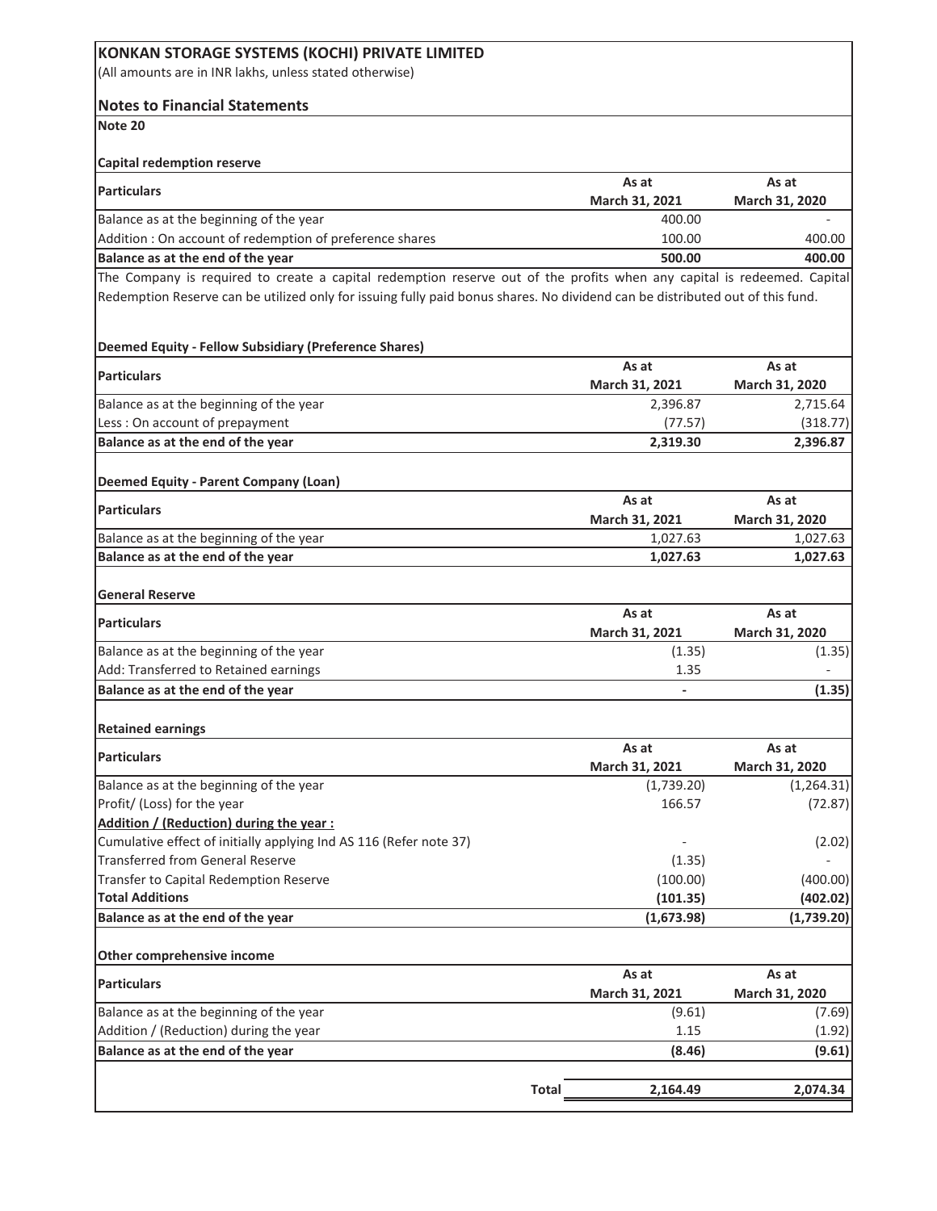# KONKAN STORAGE SYSTEMS (KOCHI) PRIVATE LIMITED

(All amounts are in INR lakhs, unless stated otherwise)

## Notes to Financial Statements

### Note 20

**Capital redemption reserve**

| Particulars | As at March 31, 2021 | As at March 31, 2020 |
|---|---|---|
| Balance as at the beginning of the year | 400.00 | - |
| Addition : On account of redemption of preference shares | 100.00 | 400.00 |
| **Balance as at the end of the year** | **500.00** | **400.00** |

The Company is required to create a capital redemption reserve out of the profits when any capital is redeemed. Capital Redemption Reserve can be utilized only for issuing fully paid bonus shares. No dividend can be distributed out of this fund.

**Deemed Equity - Fellow Subsidiary (Preference Shares)**

| Particulars | As at March 31, 2021 | As at March 31, 2020 |
|---|---|---|
| Balance as at the beginning of the year | 2,396.87 | 2,715.64 |
| Less : On account of prepayment | (77.57) | (318.77) |
| **Balance as at the end of the year** | **2,319.30** | **2,396.87** |

**Deemed Equity - Parent Company (Loan)**

| Particulars | As at March 31, 2021 | As at March 31, 2020 |
|---|---|---|
| Balance as at the beginning of the year | 1,027.63 | 1,027.63 |
| **Balance as at the end of the year** | **1,027.63** | **1,027.63** |

**General Reserve**

| Particulars | As at March 31, 2021 | As at March 31, 2020 |
|---|---|---|
| Balance as at the beginning of the year | (1.35) | (1.35) |
| Add: Transferred to Retained earnings | 1.35 | - |
| **Balance as at the end of the year** | **-** | **(1.35)** |

**Retained earnings**

| Particulars | As at March 31, 2021 | As at March 31, 2020 |
|---|---|---|
| Balance as at the beginning of the year | (1,739.20) | (1,264.31) |
| Profit/ (Loss) for the year | 166.57 | (72.87) |
| **Addition / (Reduction) during the year :** | | |
| Cumulative effect of initially applying Ind AS 116 (Refer note 37) | - | (2.02) |
| Transferred from General Reserve | (1.35) | - |
| Transfer to Capital Redemption Reserve | (100.00) | (400.00) |
| **Total Additions** | **(101.35)** | **(402.02)** |
| **Balance as at the end of the year** | **(1,673.98)** | **(1,739.20)** |

**Other comprehensive income**

| Particulars | As at March 31, 2021 | As at March 31, 2020 |
|---|---|---|
| Balance as at the beginning of the year | (9.61) | (7.69) |
| Addition / (Reduction) during the year | 1.15 | (1.92) |
| **Balance as at the end of the year** | **(8.46)** | **(9.61)** |

| | | |
|---|---|---|
| **Total** | **2,164.49** | **2,074.34** |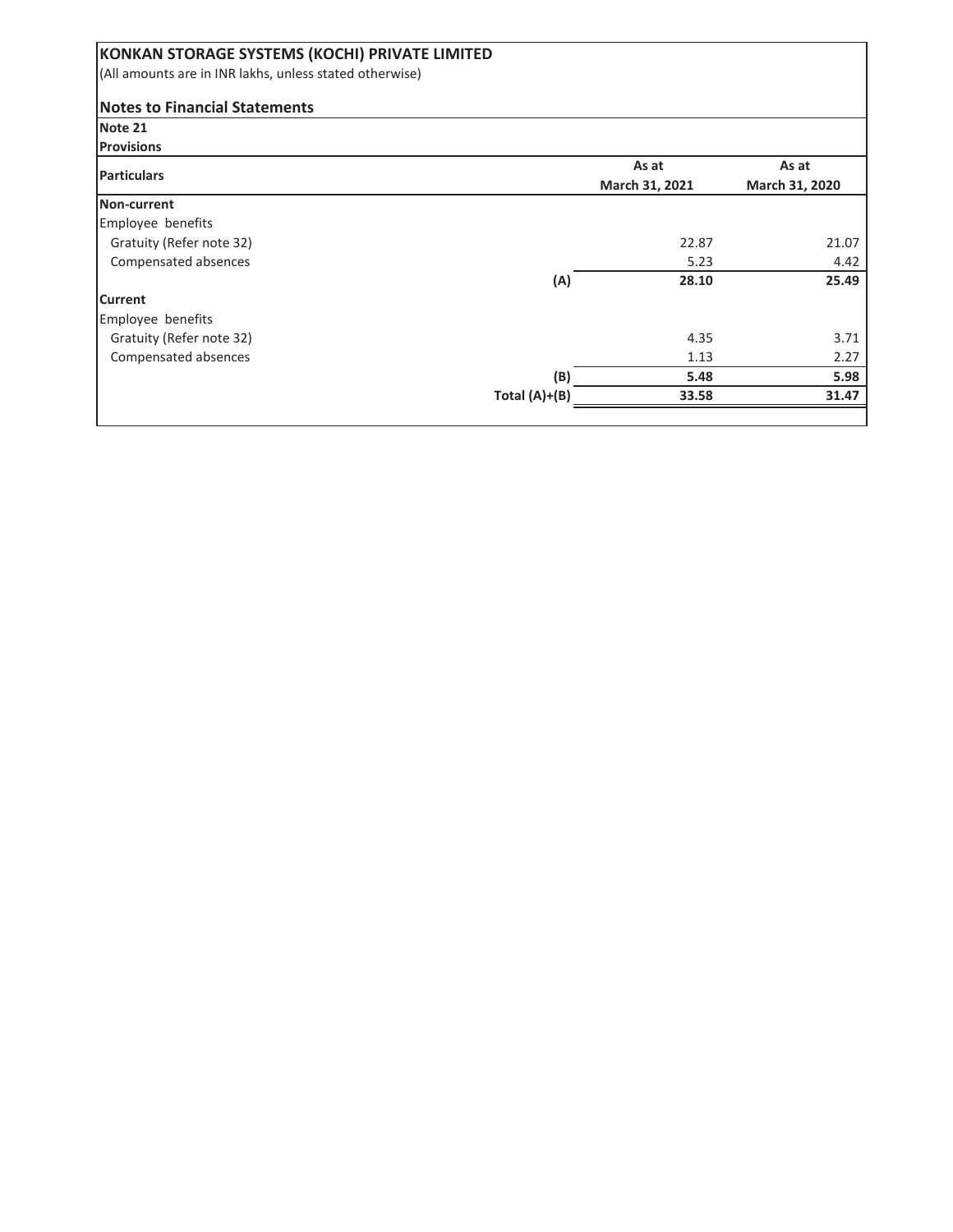**KONKAN STORAGE SYSTEMS (KOCHI) PRIVATE LIMITED**

(All amounts are in INR lakhs, unless stated otherwise)

## Notes to Financial Statements

**Note 21**

**Provisions**

| Particulars | | As at March 31, 2021 | As at March 31, 2020 |
|---|---|---|---|
| **Non-current** | | | |
| Employee benefits | | | |
| Gratuity (Refer note 32) | | 22.87 | 21.07 |
| Compensated absences | | 5.23 | 4.42 |
| | **(A)** | **28.10** | **25.49** |
| **Current** | | | |
| Employee benefits | | | |
| Gratuity (Refer note 32) | | 4.35 | 3.71 |
| Compensated absences | | 1.13 | 2.27 |
| | **(B)** | **5.48** | **5.98** |
| | **Total (A)+(B)** | **33.58** | **31.47** |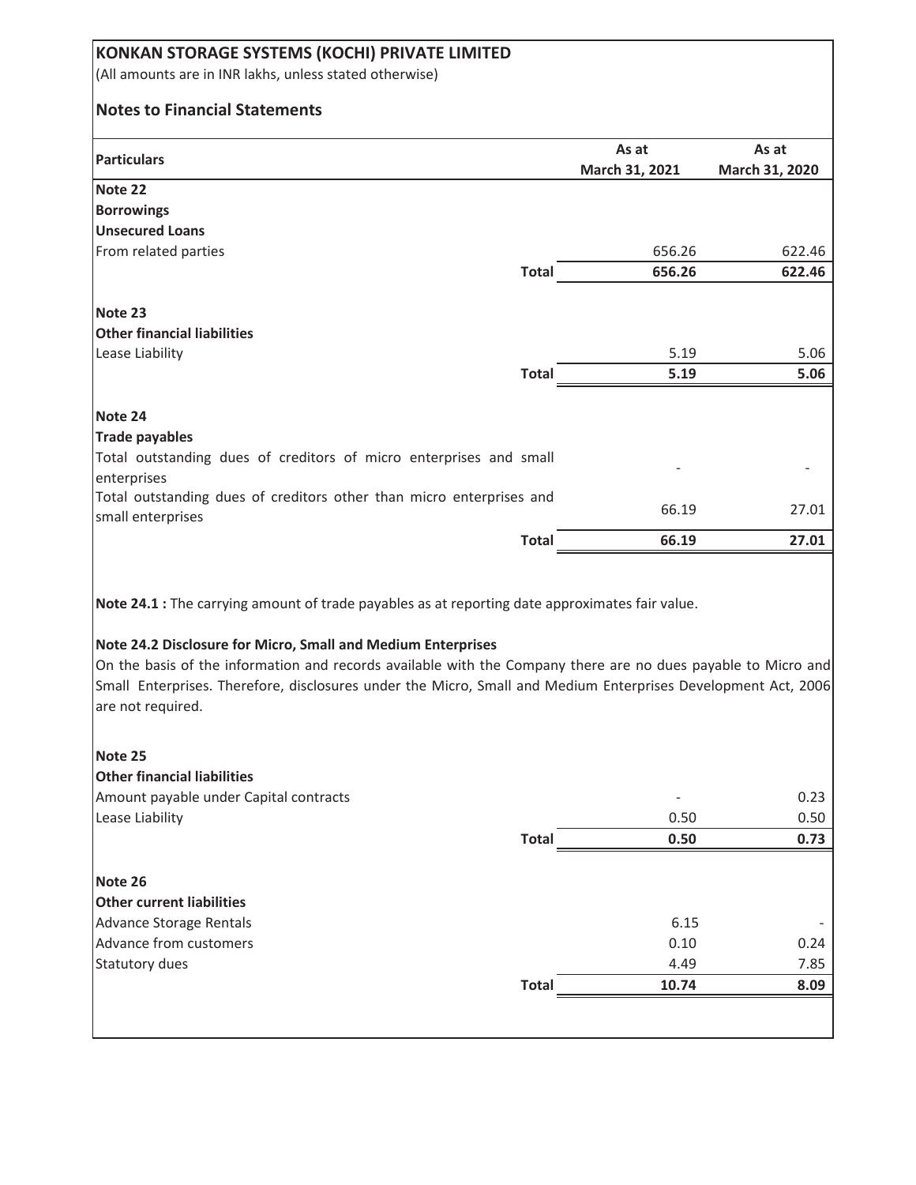# KONKAN STORAGE SYSTEMS (KOCHI) PRIVATE LIMITED

(All amounts are in INR lakhs, unless stated otherwise)

## Notes to Financial Statements

| Particulars | As at March 31, 2021 | As at March 31, 2020 |
|---|---|---|
| **Note 22** | | |
| **Borrowings** | | |
| **Unsecured Loans** | | |
| From related parties | 656.26 | 622.46 |
| **Total** | **656.26** | **622.46** |
| | | |
| **Note 23** | | |
| **Other financial liabilities** | | |
| Lease Liability | 5.19 | 5.06 |
| **Total** | **5.19** | **5.06** |
| | | |
| **Note 24** | | |
| **Trade payables** | | |
| Total outstanding dues of creditors of micro enterprises and small enterprises | - | - |
| Total outstanding dues of creditors other than micro enterprises and small enterprises | 66.19 | 27.01 |
| **Total** | **66.19** | **27.01** |

**Note 24.1 :** The carrying amount of trade payables as at reporting date approximates fair value.

**Note 24.2 Disclosure for Micro, Small and Medium Enterprises**

On the basis of the information and records available with the Company there are no dues payable to Micro and Small Enterprises. Therefore, disclosures under the Micro, Small and Medium Enterprises Development Act, 2006 are not required.

| Particulars | As at March 31, 2021 | As at March 31, 2020 |
|---|---|---|
| **Note 25** | | |
| **Other financial liabilities** | | |
| Amount payable under Capital contracts | - | 0.23 |
| Lease Liability | 0.50 | 0.50 |
| **Total** | **0.50** | **0.73** |
| | | |
| **Note 26** | | |
| **Other current liabilities** | | |
| Advance Storage Rentals | 6.15 | - |
| Advance from customers | 0.10 | 0.24 |
| Statutory dues | 4.49 | 7.85 |
| **Total** | **10.74** | **8.09** |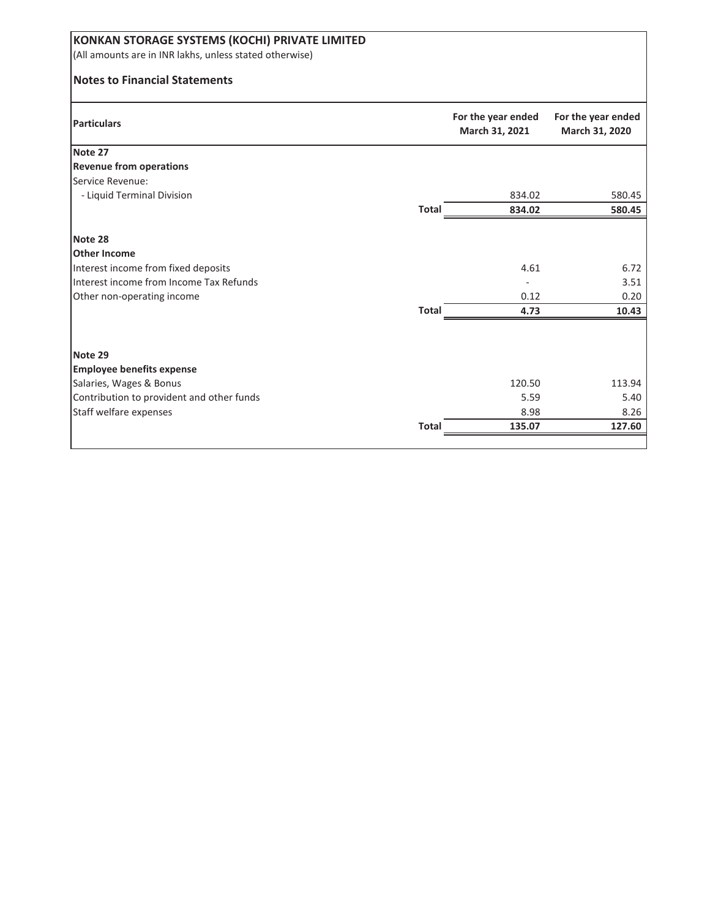**KONKAN STORAGE SYSTEMS (KOCHI) PRIVATE LIMITED**

(All amounts are in INR lakhs, unless stated otherwise)

**Notes to Financial Statements**

| Particulars | | For the year ended March 31, 2021 | For the year ended March 31, 2020 |
|---|---|---|---|
| **Note 27** | | | |
| **Revenue from operations** | | | |
| Service Revenue: | | | |
| - Liquid Terminal Division | | 834.02 | 580.45 |
| | **Total** | **834.02** | **580.45** |
| **Note 28** | | | |
| **Other Income** | | | |
| Interest income from fixed deposits | | 4.61 | 6.72 |
| Interest income from Income Tax Refunds | | - | 3.51 |
| Other non-operating income | | 0.12 | 0.20 |
| | **Total** | **4.73** | **10.43** |
| **Note 29** | | | |
| **Employee benefits expense** | | | |
| Salaries, Wages & Bonus | | 120.50 | 113.94 |
| Contribution to provident and other funds | | 5.59 | 5.40 |
| Staff welfare expenses | | 8.98 | 8.26 |
| | **Total** | **135.07** | **127.60** |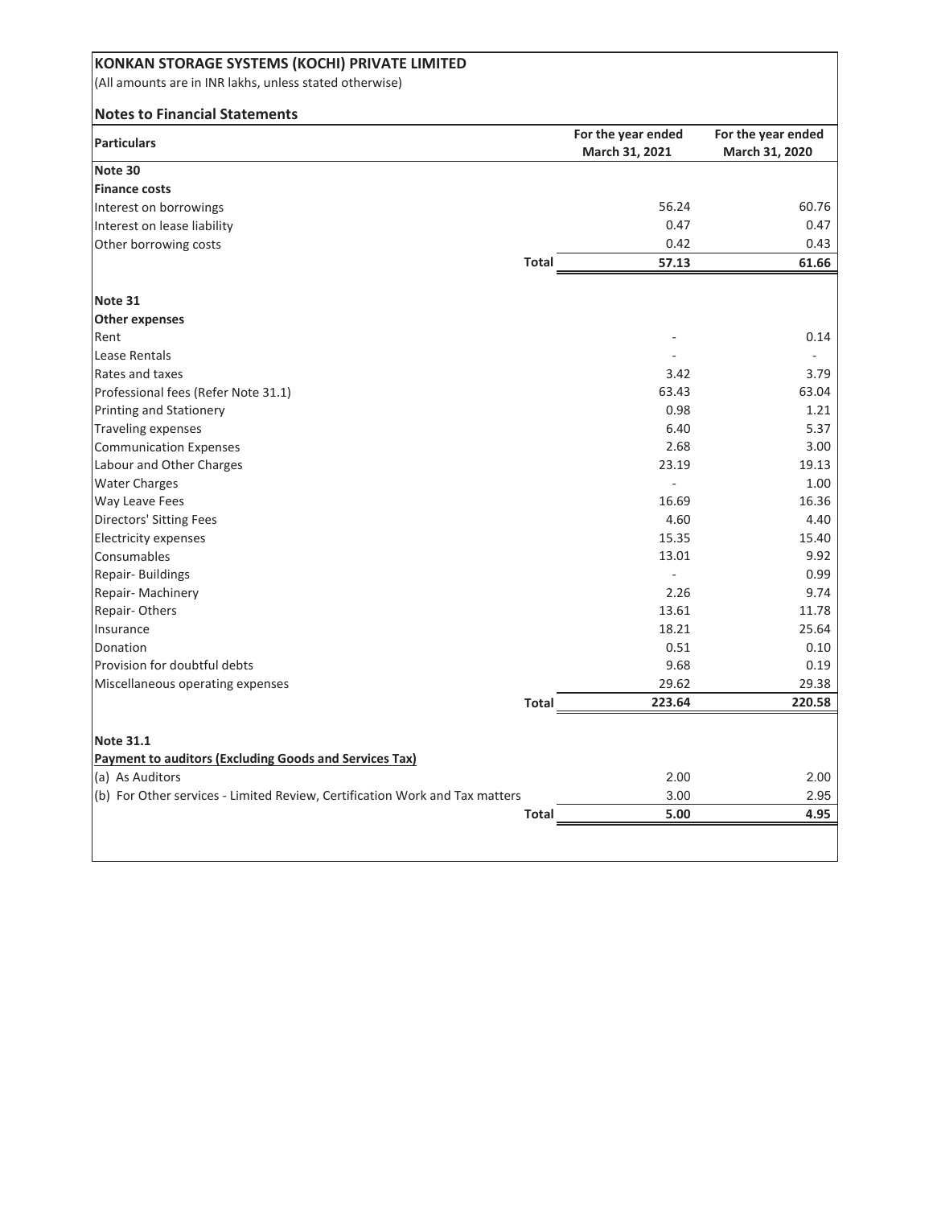# KONKAN STORAGE SYSTEMS (KOCHI) PRIVATE LIMITED

(All amounts are in INR lakhs, unless stated otherwise)

## Notes to Financial Statements

| Particulars | For the year ended March 31, 2021 | For the year ended March 31, 2020 |
|---|---|---|
| **Note 30** | | |
| **Finance costs** | | |
| Interest on borrowings | 56.24 | 60.76 |
| Interest on lease liability | 0.47 | 0.47 |
| Other borrowing costs | 0.42 | 0.43 |
| **Total** | **57.13** | **61.66** |
| | | |
| **Note 31** | | |
| **Other expenses** | | |
| Rent | - | 0.14 |
| Lease Rentals | - | - |
| Rates and taxes | 3.42 | 3.79 |
| Professional fees (Refer Note 31.1) | 63.43 | 63.04 |
| Printing and Stationery | 0.98 | 1.21 |
| Traveling expenses | 6.40 | 5.37 |
| Communication Expenses | 2.68 | 3.00 |
| Labour and Other Charges | 23.19 | 19.13 |
| Water Charges | - | 1.00 |
| Way Leave Fees | 16.69 | 16.36 |
| Directors' Sitting Fees | 4.60 | 4.40 |
| Electricity expenses | 15.35 | 15.40 |
| Consumables | 13.01 | 9.92 |
| Repair- Buildings | - | 0.99 |
| Repair- Machinery | 2.26 | 9.74 |
| Repair- Others | 13.61 | 11.78 |
| Insurance | 18.21 | 25.64 |
| Donation | 0.51 | 0.10 |
| Provision for doubtful debts | 9.68 | 0.19 |
| Miscellaneous operating expenses | 29.62 | 29.38 |
| **Total** | **223.64** | **220.58** |
| | | |
| **Note 31.1** | | |
| **Payment to auditors (Excluding Goods and Services Tax)** | | |
| (a) As Auditors | 2.00 | 2.00 |
| (b) For Other services - Limited Review, Certification Work and Tax matters | 3.00 | 2.95 |
| **Total** | **5.00** | **4.95** |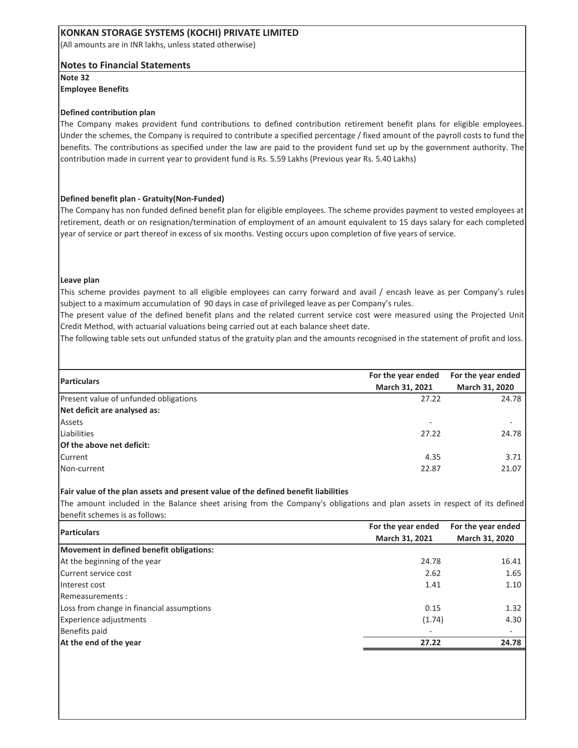# KONKAN STORAGE SYSTEMS (KOCHI) PRIVATE LIMITED

(All amounts are in INR lakhs, unless stated otherwise)

## Notes to Financial Statements

### Note 32

**Employee Benefits**

**Defined contribution plan**

The Company makes provident fund contributions to defined contribution retirement benefit plans for eligible employees. Under the schemes, the Company is required to contribute a specified percentage / fixed amount of the payroll costs to fund the benefits. The contributions as specified under the law are paid to the provident fund set up by the government authority. The contribution made in current year to provident fund is Rs. 5.59 Lakhs (Previous year Rs. 5.40 Lakhs)

**Defined benefit plan - Gratuity(Non-Funded)**

The Company has non funded defined benefit plan for eligible employees. The scheme provides payment to vested employees at retirement, death or on resignation/termination of employment of an amount equivalent to 15 days salary for each completed year of service or part thereof in excess of six months. Vesting occurs upon completion of five years of service.

**Leave plan**

This scheme provides payment to all eligible employees can carry forward and avail / encash leave as per Company's rules subject to a maximum accumulation of 90 days in case of privileged leave as per Company's rules.

The present value of the defined benefit plans and the related current service cost were measured using the Projected Unit Credit Method, with actuarial valuations being carried out at each balance sheet date.

The following table sets out unfunded status of the gratuity plan and the amounts recognised in the statement of profit and loss.

| Particulars | For the year ended March 31, 2021 | For the year ended March 31, 2020 |
|---|---|---|
| Present value of unfunded obligations | 27.22 | 24.78 |
| **Net deficit are analysed as:** | | |
| Assets | - | - |
| Liabilities | 27.22 | 24.78 |
| **Of the above net deficit:** | | |
| Current | 4.35 | 3.71 |
| Non-current | 22.87 | 21.07 |

**Fair value of the plan assets and present value of the defined benefit liabilities**

The amount included in the Balance sheet arising from the Company's obligations and plan assets in respect of its defined benefit schemes is as follows:

| Particulars | For the year ended March 31, 2021 | For the year ended March 31, 2020 |
|---|---|---|
| **Movement in defined benefit obligations:** | | |
| At the beginning of the year | 24.78 | 16.41 |
| Current service cost | 2.62 | 1.65 |
| Interest cost | 1.41 | 1.10 |
| Remeasurements : | | |
| Loss from change in financial assumptions | 0.15 | 1.32 |
| Experience adjustments | (1.74) | 4.30 |
| Benefits paid | - | - |
| **At the end of the year** | **27.22** | **24.78** |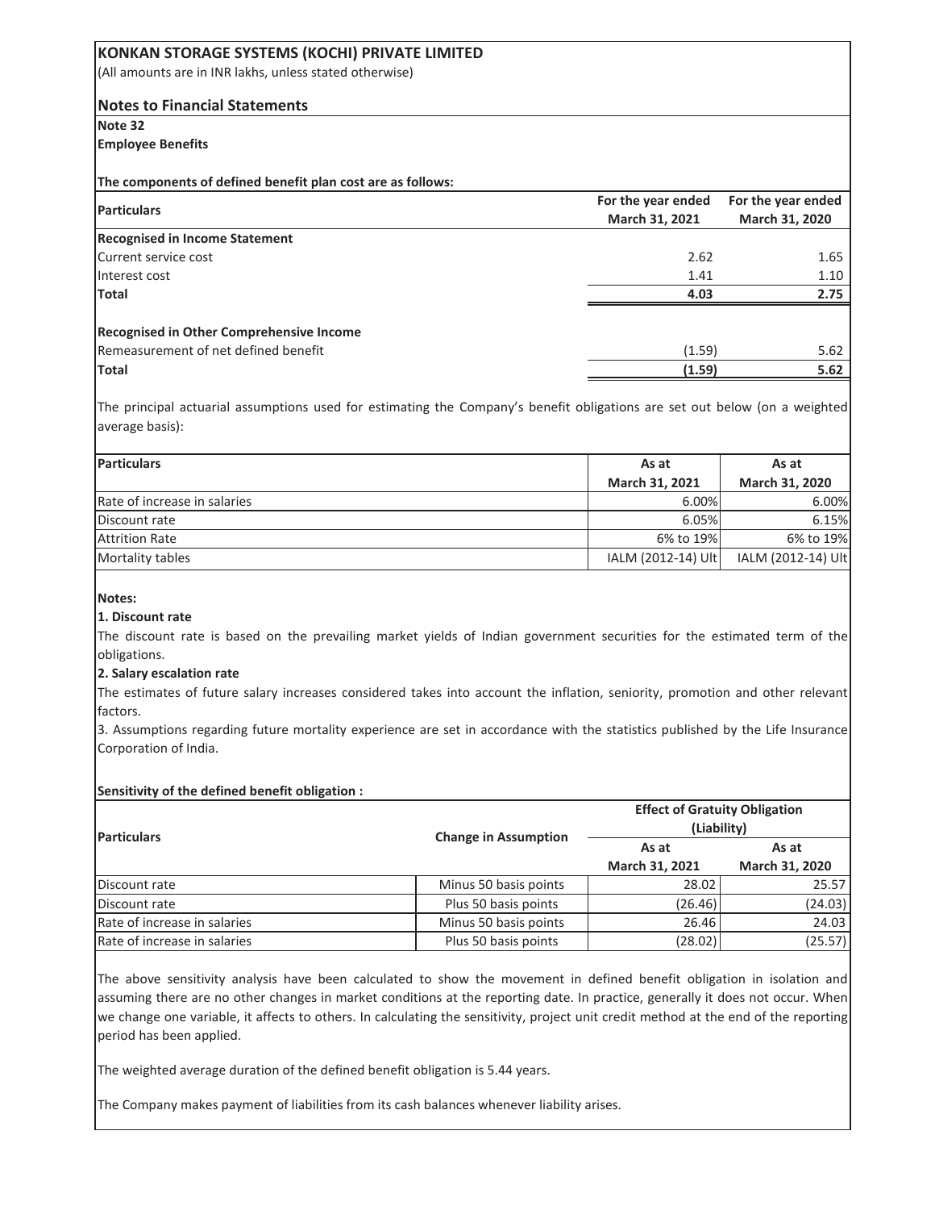# KONKAN STORAGE SYSTEMS (KOCHI) PRIVATE LIMITED

(All amounts are in INR lakhs, unless stated otherwise)

## Notes to Financial Statements

**Note 32**

**Employee Benefits**

**The components of defined benefit plan cost are as follows:**

| Particulars | For the year ended March 31, 2021 | For the year ended March 31, 2020 |
|---|---|---|
| **Recognised in Income Statement** | | |
| Current service cost | 2.62 | 1.65 |
| Interest cost | 1.41 | 1.10 |
| **Total** | **4.03** | **2.75** |
| | | |
| **Recognised in Other Comprehensive Income** | | |
| Remeasurement of net defined benefit | (1.59) | 5.62 |
| **Total** | **(1.59)** | **5.62** |

The principal actuarial assumptions used for estimating the Company's benefit obligations are set out below (on a weighted average basis):

| Particulars | As at March 31, 2021 | As at March 31, 2020 |
|---|---|---|
| Rate of increase in salaries | 6.00% | 6.00% |
| Discount rate | 6.05% | 6.15% |
| Attrition Rate | 6% to 19% | 6% to 19% |
| Mortality tables | IALM (2012-14) Ult | IALM (2012-14) Ult |

**Notes:**

**1. Discount rate**

The discount rate is based on the prevailing market yields of Indian government securities for the estimated term of the obligations.

**2. Salary escalation rate**

The estimates of future salary increases considered takes into account the inflation, seniority, promotion and other relevant factors.

3. Assumptions regarding future mortality experience are set in accordance with the statistics published by the Life Insurance Corporation of India.

**Sensitivity of the defined benefit obligation :**

| Particulars | Change in Assumption | Effect of Gratuity Obligation (Liability) | |
|---|---|---|---|
| | | As at March 31, 2021 | As at March 31, 2020 |
| Discount rate | Minus 50 basis points | 28.02 | 25.57 |
| Discount rate | Plus 50 basis points | (26.46) | (24.03) |
| Rate of increase in salaries | Minus 50 basis points | 26.46 | 24.03 |
| Rate of increase in salaries | Plus 50 basis points | (28.02) | (25.57) |

The above sensitivity analysis have been calculated to show the movement in defined benefit obligation in isolation and assuming there are no other changes in market conditions at the reporting date. In practice, generally it does not occur. When we change one variable, it affects to others. In calculating the sensitivity, project unit credit method at the end of the reporting period has been applied.

The weighted average duration of the defined benefit obligation is 5.44 years.

The Company makes payment of liabilities from its cash balances whenever liability arises.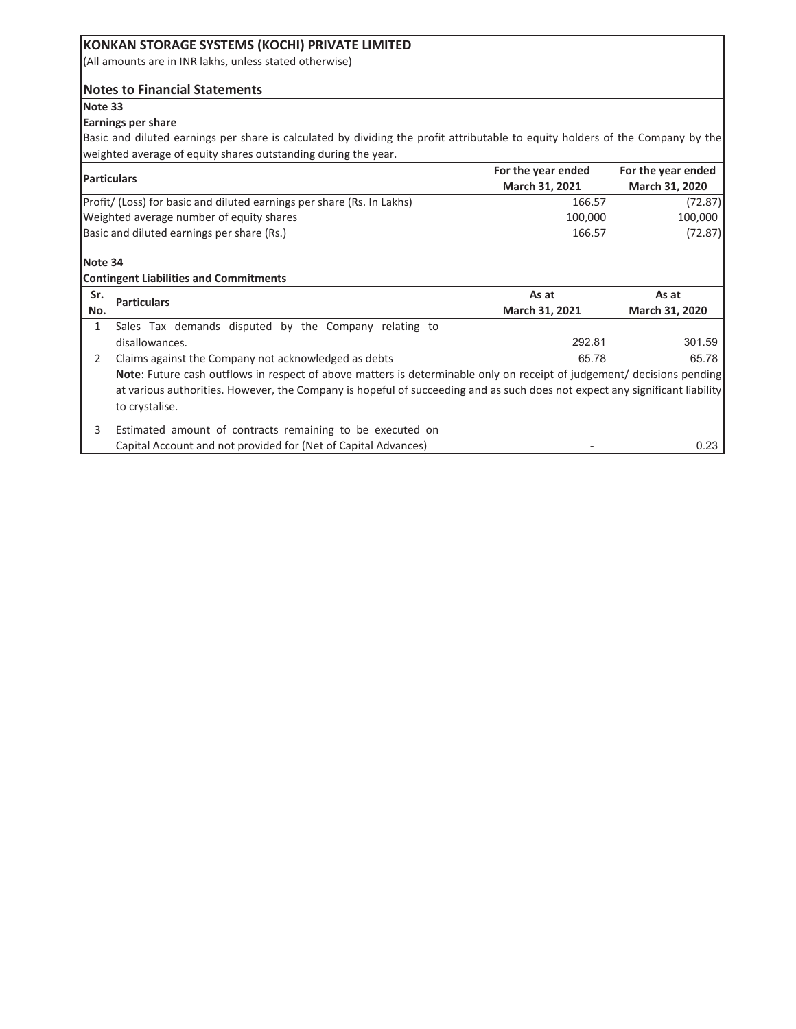# KONKAN STORAGE SYSTEMS (KOCHI) PRIVATE LIMITED

(All amounts are in INR lakhs, unless stated otherwise)

## Notes to Financial Statements

### Note 33

**Earnings per share**

Basic and diluted earnings per share is calculated by dividing the profit attributable to equity holders of the Company by the weighted average of equity shares outstanding during the year.

| Particulars | For the year ended March 31, 2021 | For the year ended March 31, 2020 |
|---|---|---|
| Profit/ (Loss) for basic and diluted earnings per share (Rs. In Lakhs) | 166.57 | (72.87) |
| Weighted average number of equity shares | 100,000 | 100,000 |
| Basic and diluted earnings per share (Rs.) | 166.57 | (72.87) |

### Note 34

**Contingent Liabilities and Commitments**

| Sr. No. | Particulars | As at March 31, 2021 | As at March 31, 2020 |
|---|---|---|---|
| 1 | Sales Tax demands disputed by the Company relating to disallowances. | 292.81 | 301.59 |
| 2 | Claims against the Company not acknowledged as debts | 65.78 | 65.78 |
| | **Note**: Future cash outflows in respect of above matters is determinable only on receipt of judgement/ decisions pending at various authorities. However, the Company is hopeful of succeeding and as such does not expect any significant liability to crystalise. | | |
| 3 | Estimated amount of contracts remaining to be executed on Capital Account and not provided for (Net of Capital Advances) | - | 0.23 |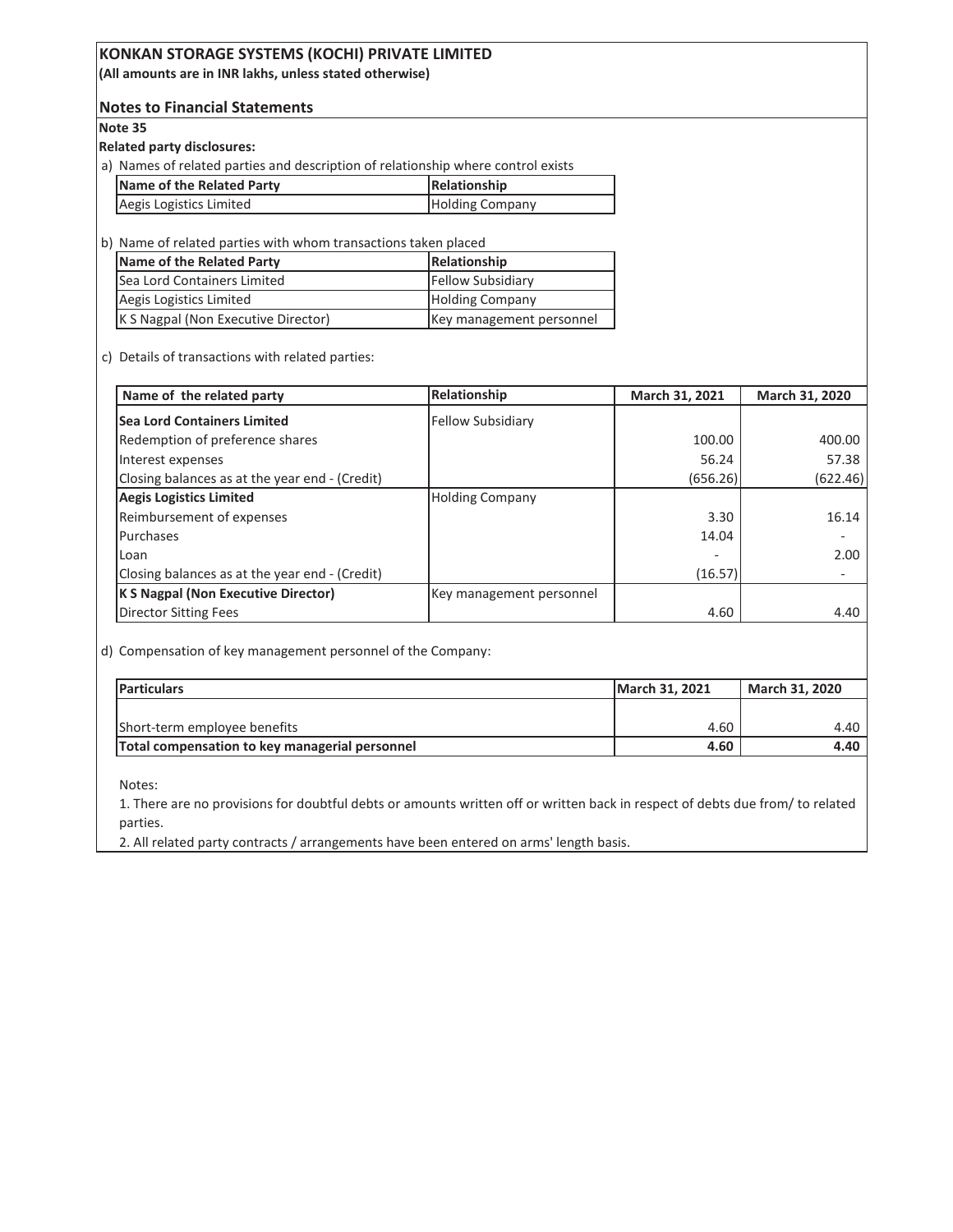# KONKAN STORAGE SYSTEMS (KOCHI) PRIVATE LIMITED

**(All amounts are in INR lakhs, unless stated otherwise)**

## Notes to Financial Statements

**Note 35**

**Related party disclosures:**

a) Names of related parties and description of relationship where control exists

| Name of the Related Party | Relationship |
|---|---|
| Aegis Logistics Limited | Holding Company |

b) Name of related parties with whom transactions taken placed

| Name of the Related Party | Relationship |
|---|---|
| Sea Lord Containers Limited | Fellow Subsidiary |
| Aegis Logistics Limited | Holding Company |
| K S Nagpal (Non Executive Director) | Key management personnel |

c) Details of transactions with related parties:

| Name of the related party | Relationship | March 31, 2021 | March 31, 2020 |
|---|---|---|---|
| **Sea Lord Containers Limited** | Fellow Subsidiary | | |
| Redemption of preference shares | | 100.00 | 400.00 |
| Interest expenses | | 56.24 | 57.38 |
| Closing balances as at the year end - (Credit) | | (656.26) | (622.46) |
| **Aegis Logistics Limited** | Holding Company | | |
| Reimbursement of expenses | | 3.30 | 16.14 |
| Purchases | | 14.04 | - |
| Loan | | - | 2.00 |
| Closing balances as at the year end - (Credit) | | (16.57) | - |
| **K S Nagpal (Non Executive Director)** | Key management personnel | | |
| Director Sitting Fees | | 4.60 | 4.40 |

d) Compensation of key management personnel of the Company:

| Particulars | March 31, 2021 | March 31, 2020 |
|---|---|---|
| Short-term employee benefits | 4.60 | 4.40 |
| **Total compensation to key managerial personnel** | **4.60** | **4.40** |

Notes:

1. There are no provisions for doubtful debts or amounts written off or written back in respect of debts due from/ to related parties.
2. All related party contracts / arrangements have been entered on arms' length basis.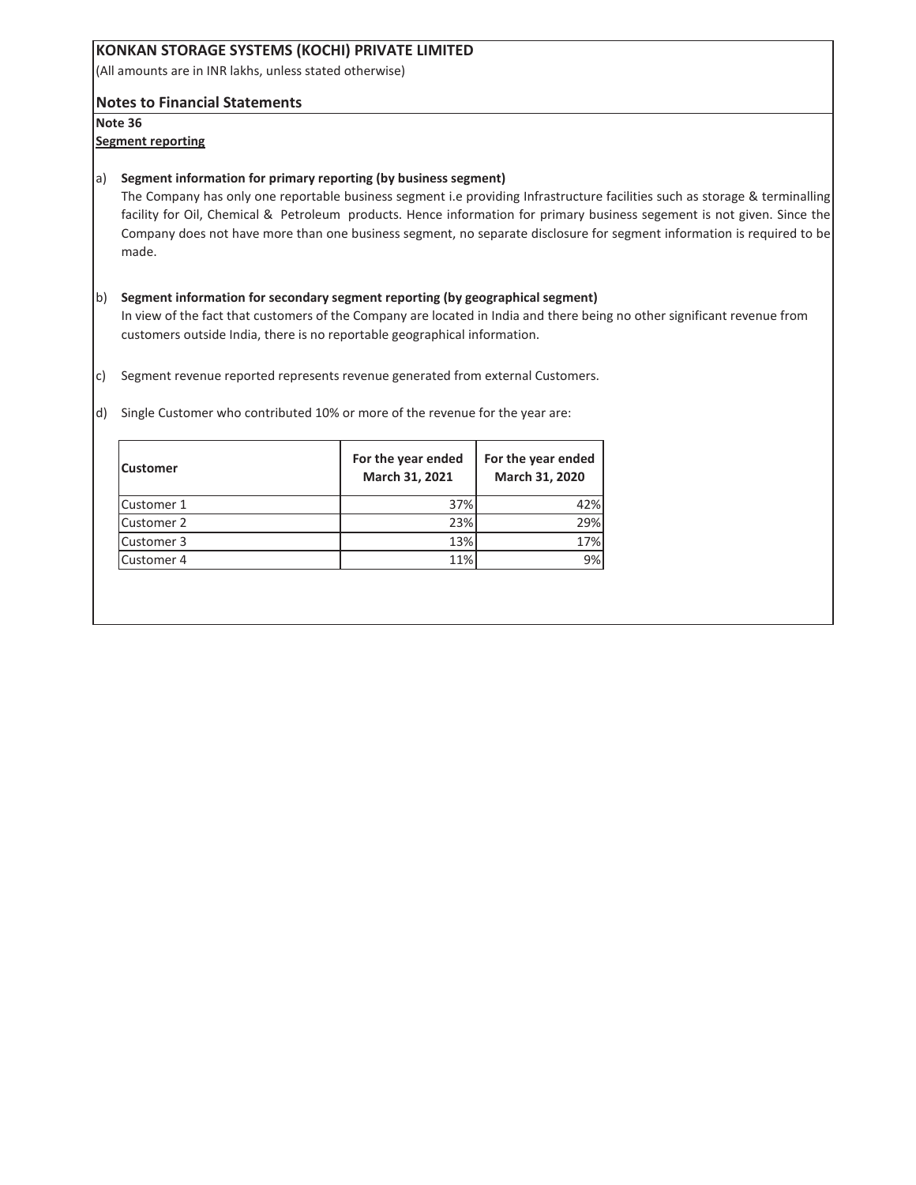**KONKAN STORAGE SYSTEMS (KOCHI) PRIVATE LIMITED**

(All amounts are in INR lakhs, unless stated otherwise)

**Notes to Financial Statements**

**Note 36**

**Segment reporting**

a) **Segment information for primary reporting (by business segment)**

The Company has only one reportable business segment i.e providing Infrastructure facilities such as storage & terminalling facility for Oil, Chemical & Petroleum products. Hence information for primary business segement is not given. Since the Company does not have more than one business segment, no separate disclosure for segment information is required to be made.

b) **Segment information for secondary segment reporting (by geographical segment)**

In view of the fact that customers of the Company are located in India and there being no other significant revenue from customers outside India, there is no reportable geographical information.

c) Segment revenue reported represents revenue generated from external Customers.

d) Single Customer who contributed 10% or more of the revenue for the year are:

| Customer | For the year ended March 31, 2021 | For the year ended March 31, 2020 |
|---|---|---|
| Customer 1 | 37% | 42% |
| Customer 2 | 23% | 29% |
| Customer 3 | 13% | 17% |
| Customer 4 | 11% | 9% |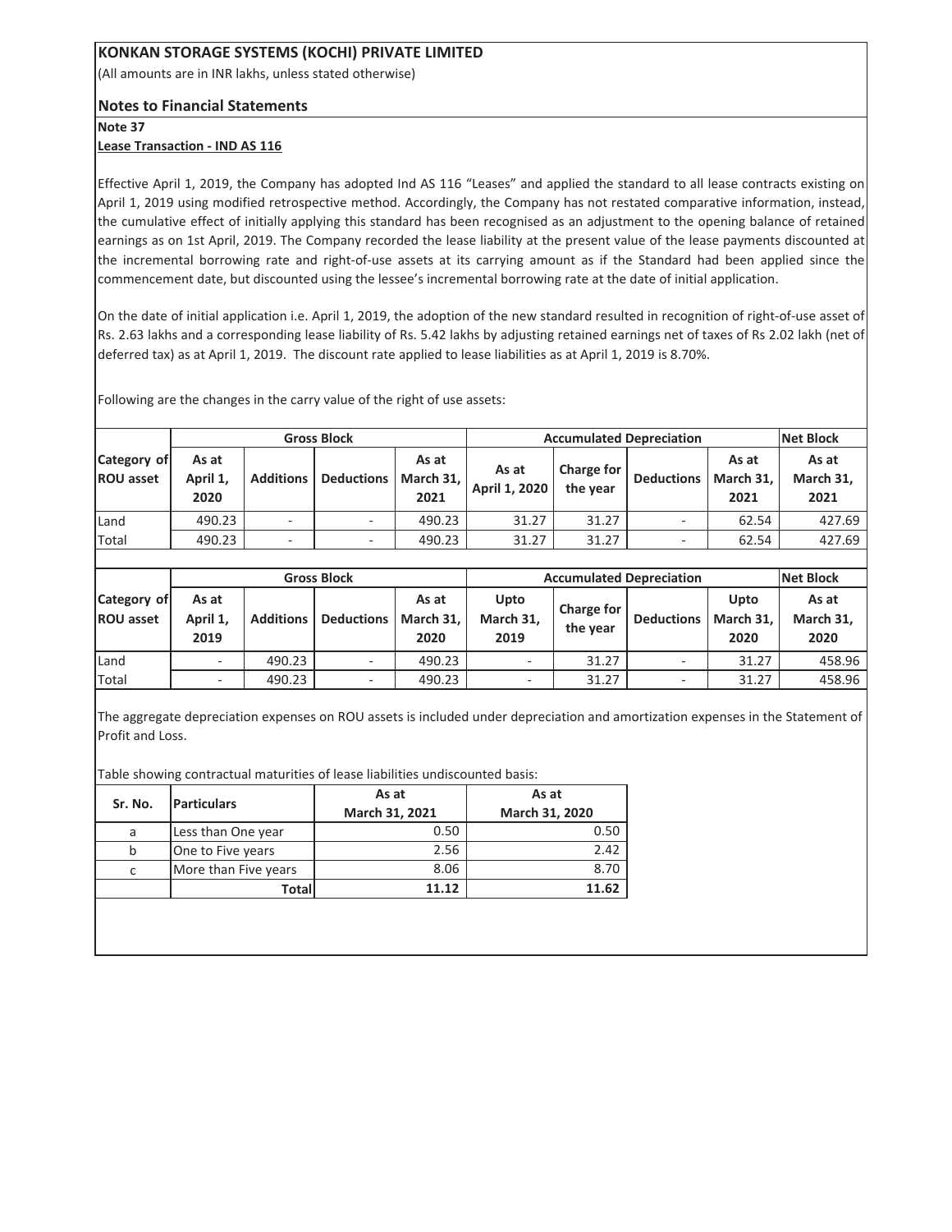**KONKAN STORAGE SYSTEMS (KOCHI) PRIVATE LIMITED**

(All amounts are in INR lakhs, unless stated otherwise)

**Notes to Financial Statements**

**Note 37**

**Lease Transaction - IND AS 116**

Effective April 1, 2019, the Company has adopted Ind AS 116 "Leases" and applied the standard to all lease contracts existing on April 1, 2019 using modified retrospective method. Accordingly, the Company has not restated comparative information, instead, the cumulative effect of initially applying this standard has been recognised as an adjustment to the opening balance of retained earnings as on 1st April, 2019. The Company recorded the lease liability at the present value of the lease payments discounted at the incremental borrowing rate and right-of-use assets at its carrying amount as if the Standard had been applied since the commencement date, but discounted using the lessee's incremental borrowing rate at the date of initial application.

On the date of initial application i.e. April 1, 2019, the adoption of the new standard resulted in recognition of right-of-use asset of Rs. 2.63 lakhs and a corresponding lease liability of Rs. 5.42 lakhs by adjusting retained earnings net of taxes of Rs 2.02 lakh (net of deferred tax) as at April 1, 2019. The discount rate applied to lease liabilities as at April 1, 2019 is 8.70%.

Following are the changes in the carry value of the right of use assets:

| Category of ROU asset | Gross Block | | | | Accumulated Depreciation | | | | Net Block |
|---|---|---|---|---|---|---|---|---|---|
| | As at April 1, 2020 | Additions | Deductions | As at March 31, 2021 | As at April 1, 2020 | Charge for the year | Deductions | As at March 31, 2021 | As at March 31, 2021 |
| Land | 490.23 | - | - | 490.23 | 31.27 | 31.27 | - | 62.54 | 427.69 |
| Total | 490.23 | - | - | 490.23 | 31.27 | 31.27 | - | 62.54 | 427.69 |

| Category of ROU asset | Gross Block | | | | Accumulated Depreciation | | | | Net Block |
|---|---|---|---|---|---|---|---|---|---|
| | As at April 1, 2019 | Additions | Deductions | As at March 31, 2020 | Upto March 31, 2019 | Charge for the year | Deductions | Upto March 31, 2020 | As at March 31, 2020 |
| Land | - | 490.23 | - | 490.23 | - | 31.27 | - | 31.27 | 458.96 |
| Total | - | 490.23 | - | 490.23 | - | 31.27 | - | 31.27 | 458.96 |

The aggregate depreciation expenses on ROU assets is included under depreciation and amortization expenses in the Statement of Profit and Loss.

Table showing contractual maturities of lease liabilities undiscounted basis:

| Sr. No. | Particulars | As at March 31, 2021 | As at March 31, 2020 |
|---|---|---|---|
| a | Less than One year | 0.50 | 0.50 |
| b | One to Five years | 2.56 | 2.42 |
| c | More than Five years | 8.06 | 8.70 |
| | **Total** | **11.12** | **11.62** |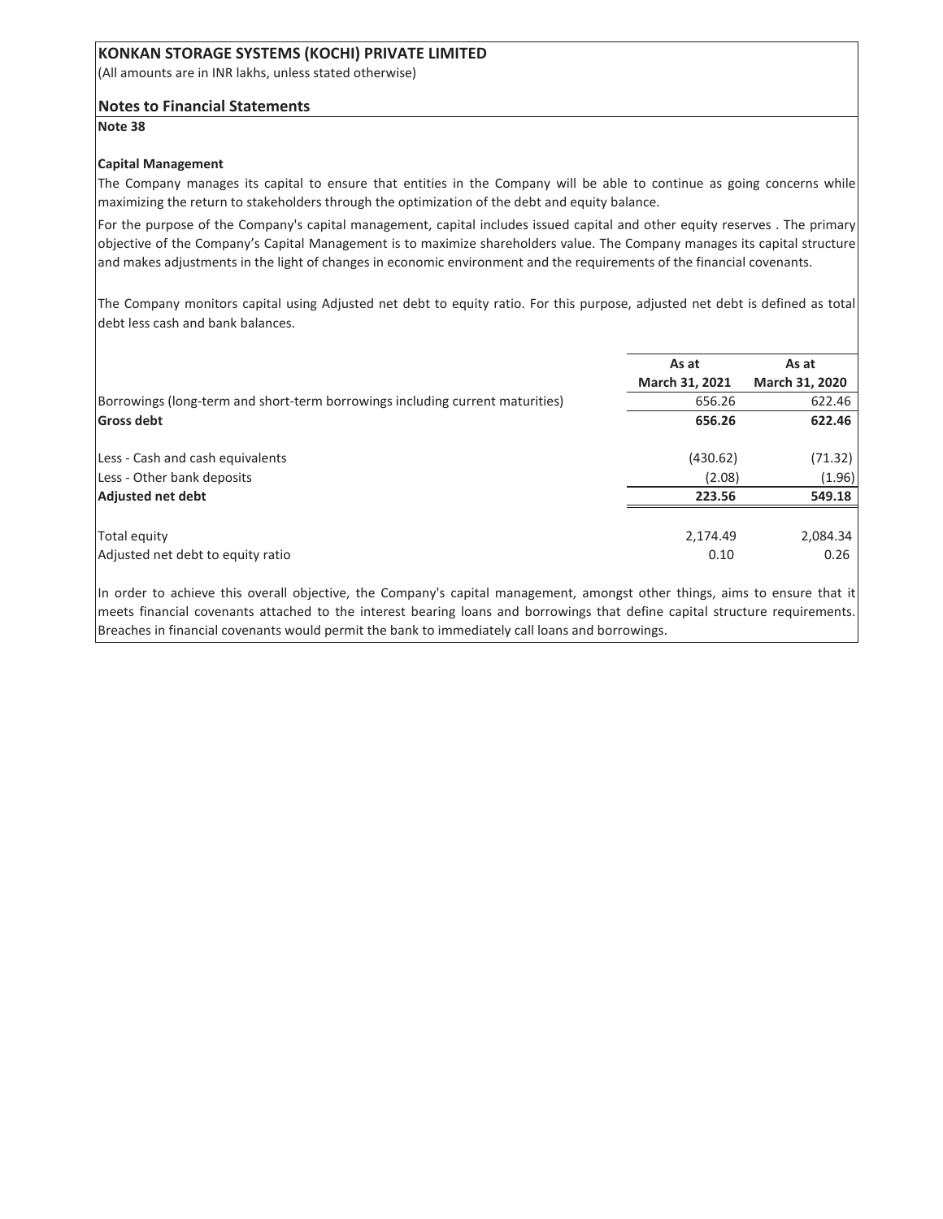# KONKAN STORAGE SYSTEMS (KOCHI) PRIVATE LIMITED

(All amounts are in INR lakhs, unless stated otherwise)

## Notes to Financial Statements

**Note 38**

### Capital Management

The Company manages its capital to ensure that entities in the Company will be able to continue as going concerns while maximizing the return to stakeholders through the optimization of the debt and equity balance.

For the purpose of the Company's capital management, capital includes issued capital and other equity reserves . The primary objective of the Company's Capital Management is to maximize shareholders value. The Company manages its capital structure and makes adjustments in the light of changes in economic environment and the requirements of the financial covenants.

The Company monitors capital using Adjusted net debt to equity ratio. For this purpose, adjusted net debt is defined as total debt less cash and bank balances.

| | As at March 31, 2021 | As at March 31, 2020 |
|---|---|---|
| Borrowings (long-term and short-term borrowings including current maturities) | 656.26 | 622.46 |
| **Gross debt** | **656.26** | **622.46** |
| Less - Cash and cash equivalents | (430.62) | (71.32) |
| Less - Other bank deposits | (2.08) | (1.96) |
| **Adjusted net debt** | **223.56** | **549.18** |
| Total equity | 2,174.49 | 2,084.34 |
| Adjusted net debt to equity ratio | 0.10 | 0.26 |

In order to achieve this overall objective, the Company's capital management, amongst other things, aims to ensure that it meets financial covenants attached to the interest bearing loans and borrowings that define capital structure requirements. Breaches in financial covenants would permit the bank to immediately call loans and borrowings.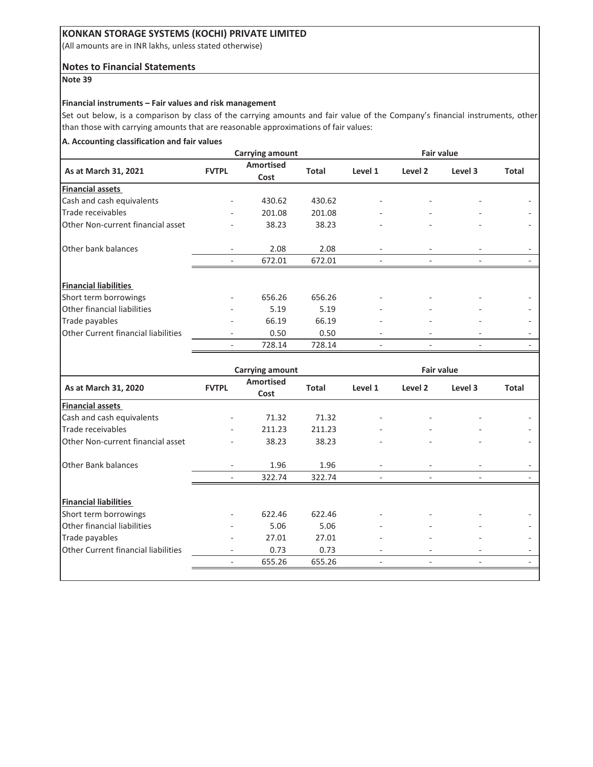# KONKAN STORAGE SYSTEMS (KOCHI) PRIVATE LIMITED

(All amounts are in INR lakhs, unless stated otherwise)

## Notes to Financial Statements

**Note 39**

**Financial instruments – Fair values and risk management**

Set out below, is a comparison by class of the carrying amounts and fair value of the Company's financial instruments, other than those with carrying amounts that are reasonable approximations of fair values:

**A. Accounting classification and fair values**

| | Carrying amount | | | Fair value | | | |
|---|---|---|---|---|---|---|---|
| **As at March 31, 2021** | **FVTPL** | **Amortised Cost** | **Total** | **Level 1** | **Level 2** | **Level 3** | **Total** |
| **Financial assets** | | | | | | | |
| Cash and cash equivalents | - | 430.62 | 430.62 | - | - | - | - |
| Trade receivables | - | 201.08 | 201.08 | - | - | - | - |
| Other Non-current financial asset | - | 38.23 | 38.23 | - | - | - | - |
| Other bank balances | - | 2.08 | 2.08 | - | - | - | - |
| | - | 672.01 | 672.01 | - | - | - | - |
| **Financial liabilities** | | | | | | | |
| Short term borrowings | - | 656.26 | 656.26 | - | - | - | - |
| Other financial liabilities | - | 5.19 | 5.19 | - | - | - | - |
| Trade payables | - | 66.19 | 66.19 | - | - | - | - |
| Other Current financial liabilities | - | 0.50 | 0.50 | - | - | - | - |
| | - | 728.14 | 728.14 | - | - | - | - |

| | Carrying amount | | | Fair value | | | |
|---|---|---|---|---|---|---|---|
| **As at March 31, 2020** | **FVTPL** | **Amortised Cost** | **Total** | **Level 1** | **Level 2** | **Level 3** | **Total** |
| **Financial assets** | | | | | | | |
| Cash and cash equivalents | - | 71.32 | 71.32 | - | - | - | - |
| Trade receivables | - | 211.23 | 211.23 | - | - | - | - |
| Other Non-current financial asset | - | 38.23 | 38.23 | - | - | - | - |
| Other Bank balances | - | 1.96 | 1.96 | - | - | - | - |
| | - | 322.74 | 322.74 | - | - | - | - |
| **Financial liabilities** | | | | | | | |
| Short term borrowings | - | 622.46 | 622.46 | - | - | - | - |
| Other financial liabilities | - | 5.06 | 5.06 | - | - | - | - |
| Trade payables | - | 27.01 | 27.01 | - | - | - | - |
| Other Current financial liabilities | - | 0.73 | 0.73 | - | - | - | - |
| | - | 655.26 | 655.26 | - | - | - | - |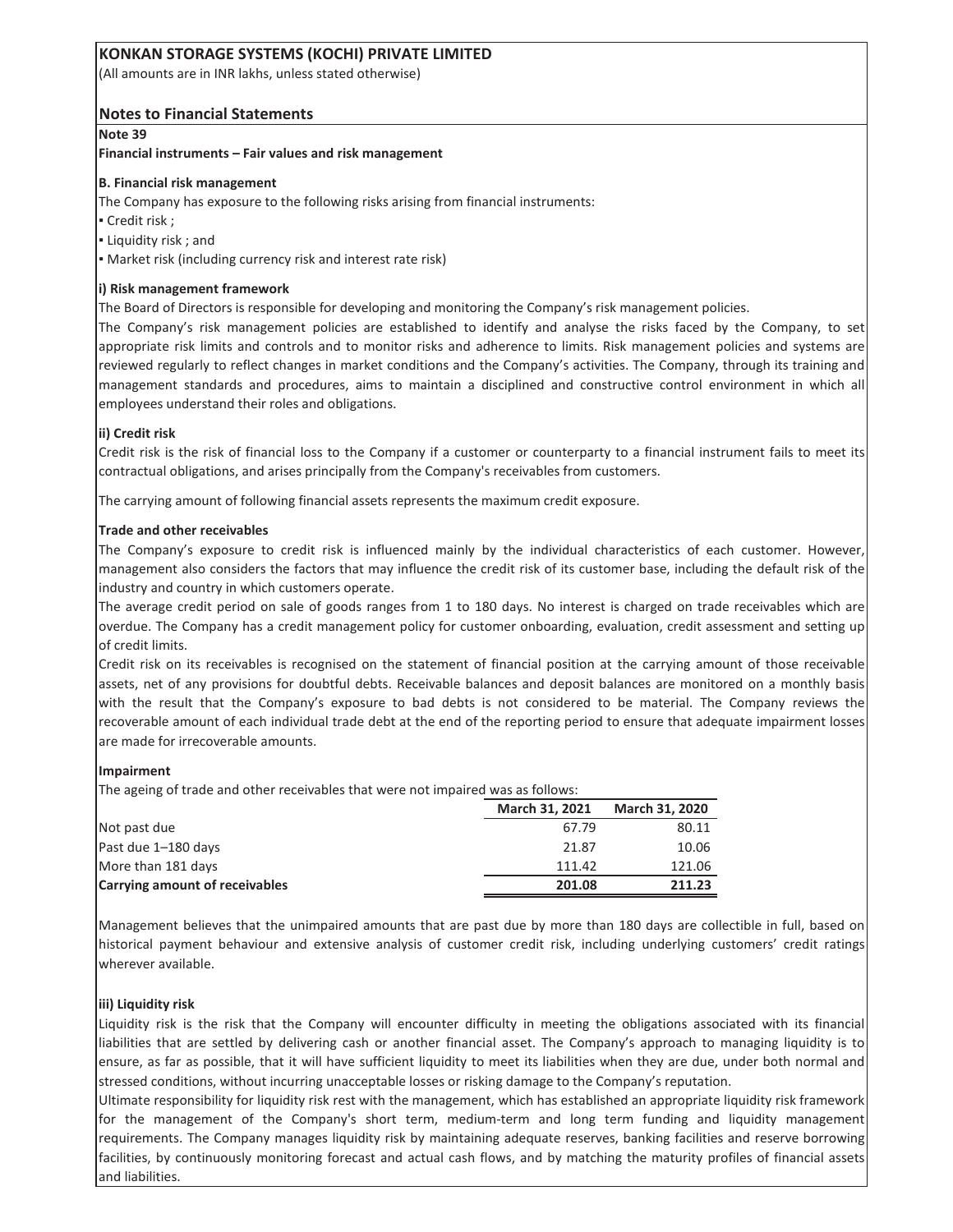# KONKAN STORAGE SYSTEMS (KOCHI) PRIVATE LIMITED

(All amounts are in INR lakhs, unless stated otherwise)

## Notes to Financial Statements

**Note 39**

**Financial instruments – Fair values and risk management**

**B. Financial risk management**

The Company has exposure to the following risks arising from financial instruments:

- Credit risk ;
- Liquidity risk ; and
- Market risk (including currency risk and interest rate risk)

**i) Risk management framework**

The Board of Directors is responsible for developing and monitoring the Company's risk management policies.

The Company's risk management policies are established to identify and analyse the risks faced by the Company, to set appropriate risk limits and controls and to monitor risks and adherence to limits. Risk management policies and systems are reviewed regularly to reflect changes in market conditions and the Company's activities. The Company, through its training and management standards and procedures, aims to maintain a disciplined and constructive control environment in which all employees understand their roles and obligations.

**ii) Credit risk**

Credit risk is the risk of financial loss to the Company if a customer or counterparty to a financial instrument fails to meet its contractual obligations, and arises principally from the Company's receivables from customers.

The carrying amount of following financial assets represents the maximum credit exposure.

**Trade and other receivables**

The Company's exposure to credit risk is influenced mainly by the individual characteristics of each customer. However, management also considers the factors that may influence the credit risk of its customer base, including the default risk of the industry and country in which customers operate.

The average credit period on sale of goods ranges from 1 to 180 days. No interest is charged on trade receivables which are overdue. The Company has a credit management policy for customer onboarding, evaluation, credit assessment and setting up of credit limits.

Credit risk on its receivables is recognised on the statement of financial position at the carrying amount of those receivable assets, net of any provisions for doubtful debts. Receivable balances and deposit balances are monitored on a monthly basis with the result that the Company's exposure to bad debts is not considered to be material. The Company reviews the recoverable amount of each individual trade debt at the end of the reporting period to ensure that adequate impairment losses are made for irrecoverable amounts.

**Impairment**

The ageing of trade and other receivables that were not impaired was as follows:

| | March 31, 2021 | March 31, 2020 |
|---|---|---|
| Not past due | 67.79 | 80.11 |
| Past due 1–180 days | 21.87 | 10.06 |
| More than 181 days | 111.42 | 121.06 |
| **Carrying amount of receivables** | **201.08** | **211.23** |

Management believes that the unimpaired amounts that are past due by more than 180 days are collectible in full, based on historical payment behaviour and extensive analysis of customer credit risk, including underlying customers' credit ratings wherever available.

**iii) Liquidity risk**

Liquidity risk is the risk that the Company will encounter difficulty in meeting the obligations associated with its financial liabilities that are settled by delivering cash or another financial asset. The Company's approach to managing liquidity is to ensure, as far as possible, that it will have sufficient liquidity to meet its liabilities when they are due, under both normal and stressed conditions, without incurring unacceptable losses or risking damage to the Company's reputation.

Ultimate responsibility for liquidity risk rest with the management, which has established an appropriate liquidity risk framework for the management of the Company's short term, medium-term and long term funding and liquidity management requirements. The Company manages liquidity risk by maintaining adequate reserves, banking facilities and reserve borrowing facilities, by continuously monitoring forecast and actual cash flows, and by matching the maturity profiles of financial assets and liabilities.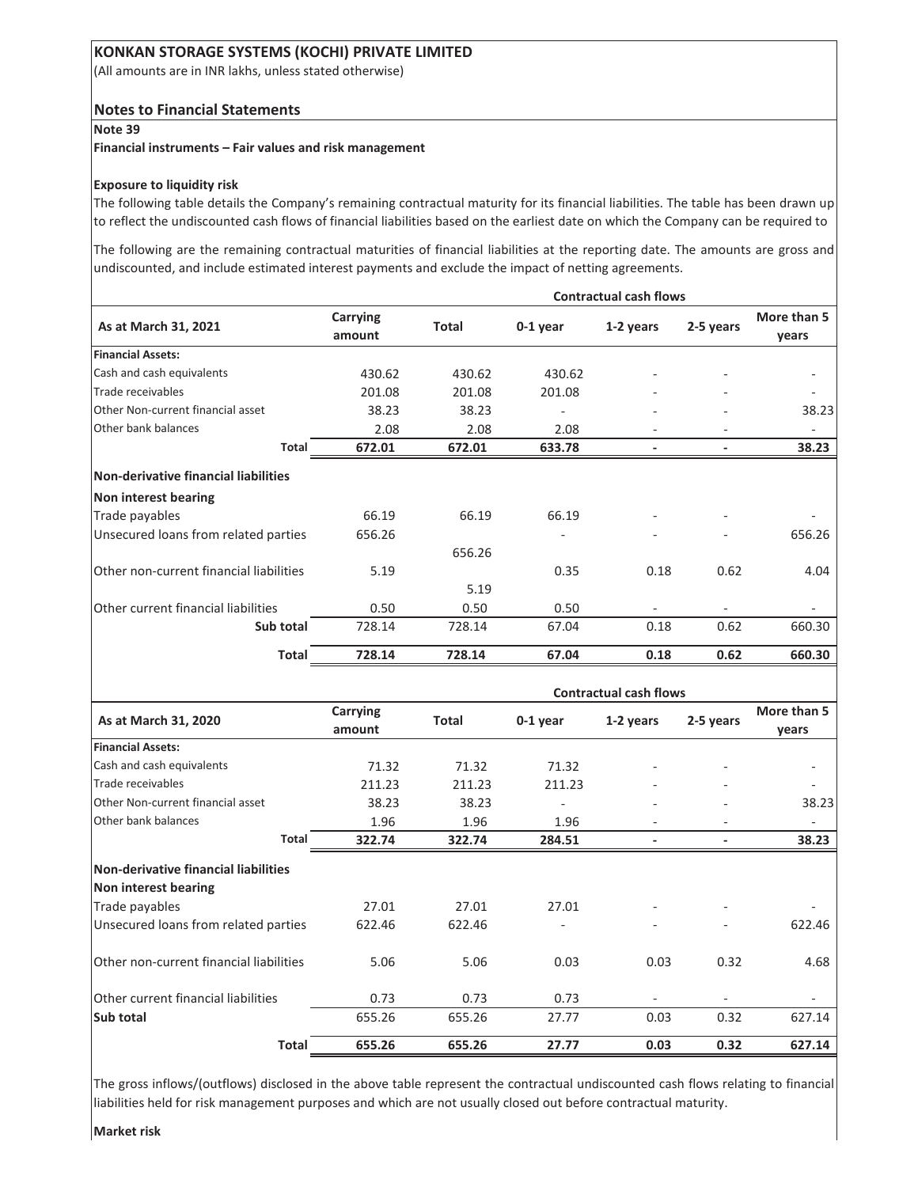**KONKAN STORAGE SYSTEMS (KOCHI) PRIVATE LIMITED**

(All amounts are in INR lakhs, unless stated otherwise)

## Notes to Financial Statements

**Note 39**

**Financial instruments – Fair values and risk management**

**Exposure to liquidity risk**

The following table details the Company's remaining contractual maturity for its financial liabilities. The table has been drawn up to reflect the undiscounted cash flows of financial liabilities based on the earliest date on which the Company can be required to

The following are the remaining contractual maturities of financial liabilities at the reporting date. The amounts are gross and undiscounted, and include estimated interest payments and exclude the impact of netting agreements.

| As at March 31, 2021 | Carrying amount | Contractual cash flows | | | | |
|---|---|---|---|---|---|---|
| | | Total | 0-1 year | 1-2 years | 2-5 years | More than 5 years |
| **Financial Assets:** | | | | | | |
| Cash and cash equivalents | 430.62 | 430.62 | 430.62 | - | - | - |
| Trade receivables | 201.08 | 201.08 | 201.08 | - | - | - |
| Other Non-current financial asset | 38.23 | 38.23 | - | - | - | 38.23 |
| Other bank balances | 2.08 | 2.08 | 2.08 | - | - | - |
| **Total** | **672.01** | **672.01** | **633.78** | **-** | **-** | **38.23** |
| **Non-derivative financial liabilities** | | | | | | |
| **Non interest bearing** | | | | | | |
| Trade payables | 66.19 | 66.19 | 66.19 | - | - | - |
| Unsecured loans from related parties | 656.26 | 656.26 | - | - | - | 656.26 |
| Other non-current financial liabilities | 5.19 | 5.19 | 0.35 | 0.18 | 0.62 | 4.04 |
| Other current financial liabilities | 0.50 | 0.50 | 0.50 | - | - | - |
| Sub total | 728.14 | 728.14 | 67.04 | 0.18 | 0.62 | 660.30 |
| **Total** | **728.14** | **728.14** | **67.04** | **0.18** | **0.62** | **660.30** |

| As at March 31, 2020 | Carrying amount | Contractual cash flows | | | | |
|---|---|---|---|---|---|---|
| | | Total | 0-1 year | 1-2 years | 2-5 years | More than 5 years |
| **Financial Assets:** | | | | | | |
| Cash and cash equivalents | 71.32 | 71.32 | 71.32 | - | - | - |
| Trade receivables | 211.23 | 211.23 | 211.23 | - | - | - |
| Other Non-current financial asset | 38.23 | 38.23 | - | - | - | 38.23 |
| Other bank balances | 1.96 | 1.96 | 1.96 | - | - | - |
| **Total** | **322.74** | **322.74** | **284.51** | **-** | **-** | **38.23** |
| **Non-derivative financial liabilities** | | | | | | |
| **Non interest bearing** | | | | | | |
| Trade payables | 27.01 | 27.01 | 27.01 | - | - | - |
| Unsecured loans from related parties | 622.46 | 622.46 | - | - | - | 622.46 |
| Other non-current financial liabilities | 5.06 | 5.06 | 0.03 | 0.03 | 0.32 | 4.68 |
| Other current financial liabilities | 0.73 | 0.73 | 0.73 | - | - | - |
| **Sub total** | 655.26 | 655.26 | 27.77 | 0.03 | 0.32 | 627.14 |
| **Total** | **655.26** | **655.26** | **27.77** | **0.03** | **0.32** | **627.14** |

The gross inflows/(outflows) disclosed in the above table represent the contractual undiscounted cash flows relating to financial liabilities held for risk management purposes and which are not usually closed out before contractual maturity.

**Market risk**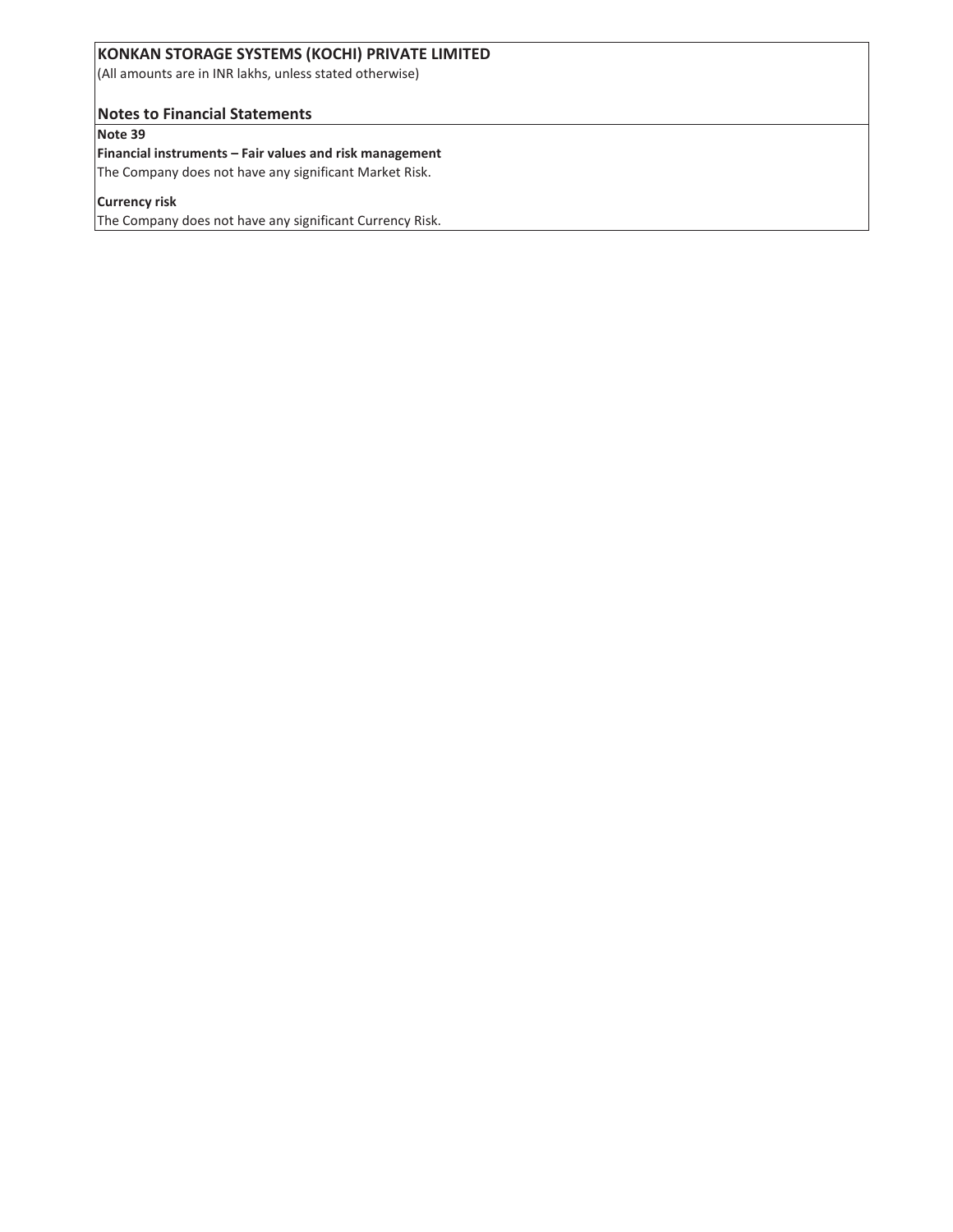**KONKAN STORAGE SYSTEMS (KOCHI) PRIVATE LIMITED**

(All amounts are in INR lakhs, unless stated otherwise)

## Notes to Financial Statements

**Note 39**

**Financial instruments – Fair values and risk management**

The Company does not have any significant Market Risk.

**Currency risk**

The Company does not have any significant Currency Risk.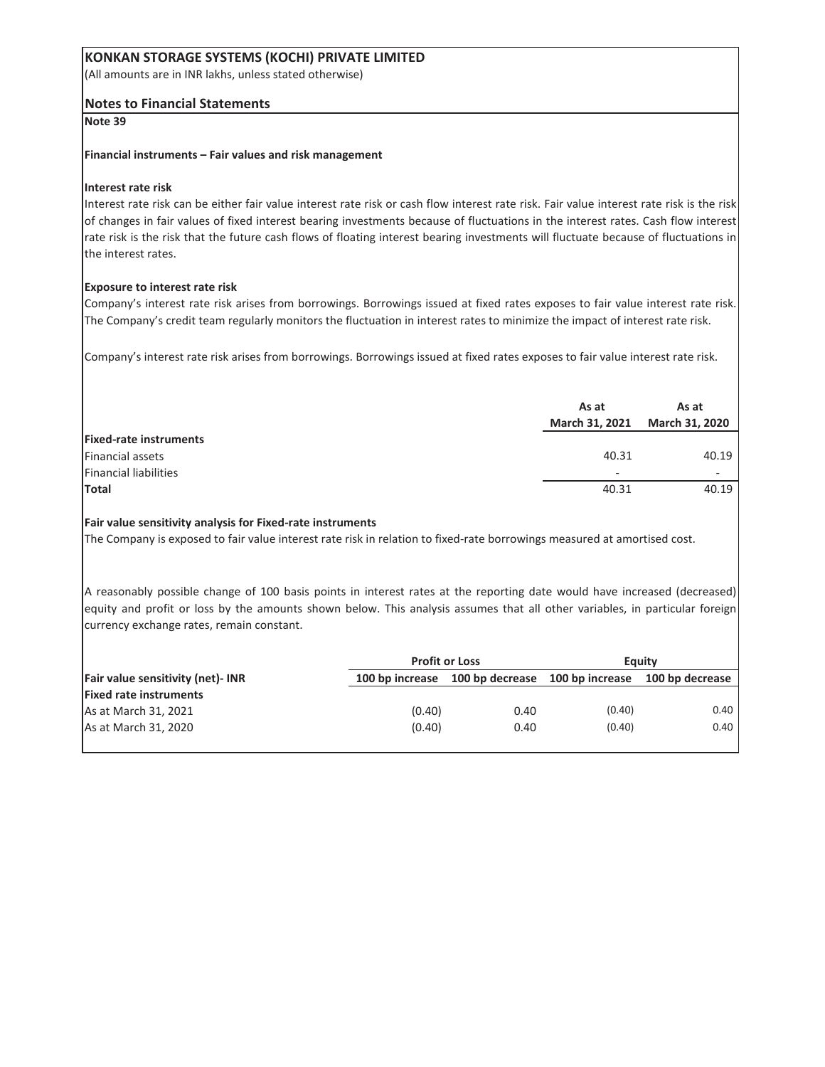**KONKAN STORAGE SYSTEMS (KOCHI) PRIVATE LIMITED**

(All amounts are in INR lakhs, unless stated otherwise)

## Notes to Financial Statements

**Note 39**

**Financial instruments – Fair values and risk management**

**Interest rate risk**

Interest rate risk can be either fair value interest rate risk or cash flow interest rate risk. Fair value interest rate risk is the risk of changes in fair values of fixed interest bearing investments because of fluctuations in the interest rates. Cash flow interest rate risk is the risk that the future cash flows of floating interest bearing investments will fluctuate because of fluctuations in the interest rates.

**Exposure to interest rate risk**

Company's interest rate risk arises from borrowings. Borrowings issued at fixed rates exposes to fair value interest rate risk. The Company's credit team regularly monitors the fluctuation in interest rates to minimize the impact of interest rate risk.

Company's interest rate risk arises from borrowings. Borrowings issued at fixed rates exposes to fair value interest rate risk.

| | As at March 31, 2021 | As at March 31, 2020 |
|---|---|---|
| **Fixed-rate instruments** | | |
| Financial assets | 40.31 | 40.19 |
| Financial liabilities | - | - |
| **Total** | 40.31 | 40.19 |

**Fair value sensitivity analysis for Fixed-rate instruments**

The Company is exposed to fair value interest rate risk in relation to fixed-rate borrowings measured at amortised cost.

A reasonably possible change of 100 basis points in interest rates at the reporting date would have increased (decreased) equity and profit or loss by the amounts shown below. This analysis assumes that all other variables, in particular foreign currency exchange rates, remain constant.

| | Profit or Loss | | Equity | |
|---|---|---|---|---|
| **Fair value sensitivity (net)- INR** | **100 bp increase** | **100 bp decrease** | **100 bp increase** | **100 bp decrease** |
| **Fixed rate instruments** | | | | |
| As at March 31, 2021 | (0.40) | 0.40 | (0.40) | 0.40 |
| As at March 31, 2020 | (0.40) | 0.40 | (0.40) | 0.40 |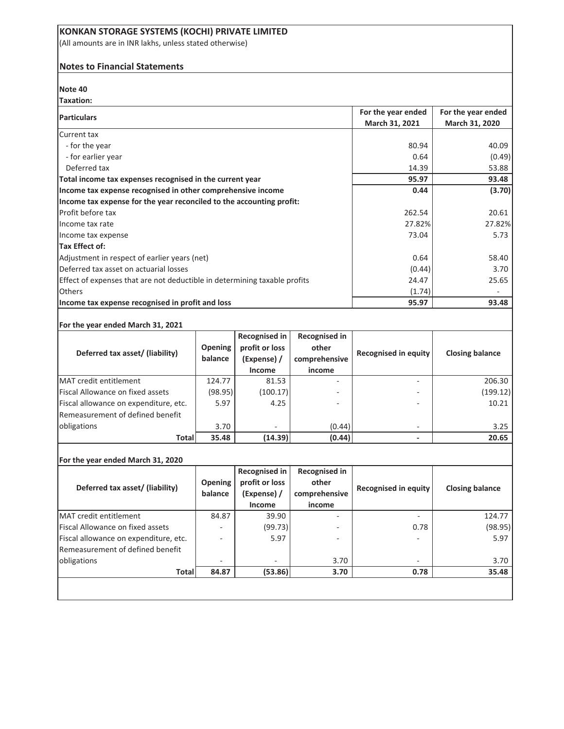# KONKAN STORAGE SYSTEMS (KOCHI) PRIVATE LIMITED

(All amounts are in INR lakhs, unless stated otherwise)

## Notes to Financial Statements

### Note 40

**Taxation:**

| Particulars | For the year ended March 31, 2021 | For the year ended March 31, 2020 |
|---|---|---|
| Current tax | | |
| - for the year | 80.94 | 40.09 |
| - for earlier year | 0.64 | (0.49) |
| Deferred tax | 14.39 | 53.88 |
| **Total income tax expenses recognised in the current year** | **95.97** | **93.48** |
| **Income tax expense recognised in other comprehensive income** | **0.44** | **(3.70)** |
| **Income tax expense for the year reconciled to the accounting profit:** | | |
| Profit before tax | 262.54 | 20.61 |
| Income tax rate | 27.82% | 27.82% |
| Income tax expense | 73.04 | 5.73 |
| **Tax Effect of:** | | |
| Adjustment in respect of earlier years (net) | 0.64 | 58.40 |
| Deferred tax asset on actuarial losses | (0.44) | 3.70 |
| Effect of expenses that are not deductible in determining taxable profits | 24.47 | 25.65 |
| Others | (1.74) | - |
| **Income tax expense recognised in profit and loss** | **95.97** | **93.48** |

**For the year ended March 31, 2021**

| Deferred tax asset/ (liability) | Opening balance | Recognised in profit or loss (Expense) / Income | Recognised in other comprehensive income | Recognised in equity | Closing balance |
|---|---|---|---|---|---|
| MAT credit entitlement | 124.77 | 81.53 | - | - | 206.30 |
| Fiscal Allowance on fixed assets | (98.95) | (100.17) | - | - | (199.12) |
| Fiscal allowance on expenditure, etc. | 5.97 | 4.25 | - | - | 10.21 |
| Remeasurement of defined benefit obligations | 3.70 | - | (0.44) | - | 3.25 |
| **Total** | **35.48** | **(14.39)** | **(0.44)** | **-** | **20.65** |

**For the year ended March 31, 2020**

| Deferred tax asset/ (liability) | Opening balance | Recognised in profit or loss (Expense) / Income | Recognised in other comprehensive income | Recognised in equity | Closing balance |
|---|---|---|---|---|---|
| MAT credit entitlement | 84.87 | 39.90 | - | - | 124.77 |
| Fiscal Allowance on fixed assets | - | (99.73) | - | 0.78 | (98.95) |
| Fiscal allowance on expenditure, etc. | - | 5.97 | - | - | 5.97 |
| Remeasurement of defined benefit obligations | - | - | 3.70 | - | 3.70 |
| **Total** | **84.87** | **(53.86)** | **3.70** | **0.78** | **35.48** |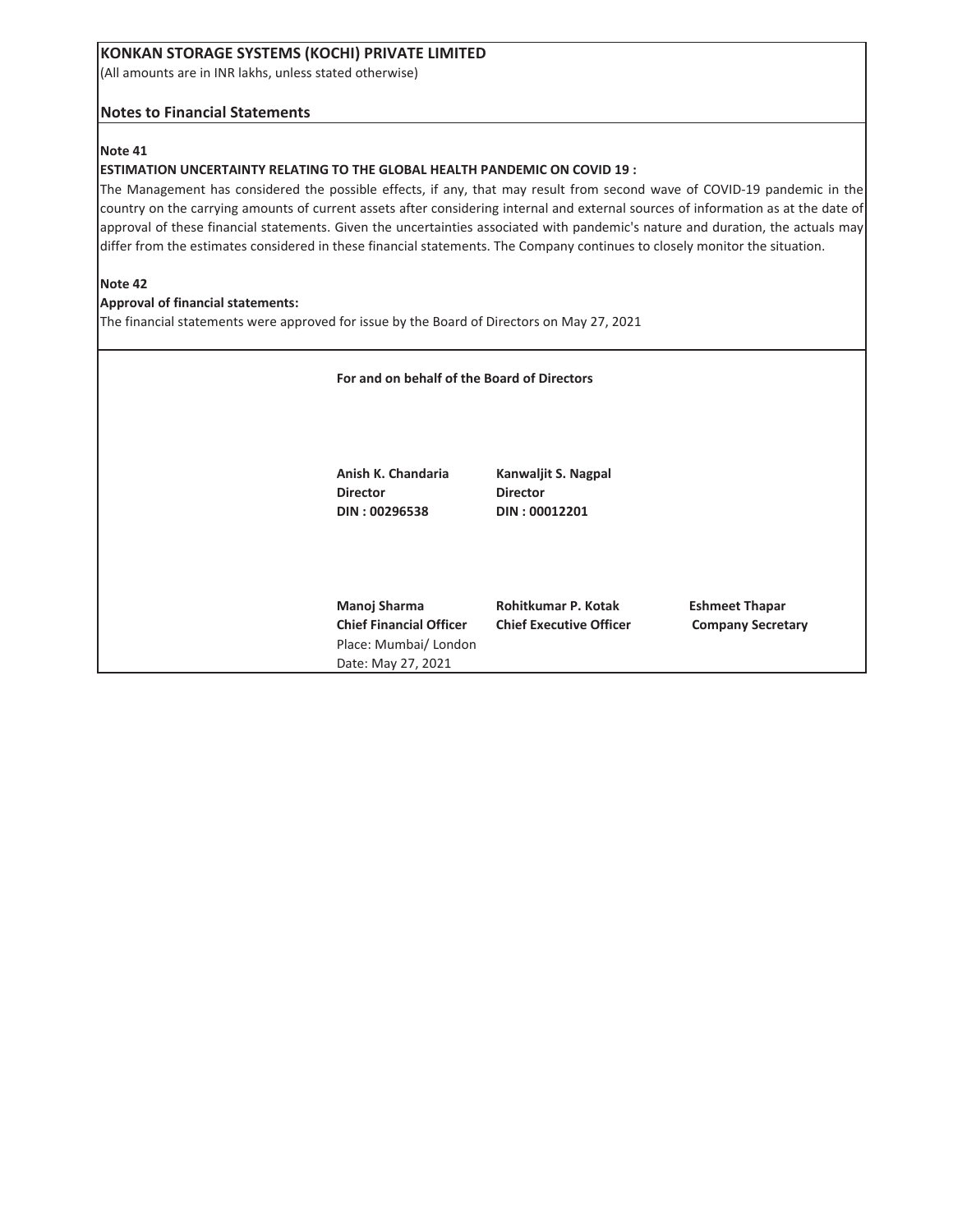**KONKAN STORAGE SYSTEMS (KOCHI) PRIVATE LIMITED**

(All amounts are in INR lakhs, unless stated otherwise)

## Notes to Financial Statements

**Note 41**

**ESTIMATION UNCERTAINTY RELATING TO THE GLOBAL HEALTH PANDEMIC ON COVID 19 :**

The Management has considered the possible effects, if any, that may result from second wave of COVID-19 pandemic in the country on the carrying amounts of current assets after considering internal and external sources of information as at the date of approval of these financial statements. Given the uncertainties associated with pandemic's nature and duration, the actuals may differ from the estimates considered in these financial statements. The Company continues to closely monitor the situation.

**Note 42**

**Approval of financial statements:**

The financial statements were approved for issue by the Board of Directors on May 27, 2021

**For and on behalf of the Board of Directors**

**Anish K. Chandaria**
**Director**
**DIN : 00296538**

**Kanwaljit S. Nagpal**
**Director**
**DIN : 00012201**

**Manoj Sharma**
**Chief Financial Officer**

**Rohitkumar P. Kotak**
**Chief Executive Officer**

**Eshmeet Thapar**
**Company Secretary**

Place: Mumbai/ London
Date: May 27, 2021